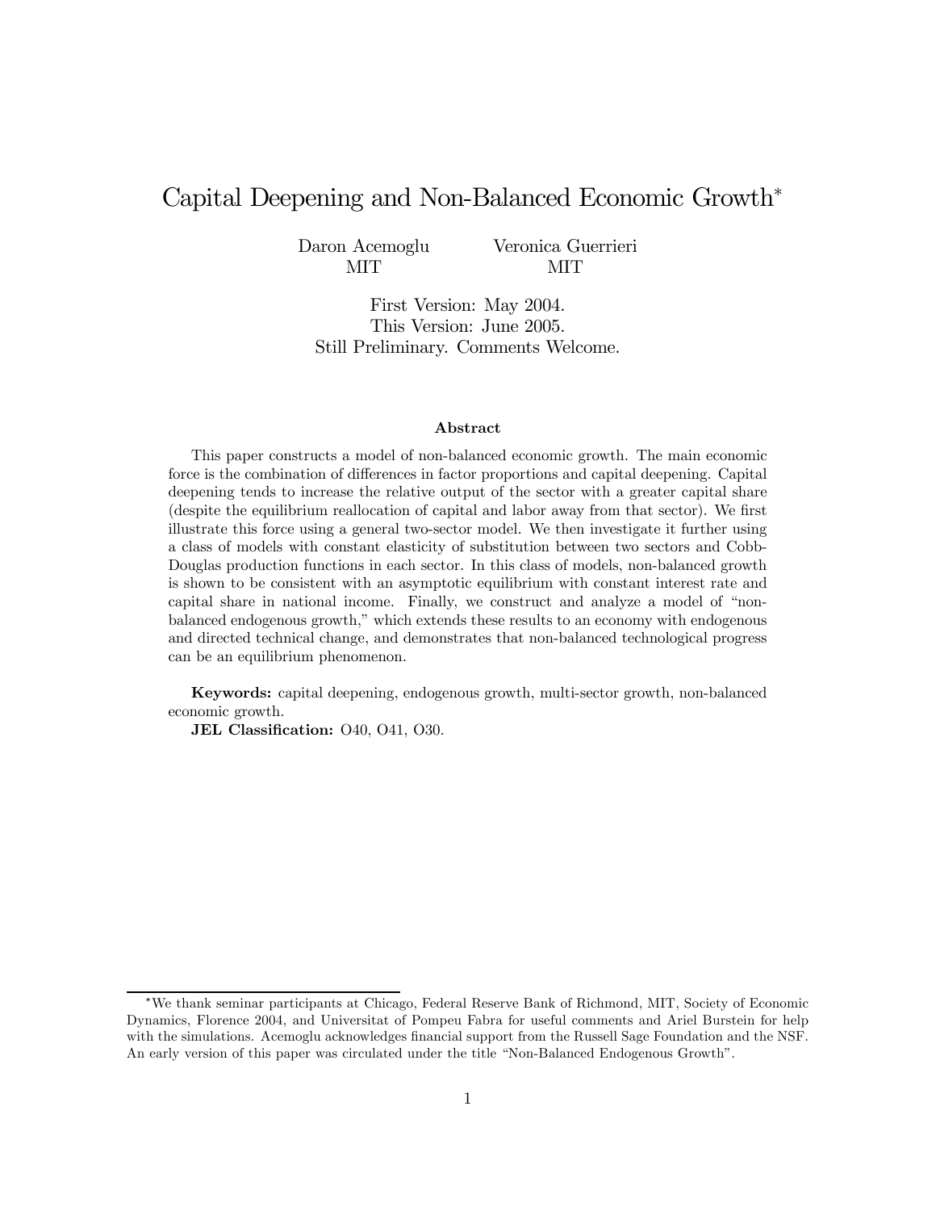# Capital Deepening and Non-Balanced Economic Growth*

Daron Acemoglu
MIT

Veronica Guerrieri
MIT

First Version: May 2004.
This Version: June 2005.
Still Preliminary. Comments Welcome.

### Abstract

This paper constructs a model of non-balanced economic growth. The main economic force is the combination of differences in factor proportions and capital deepening. Capital deepening tends to increase the relative output of the sector with a greater capital share (despite the equilibrium reallocation of capital and labor away from that sector). We first illustrate this force using a general two-sector model. We then investigate it further using a class of models with constant elasticity of substitution between two sectors and Cobb-Douglas production functions in each sector. In this class of models, non-balanced growth is shown to be consistent with an asymptotic equilibrium with constant interest rate and capital share in national income. Finally, we construct and analyze a model of "non-balanced endogenous growth," which extends these results to an economy with endogenous and directed technical change, and demonstrates that non-balanced technological progress can be an equilibrium phenomenon.

**Keywords:** capital deepening, endogenous growth, multi-sector growth, non-balanced economic growth.

**JEL Classification:** O40, O41, O30.

---

*We thank seminar participants at Chicago, Federal Reserve Bank of Richmond, MIT, Society of Economic Dynamics, Florence 2004, and Universitat of Pompeu Fabra for useful comments and Ariel Burstein for help with the simulations. Acemoglu acknowledges financial support from the Russell Sage Foundation and the NSF. An early version of this paper was circulated under the title "Non-Balanced Endogenous Growth".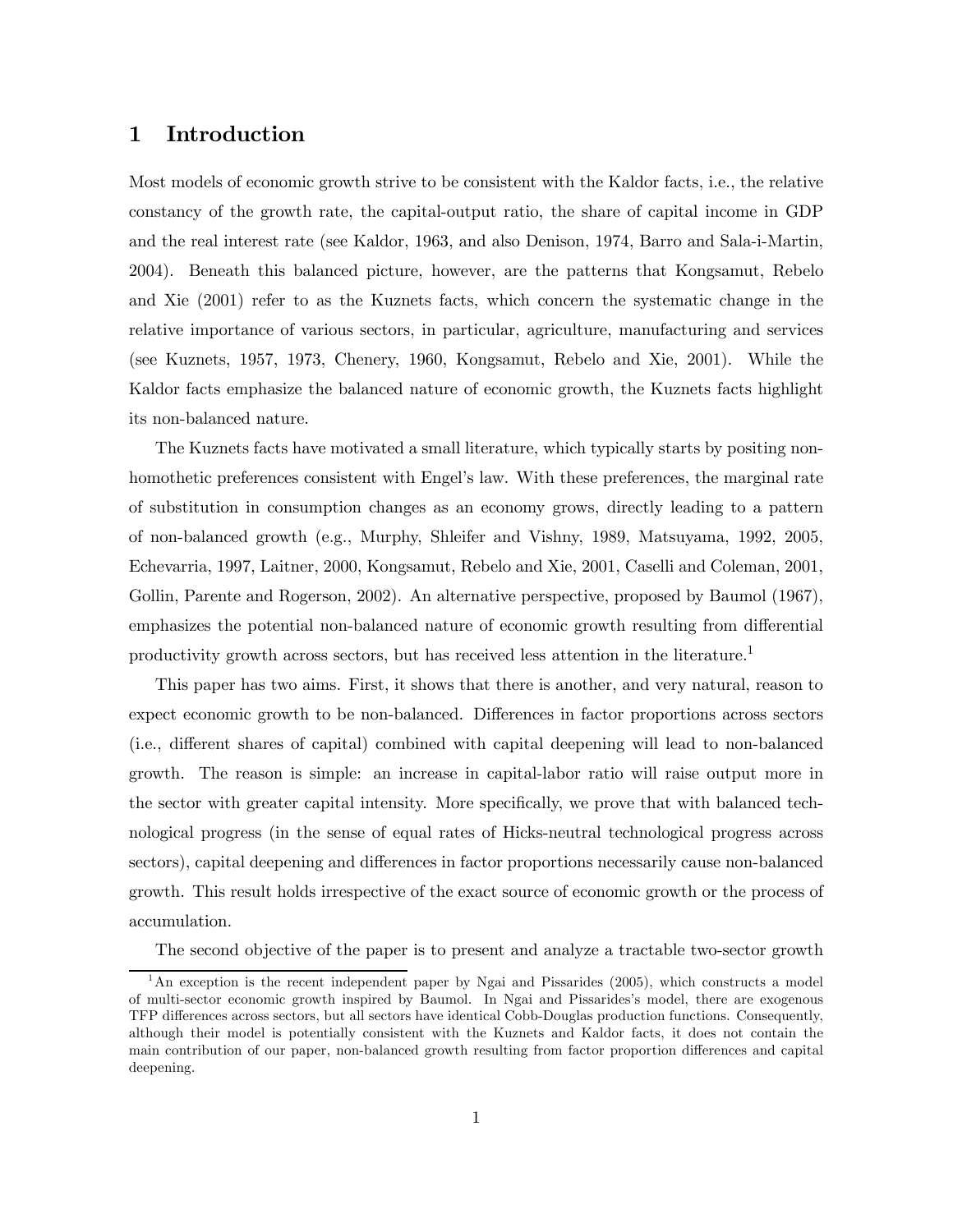# 1 Introduction

Most models of economic growth strive to be consistent with the Kaldor facts, i.e., the relative constancy of the growth rate, the capital-output ratio, the share of capital income in GDP and the real interest rate (see Kaldor, 1963, and also Denison, 1974, Barro and Sala-i-Martin, 2004). Beneath this balanced picture, however, are the patterns that Kongsamut, Rebelo and Xie (2001) refer to as the Kuznets facts, which concern the systematic change in the relative importance of various sectors, in particular, agriculture, manufacturing and services (see Kuznets, 1957, 1973, Chenery, 1960, Kongsamut, Rebelo and Xie, 2001). While the Kaldor facts emphasize the balanced nature of economic growth, the Kuznets facts highlight its non-balanced nature.

The Kuznets facts have motivated a small literature, which typically starts by positing non-homothetic preferences consistent with Engel's law. With these preferences, the marginal rate of substitution in consumption changes as an economy grows, directly leading to a pattern of non-balanced growth (e.g., Murphy, Shleifer and Vishny, 1989, Matsuyama, 1992, 2005, Echevarria, 1997, Laitner, 2000, Kongsamut, Rebelo and Xie, 2001, Caselli and Coleman, 2001, Gollin, Parente and Rogerson, 2002). An alternative perspective, proposed by Baumol (1967), emphasizes the potential non-balanced nature of economic growth resulting from differential productivity growth across sectors, but has received less attention in the literature.[1]

This paper has two aims. First, it shows that there is another, and very natural, reason to expect economic growth to be non-balanced. Differences in factor proportions across sectors (i.e., different shares of capital) combined with capital deepening will lead to non-balanced growth. The reason is simple: an increase in capital-labor ratio will raise output more in the sector with greater capital intensity. More specifically, we prove that with balanced technological progress (in the sense of equal rates of Hicks-neutral technological progress across sectors), capital deepening and differences in factor proportions necessarily cause non-balanced growth. This result holds irrespective of the exact source of economic growth or the process of accumulation.

The second objective of the paper is to present and analyze a tractable two-sector growth

[1] An exception is the recent independent paper by Ngai and Pissarides (2005), which constructs a model of multi-sector economic growth inspired by Baumol. In Ngai and Pissarides's model, there are exogenous TFP differences across sectors, but all sectors have identical Cobb-Douglas production functions. Consequently, although their model is potentially consistent with the Kuznets and Kaldor facts, it does not contain the main contribution of our paper, non-balanced growth resulting from factor proportion differences and capital deepening.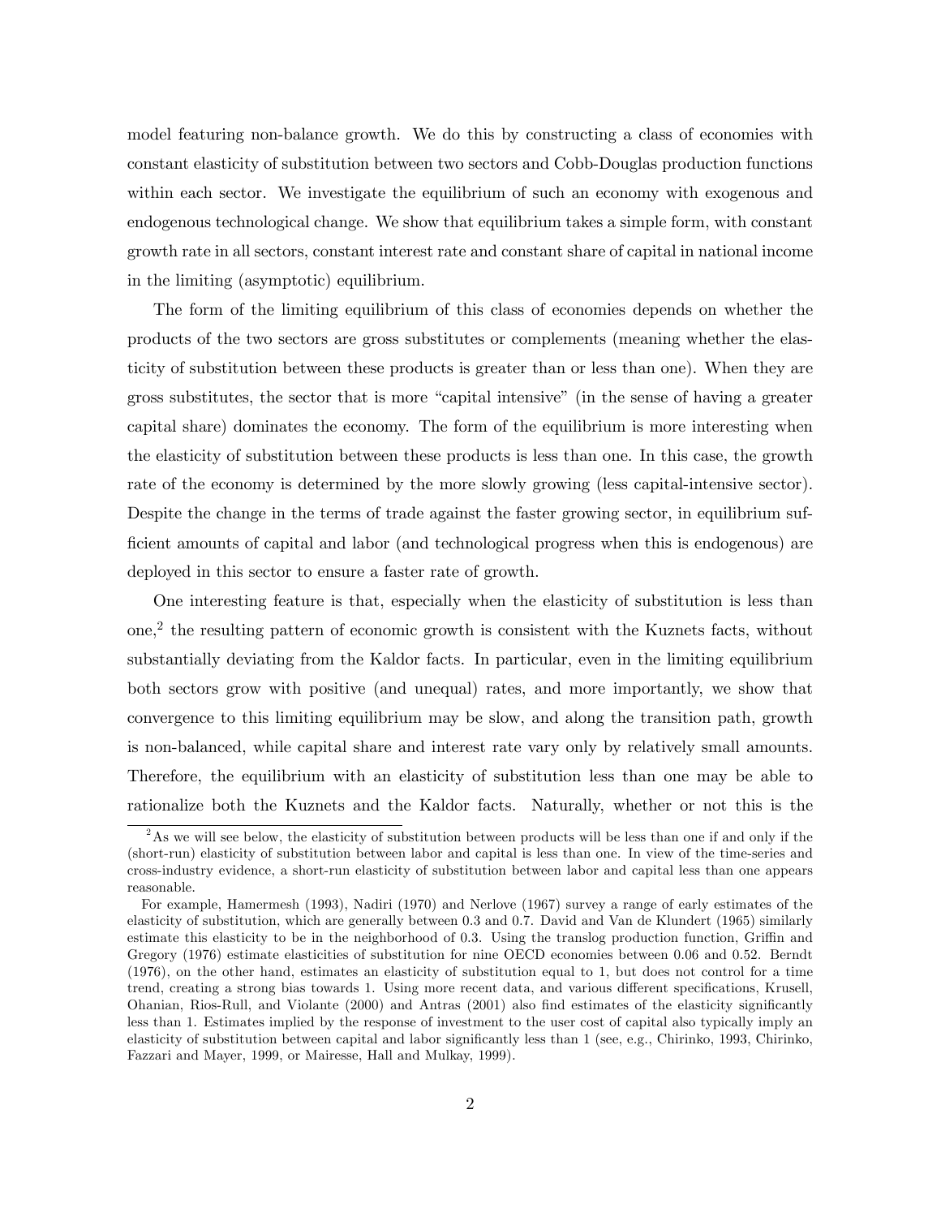model featuring non-balance growth. We do this by constructing a class of economies with constant elasticity of substitution between two sectors and Cobb-Douglas production functions within each sector. We investigate the equilibrium of such an economy with exogenous and endogenous technological change. We show that equilibrium takes a simple form, with constant growth rate in all sectors, constant interest rate and constant share of capital in national income in the limiting (asymptotic) equilibrium.

The form of the limiting equilibrium of this class of economies depends on whether the products of the two sectors are gross substitutes or complements (meaning whether the elasticity of substitution between these products is greater than or less than one). When they are gross substitutes, the sector that is more "capital intensive" (in the sense of having a greater capital share) dominates the economy. The form of the equilibrium is more interesting when the elasticity of substitution between these products is less than one. In this case, the growth rate of the economy is determined by the more slowly growing (less capital-intensive sector). Despite the change in the terms of trade against the faster growing sector, in equilibrium sufficient amounts of capital and labor (and technological progress when this is endogenous) are deployed in this sector to ensure a faster rate of growth.

One interesting feature is that, especially when the elasticity of substitution is less than one,[2] the resulting pattern of economic growth is consistent with the Kuznets facts, without substantially deviating from the Kaldor facts. In particular, even in the limiting equilibrium both sectors grow with positive (and unequal) rates, and more importantly, we show that convergence to this limiting equilibrium may be slow, and along the transition path, growth is non-balanced, while capital share and interest rate vary only by relatively small amounts. Therefore, the equilibrium with an elasticity of substitution less than one may be able to rationalize both the Kuznets and the Kaldor facts. Naturally, whether or not this is the

---

[2] As we will see below, the elasticity of substitution between products will be less than one if and only if the (short-run) elasticity of substitution between labor and capital is less than one. In view of the time-series and cross-industry evidence, a short-run elasticity of substitution between labor and capital less than one appears reasonable.

For example, Hamermesh (1993), Nadiri (1970) and Nerlove (1967) survey a range of early estimates of the elasticity of substitution, which are generally between 0.3 and 0.7. David and Van de Klundert (1965) similarly estimate this elasticity to be in the neighborhood of 0.3. Using the translog production function, Griffin and Gregory (1976) estimate elasticities of substitution for nine OECD economies between 0.06 and 0.52. Berndt (1976), on the other hand, estimates an elasticity of substitution equal to 1, but does not control for a time trend, creating a strong bias towards 1. Using more recent data, and various different specifications, Krusell, Ohanian, Rios-Rull, and Violante (2000) and Antras (2001) also find estimates of the elasticity significantly less than 1. Estimates implied by the response of investment to the user cost of capital also typically imply an elasticity of substitution between capital and labor significantly less than 1 (see, e.g., Chirinko, 1993, Chirinko, Fazzari and Mayer, 1999, or Mairesse, Hall and Mulkay, 1999).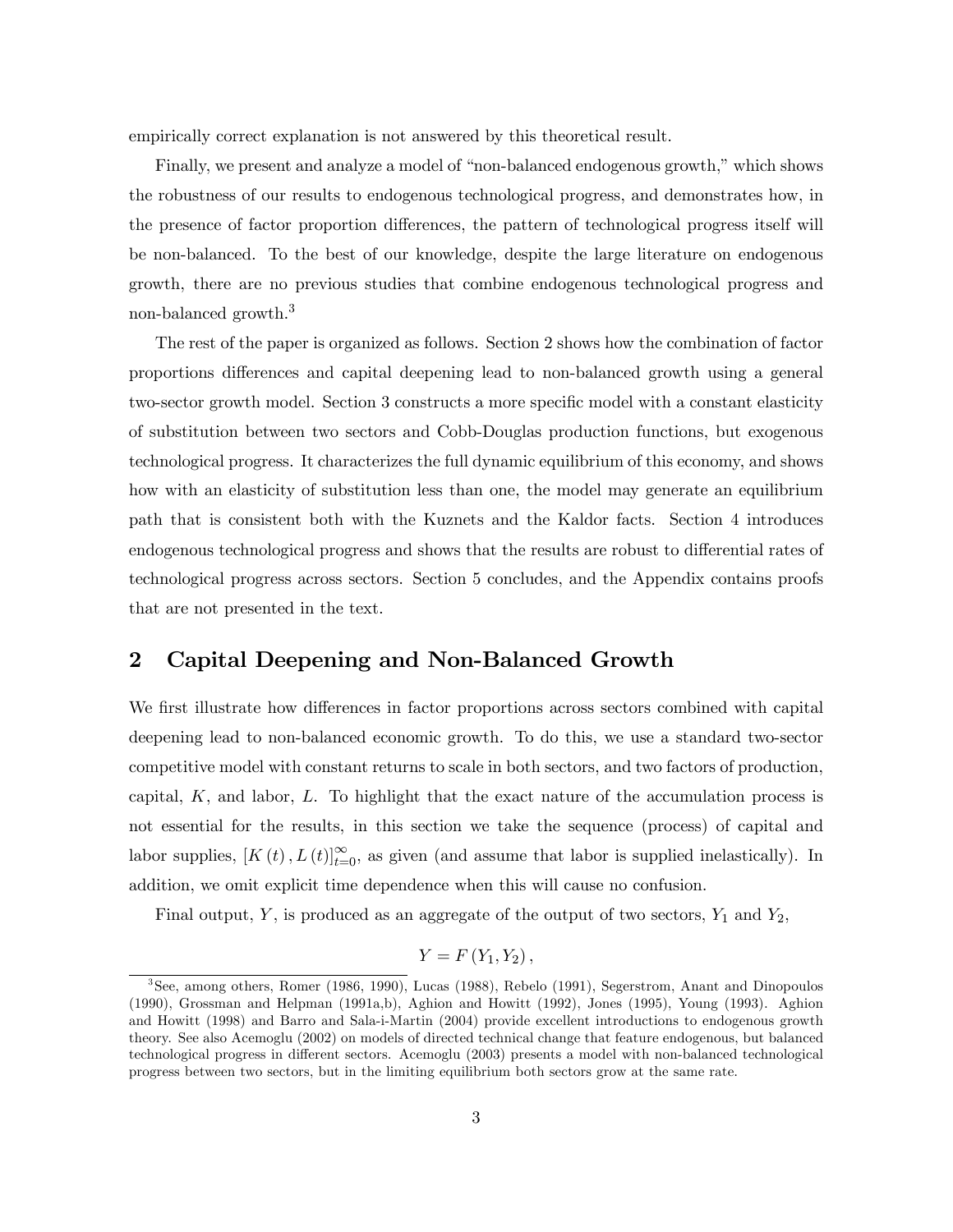empirically correct explanation is not answered by this theoretical result.

Finally, we present and analyze a model of "non-balanced endogenous growth," which shows the robustness of our results to endogenous technological progress, and demonstrates how, in the presence of factor proportion differences, the pattern of technological progress itself will be non-balanced. To the best of our knowledge, despite the large literature on endogenous growth, there are no previous studies that combine endogenous technological progress and non-balanced growth.[3]

The rest of the paper is organized as follows. Section 2 shows how the combination of factor proportions differences and capital deepening lead to non-balanced growth using a general two-sector growth model. Section 3 constructs a more specific model with a constant elasticity of substitution between two sectors and Cobb-Douglas production functions, but exogenous technological progress. It characterizes the full dynamic equilibrium of this economy, and shows how with an elasticity of substitution less than one, the model may generate an equilibrium path that is consistent both with the Kuznets and the Kaldor facts. Section 4 introduces endogenous technological progress and shows that the results are robust to differential rates of technological progress across sectors. Section 5 concludes, and the Appendix contains proofs that are not presented in the text.

## 2 Capital Deepening and Non-Balanced Growth

We first illustrate how differences in factor proportions across sectors combined with capital deepening lead to non-balanced economic growth. To do this, we use a standard two-sector competitive model with constant returns to scale in both sectors, and two factors of production, capital, $K$, and labor, $L$. To highlight that the exact nature of the accumulation process is not essential for the results, in this section we take the sequence (process) of capital and labor supplies, $[K(t), L(t)]_{t=0}^{\infty}$, as given (and assume that labor is supplied inelastically). In addition, we omit explicit time dependence when this will cause no confusion.

Final output, $Y$, is produced as an aggregate of the output of two sectors, $Y_1$ and $Y_2$,

$$Y = F(Y_1, Y_2),$$

[3] See, among others, Romer (1986, 1990), Lucas (1988), Rebelo (1991), Segerstrom, Anant and Dinopoulos (1990), Grossman and Helpman (1991a,b), Aghion and Howitt (1992), Jones (1995), Young (1993). Aghion and Howitt (1998) and Barro and Sala-i-Martin (2004) provide excellent introductions to endogenous growth theory. See also Acemoglu (2002) on models of directed technical change that feature endogenous, but balanced technological progress in different sectors. Acemoglu (2003) presents a model with non-balanced technological progress between two sectors, but in the limiting equilibrium both sectors grow at the same rate.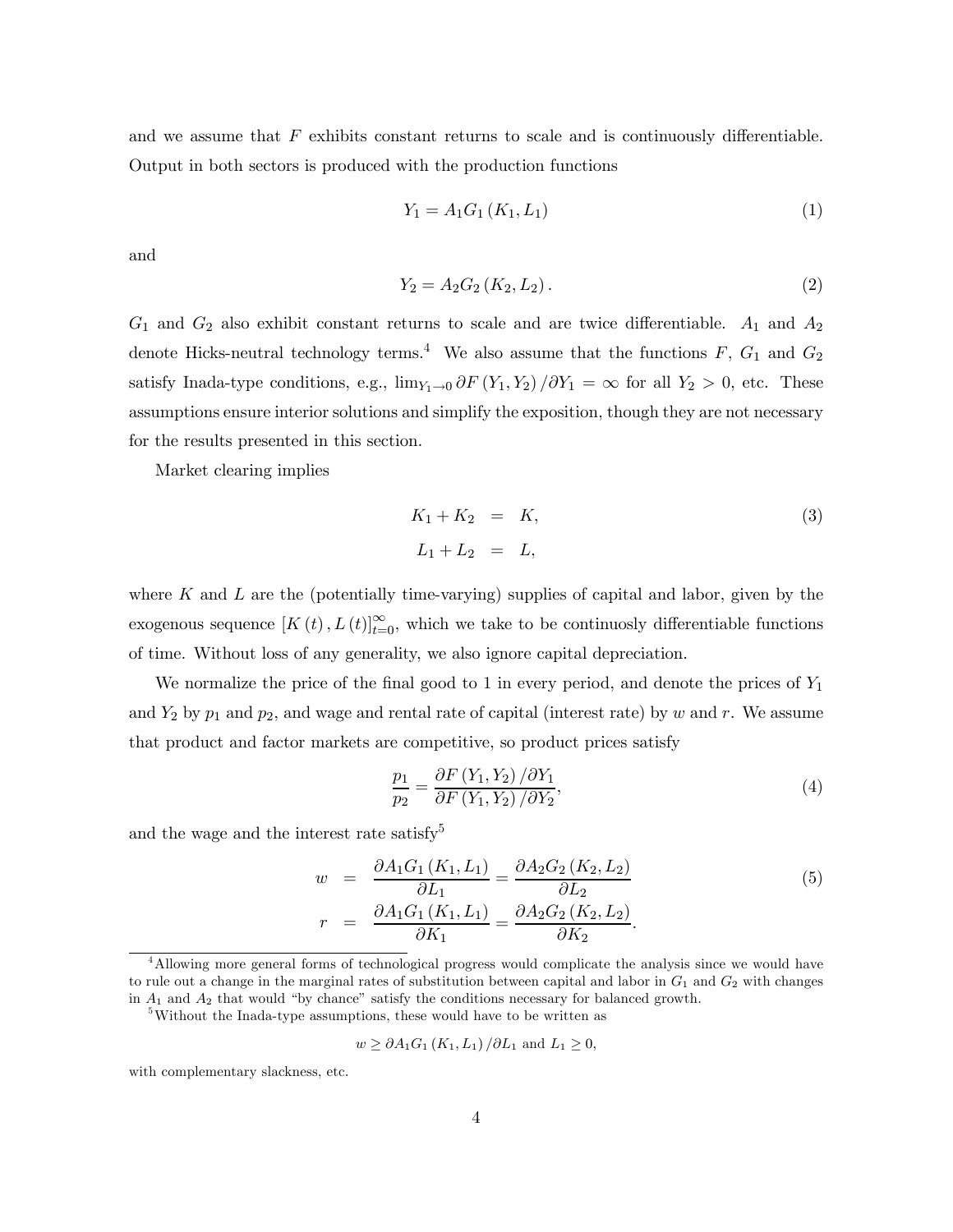and we assume that $F$ exhibits constant returns to scale and is continuously differentiable. Output in both sectors is produced with the production functions

$$Y_1 = A_1 G_1(K_1, L_1) \tag{1}$$

and

$$Y_2 = A_2 G_2(K_2, L_2). \tag{2}$$

$G_1$ and $G_2$ also exhibit constant returns to scale and are twice differentiable. $A_1$ and $A_2$ denote Hicks-neutral technology terms.[4] We also assume that the functions $F$, $G_1$ and $G_2$ satisfy Inada-type conditions, e.g., $\lim_{Y_1 \to 0} \partial F(Y_1, Y_2)/\partial Y_1 = \infty$ for all $Y_2 > 0$, etc. These assumptions ensure interior solutions and simplify the exposition, though they are not necessary for the results presented in this section.

Market clearing implies

$$\begin{aligned} K_1 + K_2 &= K, \\ L_1 + L_2 &= L, \end{aligned} \tag{3}$$

where $K$ and $L$ are the (potentially time-varying) supplies of capital and labor, given by the exogenous sequence $[K(t), L(t)]_{t=0}^{\infty}$, which we take to be continuosly differentiable functions of time. Without loss of any generality, we also ignore capital depreciation.

We normalize the price of the final good to 1 in every period, and denote the prices of $Y_1$ and $Y_2$ by $p_1$ and $p_2$, and wage and rental rate of capital (interest rate) by $w$ and $r$. We assume that product and factor markets are competitive, so product prices satisfy

$$\frac{p_1}{p_2} = \frac{\partial F(Y_1, Y_2)/\partial Y_1}{\partial F(Y_1, Y_2)/\partial Y_2}, \tag{4}$$

and the wage and the interest rate satisfy[5]

$$\begin{aligned} w &= \frac{\partial A_1 G_1(K_1, L_1)}{\partial L_1} = \frac{\partial A_2 G_2(K_2, L_2)}{\partial L_2} \\ r &= \frac{\partial A_1 G_1(K_1, L_1)}{\partial K_1} = \frac{\partial A_2 G_2(K_2, L_2)}{\partial K_2}. \end{aligned} \tag{5}$$

[4] Allowing more general forms of technological progress would complicate the analysis since we would have to rule out a change in the marginal rates of substitution between capital and labor in $G_1$ and $G_2$ with changes in $A_1$ and $A_2$ that would "by chance" satisfy the conditions necessary for balanced growth.

[5] Without the Inada-type assumptions, these would have to be written as

$$w \geq \partial A_1 G_1(K_1, L_1)/\partial L_1 \text{ and } L_1 \geq 0,$$

with complementary slackness, etc.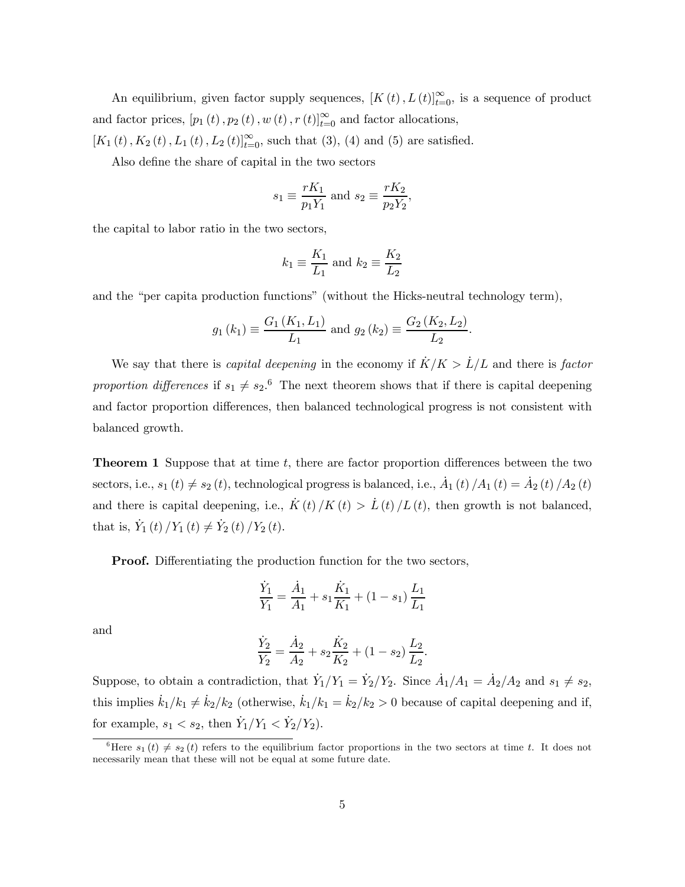An equilibrium, given factor supply sequences, $[K(t), L(t)]_{t=0}^{\infty}$, is a sequence of product and factor prices, $[p_1(t), p_2(t), w(t), r(t)]_{t=0}^{\infty}$ and factor allocations, $[K_1(t), K_2(t), L_1(t), L_2(t)]_{t=0}^{\infty}$, such that (3), (4) and (5) are satisfied.

Also define the share of capital in the two sectors

$$s_1 \equiv \frac{rK_1}{p_1 Y_1} \text{ and } s_2 \equiv \frac{rK_2}{p_2 Y_2},$$

the capital to labor ratio in the two sectors,

$$k_1 \equiv \frac{K_1}{L_1} \text{ and } k_2 \equiv \frac{K_2}{L_2}$$

and the "per capita production functions" (without the Hicks-neutral technology term),

$$g_1(k_1) \equiv \frac{G_1(K_1, L_1)}{L_1} \text{ and } g_2(k_2) \equiv \frac{G_2(K_2, L_2)}{L_2}.$$

We say that there is *capital deepening* in the economy if $\dot{K}/K > \dot{L}/L$ and there is *factor proportion differences* if $s_1 \neq s_2$.[6] The next theorem shows that if there is capital deepening and factor proportion differences, then balanced technological progress is not consistent with balanced growth.

**Theorem 1** Suppose that at time $t$, there are factor proportion differences between the two sectors, i.e., $s_1(t) \neq s_2(t)$, technological progress is balanced, i.e., $\dot{A}_1(t)/A_1(t) = \dot{A}_2(t)/A_2(t)$ and there is capital deepening, i.e., $\dot{K}(t)/K(t) > \dot{L}(t)/L(t)$, then growth is not balanced, that is, $\dot{Y}_1(t)/Y_1(t) \neq \dot{Y}_2(t)/Y_2(t)$.

**Proof.** Differentiating the production function for the two sectors,

$$\frac{\dot{Y}_1}{Y_1} = \frac{\dot{A}_1}{A_1} + s_1 \frac{\dot{K}_1}{K_1} + (1 - s_1) \frac{L_1}{L_1}$$

and

$$\frac{\dot{Y}_2}{Y_2} = \frac{\dot{A}_2}{A_2} + s_2 \frac{\dot{K}_2}{K_2} + (1 - s_2) \frac{L_2}{L_2}.$$

Suppose, to obtain a contradiction, that $\dot{Y}_1/Y_1 = \dot{Y}_2/Y_2$. Since $\dot{A}_1/A_1 = \dot{A}_2/A_2$ and $s_1 \neq s_2$, this implies $\dot{k}_1/k_1 \neq \dot{k}_2/k_2$ (otherwise, $\dot{k}_1/k_1 = \dot{k}_2/k_2 > 0$ because of capital deepening and if, for example, $s_1 < s_2$, then $\dot{Y}_1/Y_1 < \dot{Y}_2/Y_2$).

[6] Here $s_1(t) \neq s_2(t)$ refers to the equilibrium factor proportions in the two sectors at time $t$. It does not necessarily mean that these will not be equal at some future date.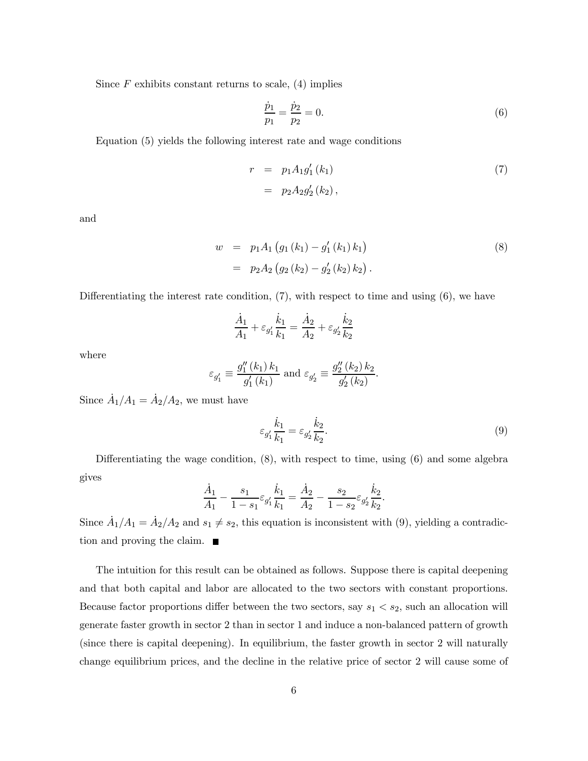Since $F$ exhibits constant returns to scale, (4) implies

$$\frac{\dot{p}_1}{p_1} = \frac{\dot{p}_2}{p_2} = 0. \tag{6}$$

Equation (5) yields the following interest rate and wage conditions

$$\begin{aligned} r &= p_1 A_1 g_1'(k_1) \\ &= p_2 A_2 g_2'(k_2), \end{aligned} \tag{7}$$

and

$$\begin{aligned} w &= p_1 A_1 \left(g_1(k_1) - g_1'(k_1) k_1\right) \\ &= p_2 A_2 \left(g_2(k_2) - g_2'(k_2) k_2\right). \end{aligned} \tag{8}$$

Differentiating the interest rate condition, (7), with respect to time and using (6), we have

$$\frac{\dot{A}_1}{A_1} + \varepsilon_{g_1'} \frac{\dot{k}_1}{k_1} = \frac{\dot{A}_2}{A_2} + \varepsilon_{g_2'} \frac{\dot{k}_2}{k_2}$$

where

$$\varepsilon_{g_1'} \equiv \frac{g_1''(k_1) k_1}{g_1'(k_1)} \text{ and } \varepsilon_{g_2'} \equiv \frac{g_2''(k_2) k_2}{g_2'(k_2)}.$$

Since $\dot{A}_1/A_1 = \dot{A}_2/A_2$, we must have

$$\varepsilon_{g_1'} \frac{\dot{k}_1}{k_1} = \varepsilon_{g_2'} \frac{\dot{k}_2}{k_2}. \tag{9}$$

Differentiating the wage condition, (8), with respect to time, using (6) and some algebra gives

$$\frac{\dot{A}_1}{A_1} - \frac{s_1}{1-s_1} \varepsilon_{g_1'} \frac{\dot{k}_1}{k_1} = \frac{\dot{A}_2}{A_2} - \frac{s_2}{1-s_2} \varepsilon_{g_2'} \frac{\dot{k}_2}{k_2}.$$

Since $\dot{A}_1/A_1 = \dot{A}_2/A_2$ and $s_1 \neq s_2$, this equation is inconsistent with (9), yielding a contradiction and proving the claim. ■

The intuition for this result can be obtained as follows. Suppose there is capital deepening and that both capital and labor are allocated to the two sectors with constant proportions. Because factor proportions differ between the two sectors, say $s_1 < s_2$, such an allocation will generate faster growth in sector 2 than in sector 1 and induce a non-balanced pattern of growth (since there is capital deepening). In equilibrium, the faster growth in sector 2 will naturally change equilibrium prices, and the decline in the relative price of sector 2 will cause some of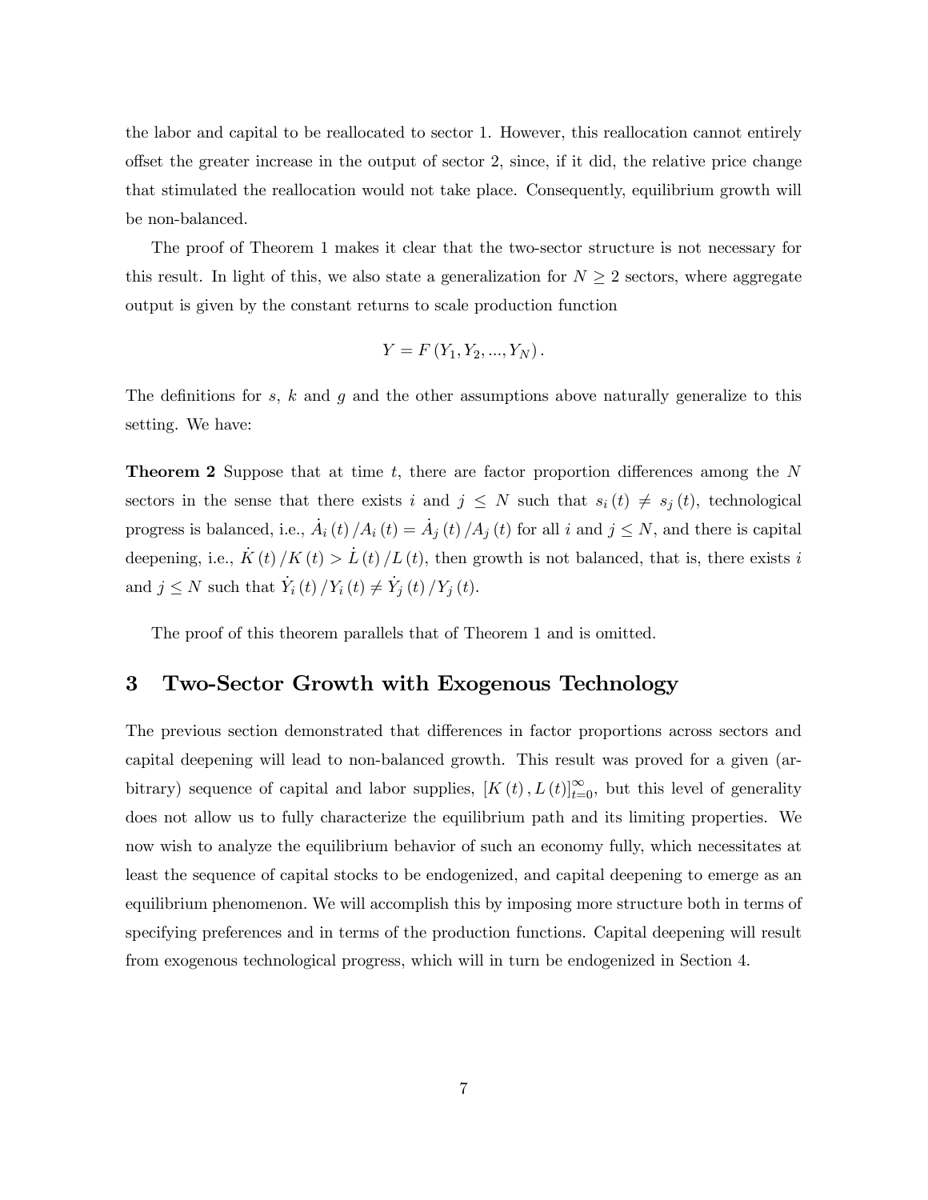the labor and capital to be reallocated to sector 1. However, this reallocation cannot entirely offset the greater increase in the output of sector 2, since, if it did, the relative price change that stimulated the reallocation would not take place. Consequently, equilibrium growth will be non-balanced.

The proof of Theorem 1 makes it clear that the two-sector structure is not necessary for this result. In light of this, we also state a generalization for $N \geq 2$ sectors, where aggregate output is given by the constant returns to scale production function

$$Y = F(Y_1, Y_2, ..., Y_N).$$

The definitions for $s$, $k$ and $g$ and the other assumptions above naturally generalize to this setting. We have:

**Theorem 2** Suppose that at time $t$, there are factor proportion differences among the $N$ sectors in the sense that there exists $i$ and $j \leq N$ such that $s_i(t) \neq s_j(t)$, technological progress is balanced, i.e., $\dot{A}_i(t)/A_i(t) = \dot{A}_j(t)/A_j(t)$ for all $i$ and $j \leq N$, and there is capital deepening, i.e., $\dot{K}(t)/K(t) > \dot{L}(t)/L(t)$, then growth is not balanced, that is, there exists $i$ and $j \leq N$ such that $\dot{Y}_i(t)/Y_i(t) \neq \dot{Y}_j(t)/Y_j(t)$.

The proof of this theorem parallels that of Theorem 1 and is omitted.

## 3 Two-Sector Growth with Exogenous Technology

The previous section demonstrated that differences in factor proportions across sectors and capital deepening will lead to non-balanced growth. This result was proved for a given (arbitrary) sequence of capital and labor supplies, $[K(t), L(t)]_{t=0}^{\infty}$, but this level of generality does not allow us to fully characterize the equilibrium path and its limiting properties. We now wish to analyze the equilibrium behavior of such an economy fully, which necessitates at least the sequence of capital stocks to be endogenized, and capital deepening to emerge as an equilibrium phenomenon. We will accomplish this by imposing more structure both in terms of specifying preferences and in terms of the production functions. Capital deepening will result from exogenous technological progress, which will in turn be endogenized in Section 4.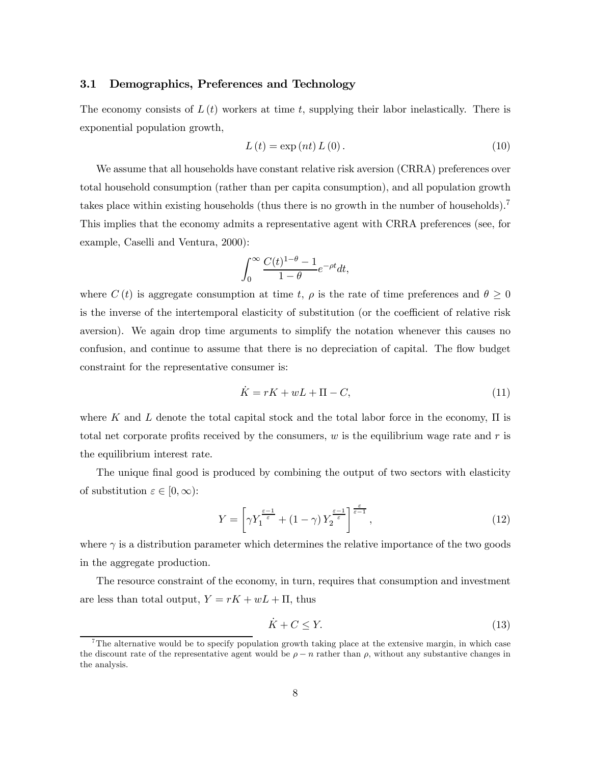### 3.1 Demographics, Preferences and Technology

The economy consists of $L(t)$ workers at time $t$, supplying their labor inelastically. There is exponential population growth,

$$L(t) = \exp(nt) L(0). \tag{10}$$

We assume that all households have constant relative risk aversion (CRRA) preferences over total household consumption (rather than per capita consumption), and all population growth takes place within existing households (thus there is no growth in the number of households).[7] This implies that the economy admits a representative agent with CRRA preferences (see, for example, Caselli and Ventura, 2000):

$$\int_0^\infty \frac{C(t)^{1-\theta} - 1}{1-\theta} e^{-\rho t} dt,$$

where $C(t)$ is aggregate consumption at time $t$, $\rho$ is the rate of time preferences and $\theta \geq 0$ is the inverse of the intertemporal elasticity of substitution (or the coefficient of relative risk aversion). We again drop time arguments to simplify the notation whenever this causes no confusion, and continue to assume that there is no depreciation of capital. The flow budget constraint for the representative consumer is:

$$\dot{K} = rK + wL + \Pi - C, \tag{11}$$

where $K$ and $L$ denote the total capital stock and the total labor force in the economy, $\Pi$ is total net corporate profits received by the consumers, $w$ is the equilibrium wage rate and $r$ is the equilibrium interest rate.

The unique final good is produced by combining the output of two sectors with elasticity of substitution $\varepsilon \in [0, \infty)$:

$$Y = \left[ \gamma Y_1^{\frac{\varepsilon-1}{\varepsilon}} + (1-\gamma) Y_2^{\frac{\varepsilon-1}{\varepsilon}} \right]^{\frac{\varepsilon}{\varepsilon-1}}, \tag{12}$$

where $\gamma$ is a distribution parameter which determines the relative importance of the two goods in the aggregate production.

The resource constraint of the economy, in turn, requires that consumption and investment are less than total output, $Y = rK + wL + \Pi$, thus

$$\dot{K} + C \leq Y. \tag{13}$$

[7] The alternative would be to specify population growth taking place at the extensive margin, in which case the discount rate of the representative agent would be $\rho - n$ rather than $\rho$, without any substantive changes in the analysis.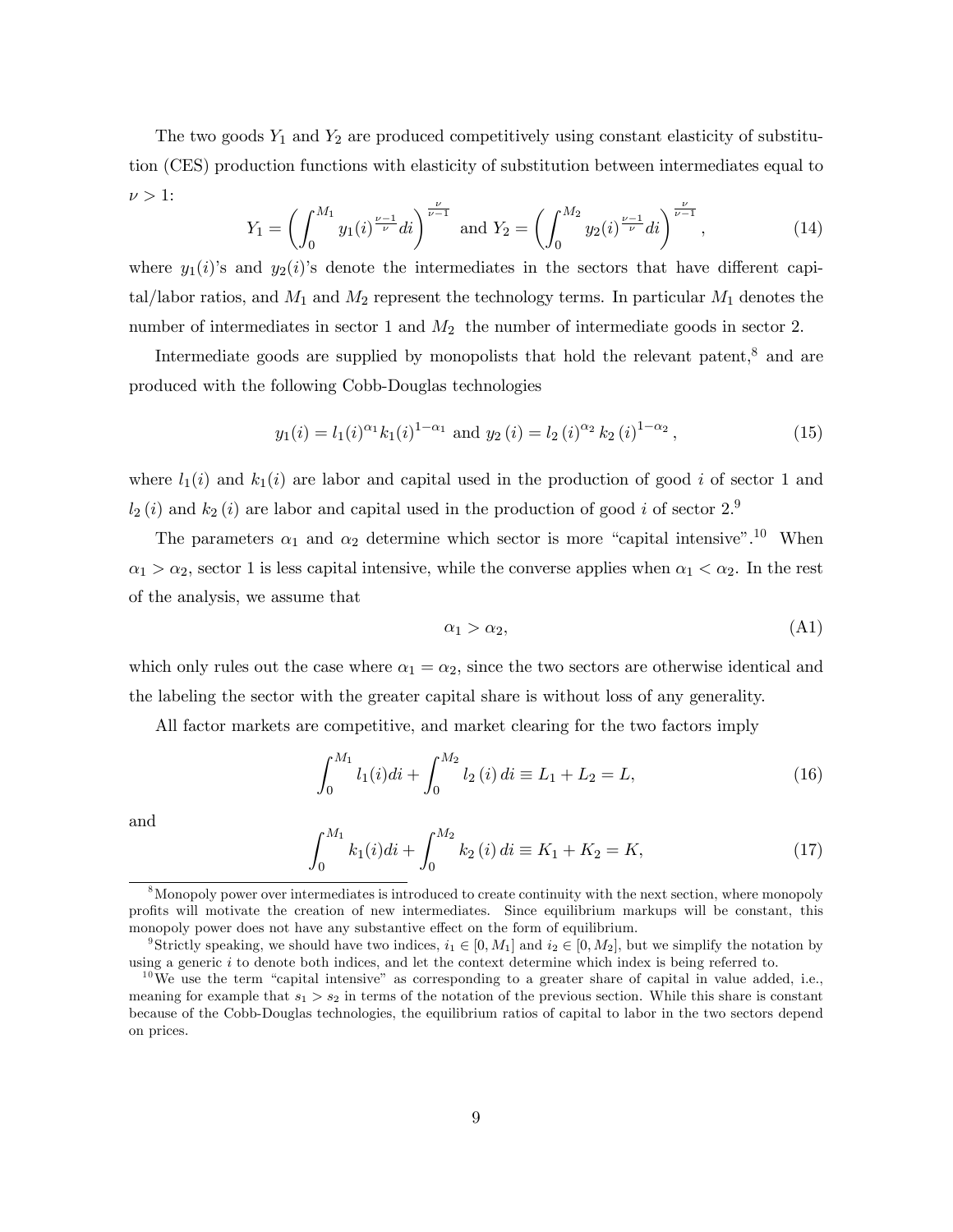The two goods $Y_1$ and $Y_2$ are produced competitively using constant elasticity of substitution (CES) production functions with elasticity of substitution between intermediates equal to $\nu > 1$:

$$Y_1 = \left( \int_0^{M_1} y_1(i)^{\frac{\nu-1}{\nu}} di \right)^{\frac{\nu}{\nu-1}} \text{ and } Y_2 = \left( \int_0^{M_2} y_2(i)^{\frac{\nu-1}{\nu}} di \right)^{\frac{\nu}{\nu-1}}, \tag{14}$$

where $y_1(i)$'s and $y_2(i)$'s denote the intermediates in the sectors that have different capital/labor ratios, and $M_1$ and $M_2$ represent the technology terms. In particular $M_1$ denotes the number of intermediates in sector 1 and $M_2$ the number of intermediate goods in sector 2.

Intermediate goods are supplied by monopolists that hold the relevant patent,[8] and are produced with the following Cobb-Douglas technologies

$$y_1(i) = l_1(i)^{\alpha_1} k_1(i)^{1-\alpha_1} \text{ and } y_2(i) = l_2(i)^{\alpha_2} k_2(i)^{1-\alpha_2}, \tag{15}$$

where $l_1(i)$ and $k_1(i)$ are labor and capital used in the production of good $i$ of sector 1 and $l_2(i)$ and $k_2(i)$ are labor and capital used in the production of good $i$ of sector 2.[9]

The parameters $\alpha_1$ and $\alpha_2$ determine which sector is more "capital intensive".[10] When $\alpha_1 > \alpha_2$, sector 1 is less capital intensive, while the converse applies when $\alpha_1 < \alpha_2$. In the rest of the analysis, we assume that

$$\alpha_1 > \alpha_2, \tag{A1}$$

which only rules out the case where $\alpha_1 = \alpha_2$, since the two sectors are otherwise identical and the labeling the sector with the greater capital share is without loss of any generality.

All factor markets are competitive, and market clearing for the two factors imply

$$\int_0^{M_1} l_1(i) di + \int_0^{M_2} l_2(i) di \equiv L_1 + L_2 = L, \tag{16}$$

and

$$\int_0^{M_1} k_1(i) di + \int_0^{M_2} k_2(i) di \equiv K_1 + K_2 = K, \tag{17}$$

[8] Monopoly power over intermediates is introduced to create continuity with the next section, where monopoly profits will motivate the creation of new intermediates. Since equilibrium markups will be constant, this monopoly power does not have any substantive effect on the form of equilibrium.

[9] Strictly speaking, we should have two indices, $i_1 \in [0, M_1]$ and $i_2 \in [0, M_2]$, but we simplify the notation by using a generic $i$ to denote both indices, and let the context determine which index is being referred to.

[10] We use the term "capital intensive" as corresponding to a greater share of capital in value added, i.e., meaning for example that $s_1 > s_2$ in terms of the notation of the previous section. While this share is constant because of the Cobb-Douglas technologies, the equilibrium ratios of capital to labor in the two sectors depend on prices.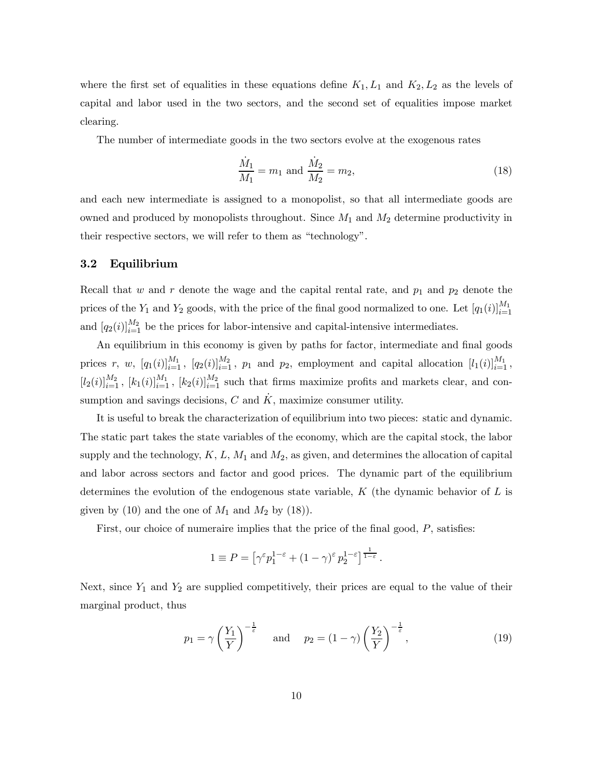where the first set of equalities in these equations define $K_1, L_1$ and $K_2, L_2$ as the levels of capital and labor used in the two sectors, and the second set of equalities impose market clearing.

The number of intermediate goods in the two sectors evolve at the exogenous rates

$$\frac{\dot{M}_1}{M_1} = m_1 \text{ and } \frac{\dot{M}_2}{M_2} = m_2, \tag{18}$$

and each new intermediate is assigned to a monopolist, so that all intermediate goods are owned and produced by monopolists throughout. Since $M_1$ and $M_2$ determine productivity in their respective sectors, we will refer to them as "technology".

### 3.2 Equilibrium

Recall that $w$ and $r$ denote the wage and the capital rental rate, and $p_1$ and $p_2$ denote the prices of the $Y_1$ and $Y_2$ goods, with the price of the final good normalized to one. Let $[q_1(i)]_{i=1}^{M_1}$ and $[q_2(i)]_{i=1}^{M_2}$ be the prices for labor-intensive and capital-intensive intermediates.

An equilibrium in this economy is given by paths for factor, intermediate and final goods prices $r$, $w$, $[q_1(i)]_{i=1}^{M_1}$, $[q_2(i)]_{i=1}^{M_2}$, $p_1$ and $p_2$, employment and capital allocation $[l_1(i)]_{i=1}^{M_1}$, $[l_2(i)]_{i=1}^{M_2}$, $[k_1(i)]_{i=1}^{M_1}$, $[k_2(i)]_{i=1}^{M_2}$ such that firms maximize profits and markets clear, and consumption and savings decisions, $C$ and $\dot{K}$, maximize consumer utility.

It is useful to break the characterization of equilibrium into two pieces: static and dynamic. The static part takes the state variables of the economy, which are the capital stock, the labor supply and the technology, $K$, $L$, $M_1$ and $M_2$, as given, and determines the allocation of capital and labor across sectors and factor and good prices. The dynamic part of the equilibrium determines the evolution of the endogenous state variable, $K$ (the dynamic behavior of $L$ is given by (10) and the one of $M_1$ and $M_2$ by (18)).

First, our choice of numeraire implies that the price of the final good, $P$, satisfies:

$$1 \equiv P = \left[\gamma^{\varepsilon} p_1^{1-\varepsilon} + (1-\gamma)^{\varepsilon} p_2^{1-\varepsilon}\right]^{\frac{1}{1-\varepsilon}}.$$

Next, since $Y_1$ and $Y_2$ are supplied competitively, their prices are equal to the value of their marginal product, thus

$$p_1 = \gamma \left(\frac{Y_1}{Y}\right)^{-\frac{1}{\varepsilon}} \quad \text{and} \quad p_2 = (1-\gamma)\left(\frac{Y_2}{Y}\right)^{-\frac{1}{\varepsilon}}, \tag{19}$$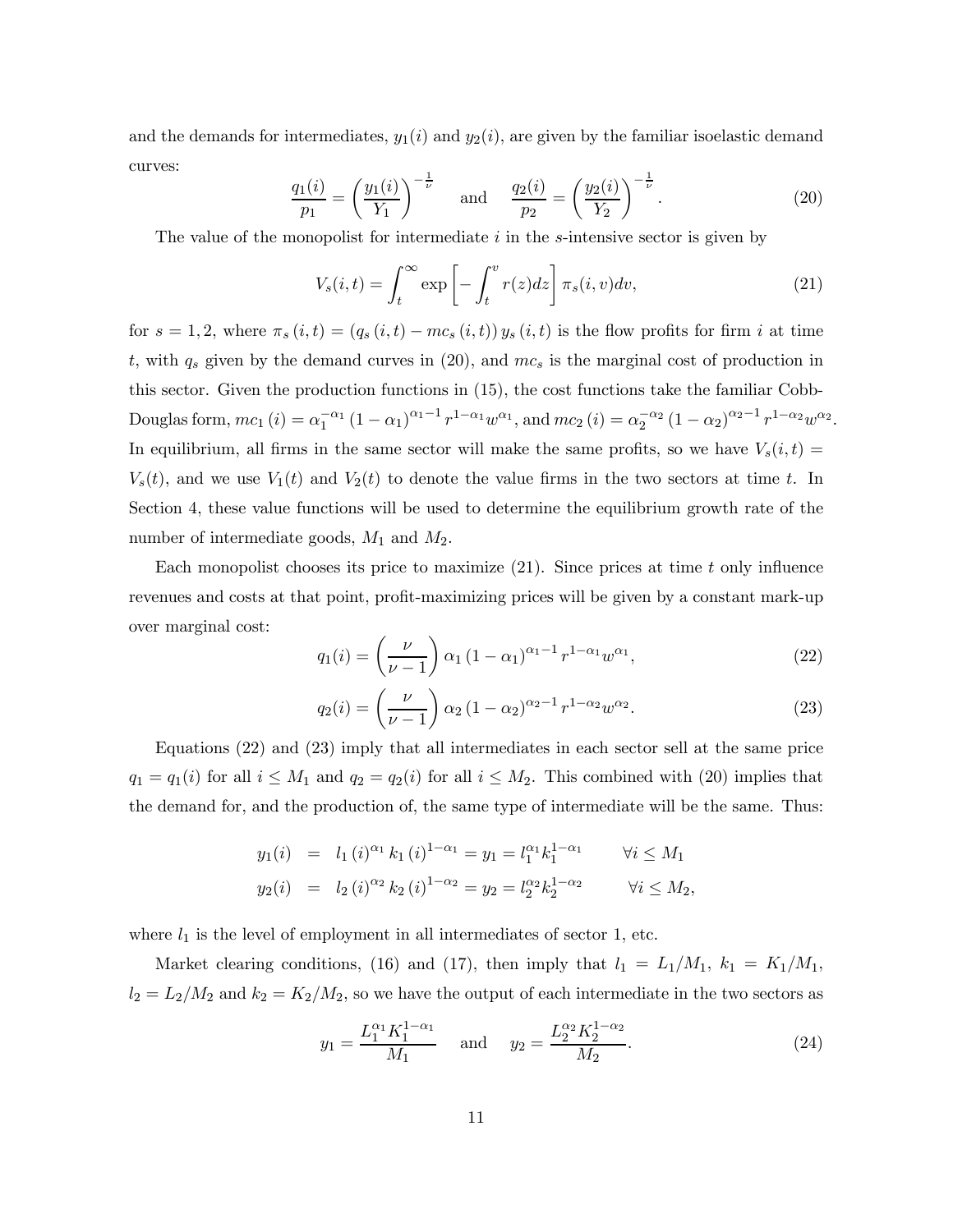and the demands for intermediates, $y_1(i)$ and $y_2(i)$, are given by the familiar isoelastic demand curves:

$$\frac{q_1(i)}{p_1} = \left(\frac{y_1(i)}{Y_1}\right)^{-\frac{1}{\nu}} \quad \text{and} \quad \frac{q_2(i)}{p_2} = \left(\frac{y_2(i)}{Y_2}\right)^{-\frac{1}{\nu}}. \tag{20}$$

The value of the monopolist for intermediate $i$ in the $s$-intensive sector is given by

$$V_s(i,t) = \int_t^\infty \exp\left[-\int_t^v r(z)dz\right] \pi_s(i,v)dv, \tag{21}$$

for $s = 1, 2$, where $\pi_s(i,t) = (q_s(i,t) - mc_s(i,t))\, y_s(i,t)$ is the flow profits for firm $i$ at time $t$, with $q_s$ given by the demand curves in (20), and $mc_s$ is the marginal cost of production in this sector. Given the production functions in (15), the cost functions take the familiar Cobb-Douglas form, $mc_1(i) = \alpha_1^{-\alpha_1}(1-\alpha_1)^{\alpha_1-1} r^{1-\alpha_1} w^{\alpha_1}$, and $mc_2(i) = \alpha_2^{-\alpha_2}(1-\alpha_2)^{\alpha_2-1} r^{1-\alpha_2} w^{\alpha_2}$. In equilibrium, all firms in the same sector will make the same profits, so we have $V_s(i,t) = V_s(t)$, and we use $V_1(t)$ and $V_2(t)$ to denote the value firms in the two sectors at time $t$. In Section 4, these value functions will be used to determine the equilibrium growth rate of the number of intermediate goods, $M_1$ and $M_2$.

Each monopolist chooses its price to maximize (21). Since prices at time $t$ only influence revenues and costs at that point, profit-maximizing prices will be given by a constant mark-up over marginal cost:

$$q_1(i) = \left(\frac{\nu}{\nu-1}\right)\alpha_1(1-\alpha_1)^{\alpha_1-1} r^{1-\alpha_1} w^{\alpha_1}, \tag{22}$$

$$q_2(i) = \left(\frac{\nu}{\nu-1}\right)\alpha_2(1-\alpha_2)^{\alpha_2-1} r^{1-\alpha_2} w^{\alpha_2}. \tag{23}$$

Equations (22) and (23) imply that all intermediates in each sector sell at the same price $q_1 = q_1(i)$ for all $i \leq M_1$ and $q_2 = q_2(i)$ for all $i \leq M_2$. This combined with (20) implies that the demand for, and the production of, the same type of intermediate will be the same. Thus:

$$\begin{aligned} y_1(i) &= l_1(i)^{\alpha_1} k_1(i)^{1-\alpha_1} = y_1 = l_1^{\alpha_1} k_1^{1-\alpha_1} \qquad \forall i \leq M_1 \\ y_2(i) &= l_2(i)^{\alpha_2} k_2(i)^{1-\alpha_2} = y_2 = l_2^{\alpha_2} k_2^{1-\alpha_2} \qquad \forall i \leq M_2, \end{aligned}$$

where $l_1$ is the level of employment in all intermediates of sector 1, etc.

Market clearing conditions, (16) and (17), then imply that $l_1 = L_1/M_1$, $k_1 = K_1/M_1$, $l_2 = L_2/M_2$ and $k_2 = K_2/M_2$, so we have the output of each intermediate in the two sectors as

$$y_1 = \frac{L_1^{\alpha_1} K_1^{1-\alpha_1}}{M_1} \quad \text{and} \quad y_2 = \frac{L_2^{\alpha_2} K_2^{1-\alpha_2}}{M_2}. \tag{24}$$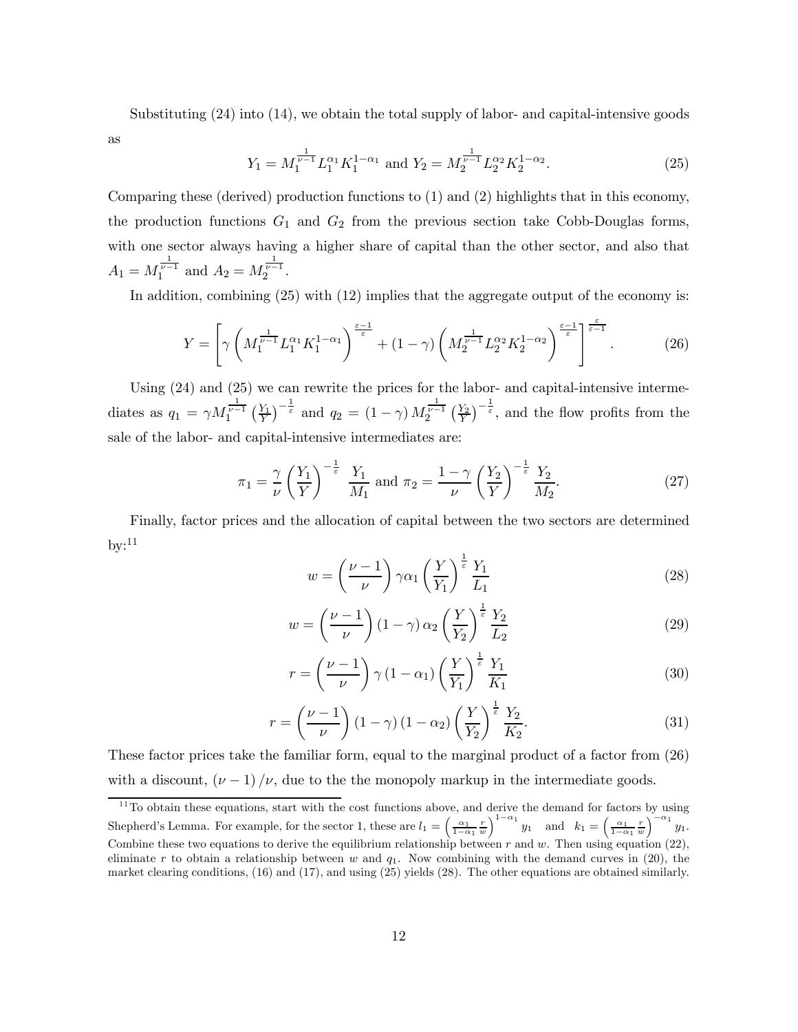Substituting (24) into (14), we obtain the total supply of labor- and capital-intensive goods as

$$Y_1 = M_1^{\frac{1}{\nu-1}} L_1^{\alpha_1} K_1^{1-\alpha_1} \text{ and } Y_2 = M_2^{\frac{1}{\nu-1}} L_2^{\alpha_2} K_2^{1-\alpha_2}. \tag{25}$$

Comparing these (derived) production functions to (1) and (2) highlights that in this economy, the production functions $G_1$ and $G_2$ from the previous section take Cobb-Douglas forms, with one sector always having a higher share of capital than the other sector, and also that $A_1 = M_1^{\frac{1}{\nu-1}}$ and $A_2 = M_2^{\frac{1}{\nu-1}}$.

In addition, combining (25) with (12) implies that the aggregate output of the economy is:

$$Y = \left[ \gamma \left( M_1^{\frac{1}{\nu-1}} L_1^{\alpha_1} K_1^{1-\alpha_1} \right)^{\frac{\varepsilon-1}{\varepsilon}} + (1-\gamma) \left( M_2^{\frac{1}{\nu-1}} L_2^{\alpha_2} K_2^{1-\alpha_2} \right)^{\frac{\varepsilon-1}{\varepsilon}} \right]^{\frac{\varepsilon}{\varepsilon-1}}. \tag{26}$$

Using (24) and (25) we can rewrite the prices for the labor- and capital-intensive intermediates as $q_1 = \gamma M_1^{\frac{1}{\nu-1}} \left(\frac{Y_1}{Y}\right)^{-\frac{1}{\varepsilon}}$ and $q_2 = (1-\gamma) M_2^{\frac{1}{\nu-1}} \left(\frac{Y_2}{Y}\right)^{-\frac{1}{\varepsilon}}$, and the flow profits from the sale of the labor- and capital-intensive intermediates are:

$$\pi_1 = \frac{\gamma}{\nu} \left(\frac{Y_1}{Y}\right)^{-\frac{1}{\varepsilon}} \frac{Y_1}{M_1} \text{ and } \pi_2 = \frac{1-\gamma}{\nu} \left(\frac{Y_2}{Y}\right)^{-\frac{1}{\varepsilon}} \frac{Y_2}{M_2}. \tag{27}$$

Finally, factor prices and the allocation of capital between the two sectors are determined by:[11]

$$w = \left(\frac{\nu-1}{\nu}\right) \gamma \alpha_1 \left(\frac{Y}{Y_1}\right)^{\frac{1}{\varepsilon}} \frac{Y_1}{L_1} \tag{28}$$

$$w = \left(\frac{\nu-1}{\nu}\right) (1-\gamma) \alpha_2 \left(\frac{Y}{Y_2}\right)^{\frac{1}{\varepsilon}} \frac{Y_2}{L_2} \tag{29}$$

$$r = \left(\frac{\nu-1}{\nu}\right) \gamma (1-\alpha_1) \left(\frac{Y}{Y_1}\right)^{\frac{1}{\varepsilon}} \frac{Y_1}{K_1} \tag{30}$$

$$r = \left(\frac{\nu-1}{\nu}\right) (1-\gamma) (1-\alpha_2) \left(\frac{Y}{Y_2}\right)^{\frac{1}{\varepsilon}} \frac{Y_2}{K_2}. \tag{31}$$

These factor prices take the familiar form, equal to the marginal product of a factor from (26) with a discount, $(\nu-1)/\nu$, due to the the monopoly markup in the intermediate goods.

[11] To obtain these equations, start with the cost functions above, and derive the demand for factors by using Shepherd's Lemma. For example, for the sector 1, these are $l_1 = \left(\frac{\alpha_1}{1-\alpha_1} \frac{r}{w}\right)^{1-\alpha_1} y_1$ and $k_1 = \left(\frac{\alpha_1}{1-\alpha_1} \frac{r}{w}\right)^{-\alpha_1} y_1$. Combine these two equations to derive the equilibrium relationship between $r$ and $w$. Then using equation (22), eliminate $r$ to obtain a relationship between $w$ and $q_1$. Now combining with the demand curves in (20), the market clearing conditions, (16) and (17), and using (25) yields (28). The other equations are obtained similarly.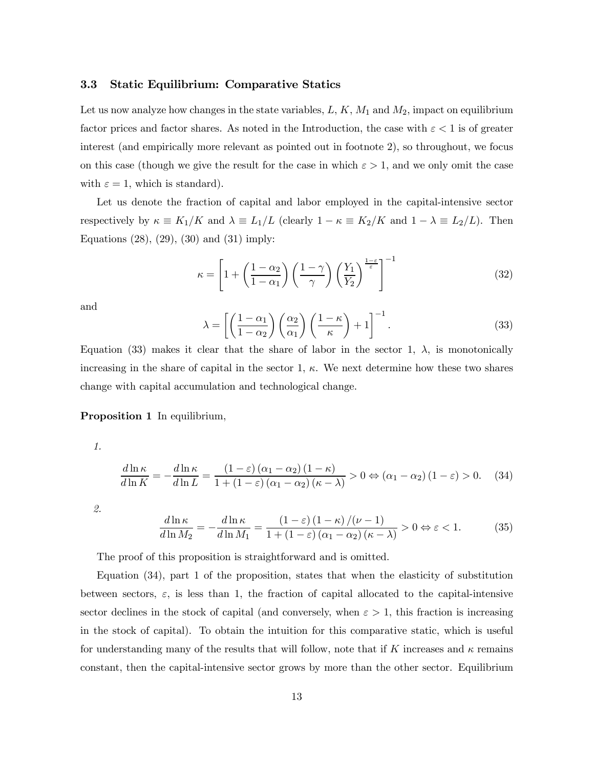### 3.3 Static Equilibrium: Comparative Statics

Let us now analyze how changes in the state variables, $L$, $K$, $M_1$ and $M_2$, impact on equilibrium factor prices and factor shares. As noted in the Introduction, the case with $\varepsilon < 1$ is of greater interest (and empirically more relevant as pointed out in footnote 2), so throughout, we focus on this case (though we give the result for the case in which $\varepsilon > 1$, and we only omit the case with $\varepsilon = 1$, which is standard).

Let us denote the fraction of capital and labor employed in the capital-intensive sector respectively by $\kappa \equiv K_1/K$ and $\lambda \equiv L_1/L$ (clearly $1-\kappa \equiv K_2/K$ and $1-\lambda \equiv L_2/L$). Then Equations (28), (29), (30) and (31) imply:

$$\kappa = \left[1 + \left(\frac{1-\alpha_2}{1-\alpha_1}\right)\left(\frac{1-\gamma}{\gamma}\right)\left(\frac{Y_1}{Y_2}\right)^{\frac{1-\varepsilon}{\varepsilon}}\right]^{-1} \tag{32}$$

and

$$\lambda = \left[\left(\frac{1-\alpha_1}{1-\alpha_2}\right)\left(\frac{\alpha_2}{\alpha_1}\right)\left(\frac{1-\kappa}{\kappa}\right) + 1\right]^{-1}. \tag{33}$$

Equation (33) makes it clear that the share of labor in the sector 1, $\lambda$, is monotonically increasing in the share of capital in the sector 1, $\kappa$. We next determine how these two shares change with capital accumulation and technological change.

**Proposition 1** *In equilibrium,*

1.

$$\frac{d\ln\kappa}{d\ln K} = -\frac{d\ln\kappa}{d\ln L} = \frac{(1-\varepsilon)(\alpha_1-\alpha_2)(1-\kappa)}{1+(1-\varepsilon)(\alpha_1-\alpha_2)(\kappa-\lambda)} > 0 \Leftrightarrow (\alpha_1-\alpha_2)(1-\varepsilon) > 0. \tag{34}$$

2.

$$\frac{d\ln\kappa}{d\ln M_2} = -\frac{d\ln\kappa}{d\ln M_1} = \frac{(1-\varepsilon)(1-\kappa)/(\nu-1)}{1+(1-\varepsilon)(\alpha_1-\alpha_2)(\kappa-\lambda)} > 0 \Leftrightarrow \varepsilon < 1. \tag{35}$$

The proof of this proposition is straightforward and is omitted.

Equation (34), part 1 of the proposition, states that when the elasticity of substitution between sectors, $\varepsilon$, is less than 1, the fraction of capital allocated to the capital-intensive sector declines in the stock of capital (and conversely, when $\varepsilon > 1$, this fraction is increasing in the stock of capital). To obtain the intuition for this comparative static, which is useful for understanding many of the results that will follow, note that if $K$ increases and $\kappa$ remains constant, then the capital-intensive sector grows by more than the other sector. Equilibrium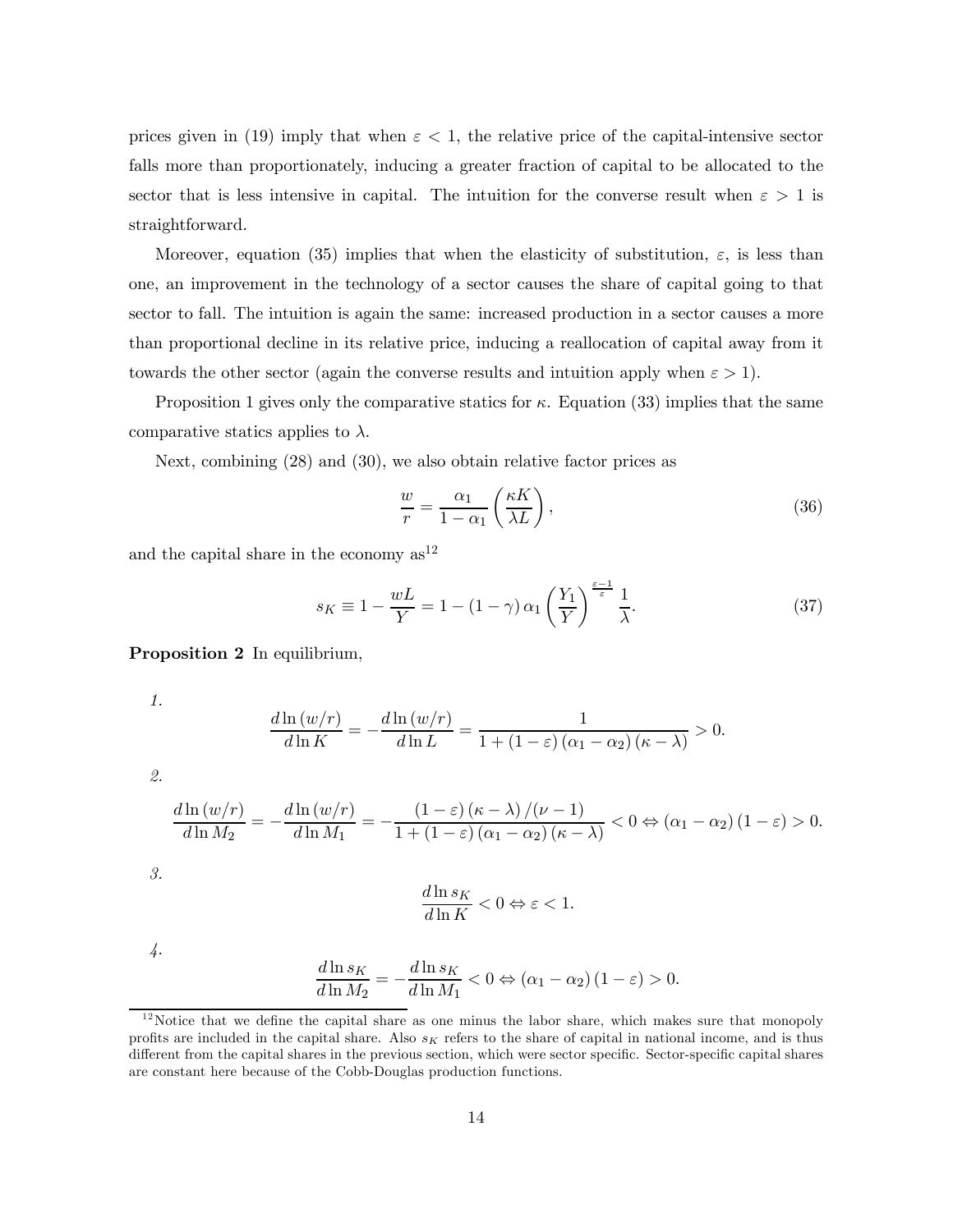prices given in (19) imply that when $\varepsilon < 1$, the relative price of the capital-intensive sector falls more than proportionately, inducing a greater fraction of capital to be allocated to the sector that is less intensive in capital. The intuition for the converse result when $\varepsilon > 1$ is straightforward.

Moreover, equation (35) implies that when the elasticity of substitution, $\varepsilon$, is less than one, an improvement in the technology of a sector causes the share of capital going to that sector to fall. The intuition is again the same: increased production in a sector causes a more than proportional decline in its relative price, inducing a reallocation of capital away from it towards the other sector (again the converse results and intuition apply when $\varepsilon > 1$).

Proposition 1 gives only the comparative statics for $\kappa$. Equation (33) implies that the same comparative statics applies to $\lambda$.

Next, combining (28) and (30), we also obtain relative factor prices as

$$\frac{w}{r} = \frac{\alpha_1}{1-\alpha_1}\left(\frac{\kappa K}{\lambda L}\right), \tag{36}$$

and the capital share in the economy as[12]

$$s_K \equiv 1 - \frac{wL}{Y} = 1 - (1-\gamma)\,\alpha_1 \left(\frac{Y_1}{Y}\right)^{\frac{\varepsilon-1}{\varepsilon}} \frac{1}{\lambda}. \tag{37}$$

**Proposition 2** *In equilibrium,*

1.
$$\frac{d\ln(w/r)}{d\ln K} = -\frac{d\ln(w/r)}{d\ln L} = \frac{1}{1+(1-\varepsilon)(\alpha_1-\alpha_2)(\kappa-\lambda)} > 0.$$

2.
$$\frac{d\ln(w/r)}{d\ln M_2} = -\frac{d\ln(w/r)}{d\ln M_1} = -\frac{(1-\varepsilon)(\kappa-\lambda)/(\nu-1)}{1+(1-\varepsilon)(\alpha_1-\alpha_2)(\kappa-\lambda)} < 0 \Leftrightarrow (\alpha_1-\alpha_2)(1-\varepsilon) > 0.$$

3.
$$\frac{d\ln s_K}{d\ln K} < 0 \Leftrightarrow \varepsilon < 1.$$

4.
$$\frac{d\ln s_K}{d\ln M_2} = -\frac{d\ln s_K}{d\ln M_1} < 0 \Leftrightarrow (\alpha_1-\alpha_2)(1-\varepsilon) > 0.$$

[12] Notice that we define the capital share as one minus the labor share, which makes sure that monopoly profits are included in the capital share. Also $s_K$ refers to the share of capital in national income, and is thus different from the capital shares in the previous section, which were sector specific. Sector-specific capital shares are constant here because of the Cobb-Douglas production functions.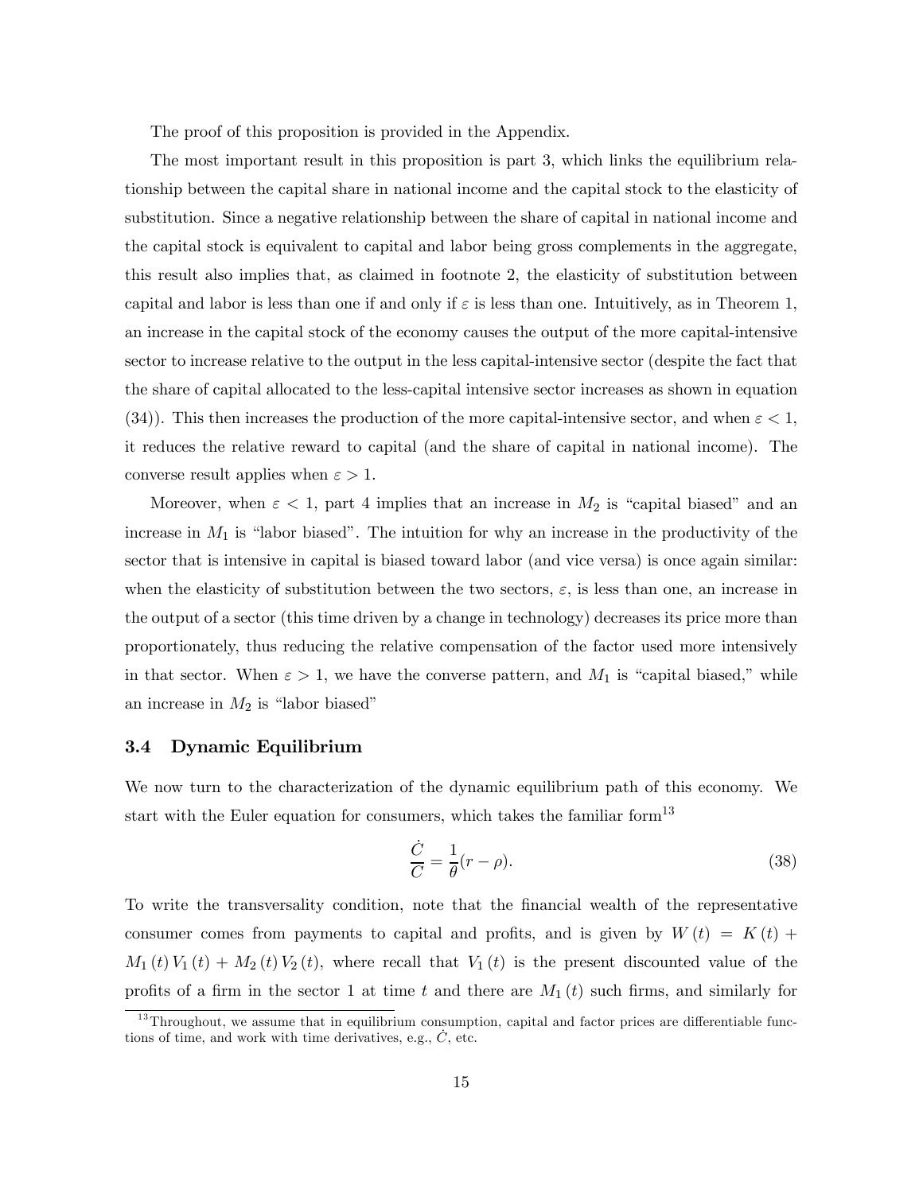The proof of this proposition is provided in the Appendix.

The most important result in this proposition is part 3, which links the equilibrium relationship between the capital share in national income and the capital stock to the elasticity of substitution. Since a negative relationship between the share of capital in national income and the capital stock is equivalent to capital and labor being gross complements in the aggregate, this result also implies that, as claimed in footnote 2, the elasticity of substitution between capital and labor is less than one if and only if $\varepsilon$ is less than one. Intuitively, as in Theorem 1, an increase in the capital stock of the economy causes the output of the more capital-intensive sector to increase relative to the output in the less capital-intensive sector (despite the fact that the share of capital allocated to the less-capital intensive sector increases as shown in equation (34)). This then increases the production of the more capital-intensive sector, and when $\varepsilon < 1$, it reduces the relative reward to capital (and the share of capital in national income). The converse result applies when $\varepsilon > 1$.

Moreover, when $\varepsilon < 1$, part 4 implies that an increase in $M_2$ is "capital biased" and an increase in $M_1$ is "labor biased". The intuition for why an increase in the productivity of the sector that is intensive in capital is biased toward labor (and vice versa) is once again similar: when the elasticity of substitution between the two sectors, $\varepsilon$, is less than one, an increase in the output of a sector (this time driven by a change in technology) decreases its price more than proportionately, thus reducing the relative compensation of the factor used more intensively in that sector. When $\varepsilon > 1$, we have the converse pattern, and $M_1$ is "capital biased," while an increase in $M_2$ is "labor biased"

### 3.4 Dynamic Equilibrium

We now turn to the characterization of the dynamic equilibrium path of this economy. We start with the Euler equation for consumers, which takes the familiar form[13]

$$\frac{\dot{C}}{C} = \frac{1}{\theta}(r - \rho). \tag{38}$$

To write the transversality condition, note that the financial wealth of the representative consumer comes from payments to capital and profits, and is given by $W(t) = K(t) + M_1(t) V_1(t) + M_2(t) V_2(t)$, where recall that $V_1(t)$ is the present discounted value of the profits of a firm in the sector 1 at time $t$ and there are $M_1(t)$ such firms, and similarly for

[13] Throughout, we assume that in equilibrium consumption, capital and factor prices are differentiable functions of time, and work with time derivatives, e.g., $\dot{C}$, etc.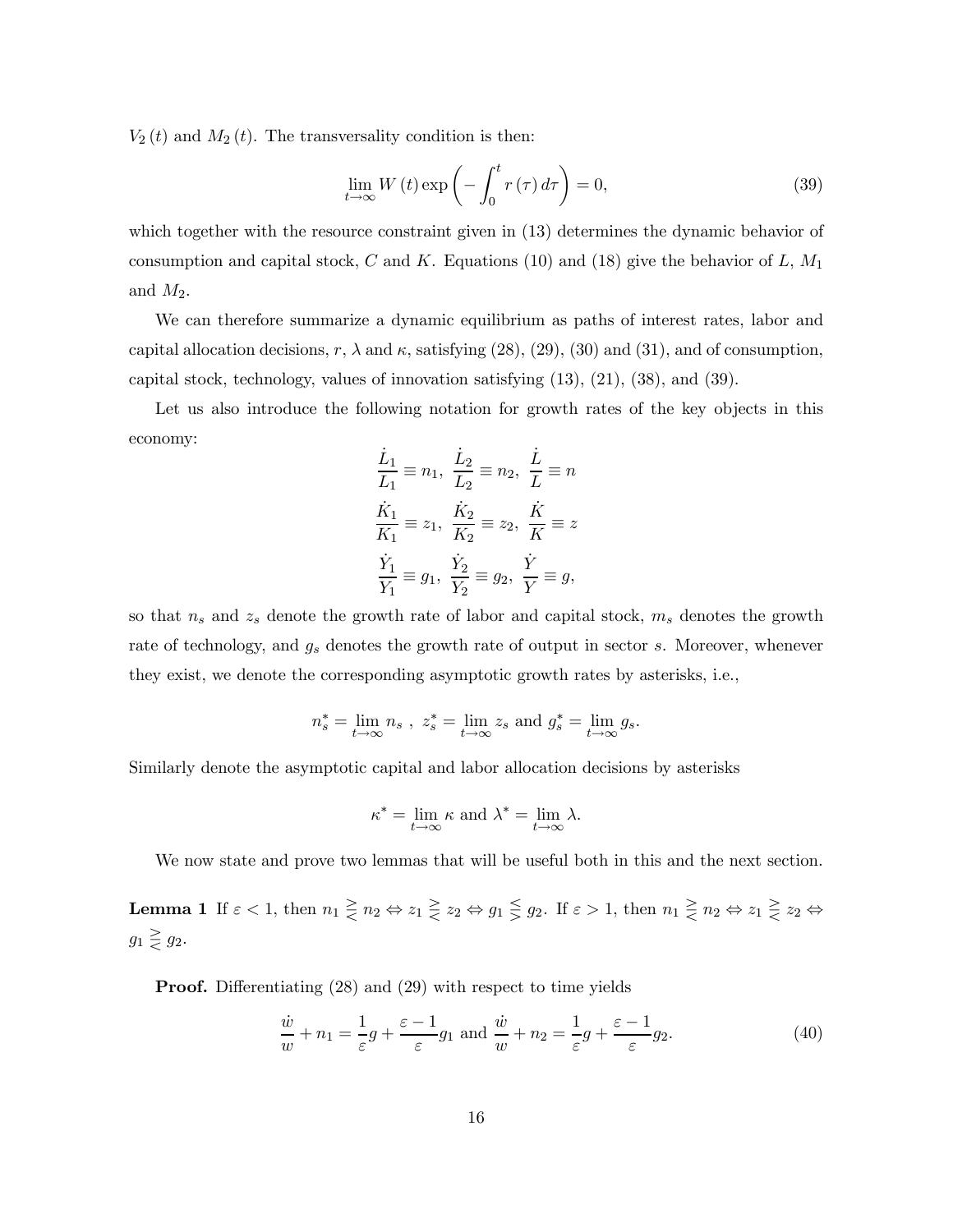$V_2(t)$ and $M_2(t)$. The transversality condition is then:

$$\lim_{t\to\infty} W(t) \exp\left(-\int_0^t r(\tau)\, d\tau\right) = 0, \tag{39}$$

which together with the resource constraint given in (13) determines the dynamic behavior of consumption and capital stock, $C$ and $K$. Equations (10) and (18) give the behavior of $L$, $M_1$ and $M_2$.

We can therefore summarize a dynamic equilibrium as paths of interest rates, labor and capital allocation decisions, $r$, $\lambda$ and $\kappa$, satisfying (28), (29), (30) and (31), and of consumption, capital stock, technology, values of innovation satisfying (13), (21), (38), and (39).

Let us also introduce the following notation for growth rates of the key objects in this economy:

$$\frac{\dot{L}_1}{L_1} \equiv n_1,\ \frac{\dot{L}_2}{L_2} \equiv n_2,\ \frac{\dot{L}}{L} \equiv n$$
$$\frac{\dot{K}_1}{K_1} \equiv z_1,\ \frac{\dot{K}_2}{K_2} \equiv z_2,\ \frac{\dot{K}}{K} \equiv z$$
$$\frac{\dot{Y}_1}{Y_1} \equiv g_1,\ \frac{\dot{Y}_2}{Y_2} \equiv g_2,\ \frac{\dot{Y}}{Y} \equiv g,$$

so that $n_s$ and $z_s$ denote the growth rate of labor and capital stock, $m_s$ denotes the growth rate of technology, and $g_s$ denotes the growth rate of output in sector $s$. Moreover, whenever they exist, we denote the corresponding asymptotic growth rates by asterisks, i.e.,

$$n_s^* = \lim_{t\to\infty} n_s\ ,\ z_s^* = \lim_{t\to\infty} z_s \text{ and } g_s^* = \lim_{t\to\infty} g_s.$$

Similarly denote the asymptotic capital and labor allocation decisions by asterisks

$$\kappa^* = \lim_{t\to\infty} \kappa \text{ and } \lambda^* = \lim_{t\to\infty} \lambda.$$

We now state and prove two lemmas that will be useful both in this and the next section.

**Lemma 1** If $\varepsilon < 1$, then $n_1 \gtreqless n_2 \Leftrightarrow z_1 \gtreqless z_2 \Leftrightarrow g_1 \lesseqgtr g_2$. If $\varepsilon > 1$, then $n_1 \gtreqless n_2 \Leftrightarrow z_1 \gtreqless z_2 \Leftrightarrow g_1 \gtreqless g_2$.

**Proof.** Differentiating (28) and (29) with respect to time yields

$$\frac{\dot{w}}{w} + n_1 = \frac{1}{\varepsilon} g + \frac{\varepsilon - 1}{\varepsilon} g_1 \text{ and } \frac{\dot{w}}{w} + n_2 = \frac{1}{\varepsilon} g + \frac{\varepsilon - 1}{\varepsilon} g_2. \tag{40}$$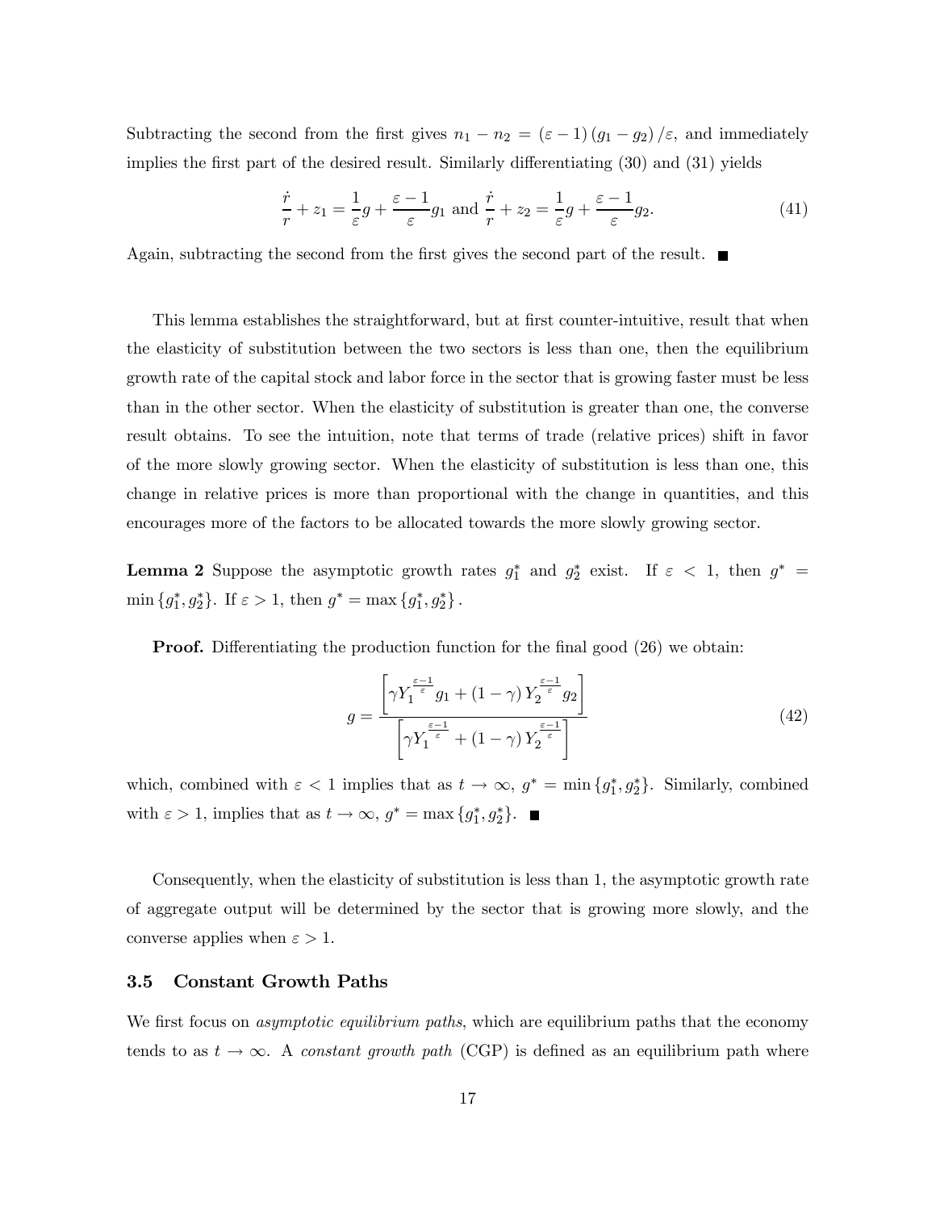Subtracting the second from the first gives $n_1 - n_2 = (\varepsilon - 1)(g_1 - g_2)/\varepsilon$, and immediately implies the first part of the desired result. Similarly differentiating (30) and (31) yields

$$\frac{\dot{r}}{r} + z_1 = \frac{1}{\varepsilon}g + \frac{\varepsilon - 1}{\varepsilon}g_1 \text{ and } \frac{\dot{r}}{r} + z_2 = \frac{1}{\varepsilon}g + \frac{\varepsilon - 1}{\varepsilon}g_2. \tag{41}$$

Again, subtracting the second from the first gives the second part of the result. ■

This lemma establishes the straightforward, but at first counter-intuitive, result that when the elasticity of substitution between the two sectors is less than one, then the equilibrium growth rate of the capital stock and labor force in the sector that is growing faster must be less than in the other sector. When the elasticity of substitution is greater than one, the converse result obtains. To see the intuition, note that terms of trade (relative prices) shift in favor of the more slowly growing sector. When the elasticity of substitution is less than one, this change in relative prices is more than proportional with the change in quantities, and this encourages more of the factors to be allocated towards the more slowly growing sector.

**Lemma 2** Suppose the asymptotic growth rates $g_1^*$ and $g_2^*$ exist. If $\varepsilon < 1$, then $g^* = \min\{g_1^*, g_2^*\}$. If $\varepsilon > 1$, then $g^* = \max\{g_1^*, g_2^*\}$.

**Proof.** Differentiating the production function for the final good (26) we obtain:

$$g = \frac{\left[\gamma Y_1^{\frac{\varepsilon-1}{\varepsilon}} g_1 + (1-\gamma) Y_2^{\frac{\varepsilon-1}{\varepsilon}} g_2\right]}{\left[\gamma Y_1^{\frac{\varepsilon-1}{\varepsilon}} + (1-\gamma) Y_2^{\frac{\varepsilon-1}{\varepsilon}}\right]} \tag{42}$$

which, combined with $\varepsilon < 1$ implies that as $t \to \infty$, $g^* = \min\{g_1^*, g_2^*\}$. Similarly, combined with $\varepsilon > 1$, implies that as $t \to \infty$, $g^* = \max\{g_1^*, g_2^*\}$. ■

Consequently, when the elasticity of substitution is less than 1, the asymptotic growth rate of aggregate output will be determined by the sector that is growing more slowly, and the converse applies when $\varepsilon > 1$.

### 3.5 Constant Growth Paths

We first focus on *asymptotic equilibrium paths*, which are equilibrium paths that the economy tends to as $t \to \infty$. A *constant growth path* (CGP) is defined as an equilibrium path where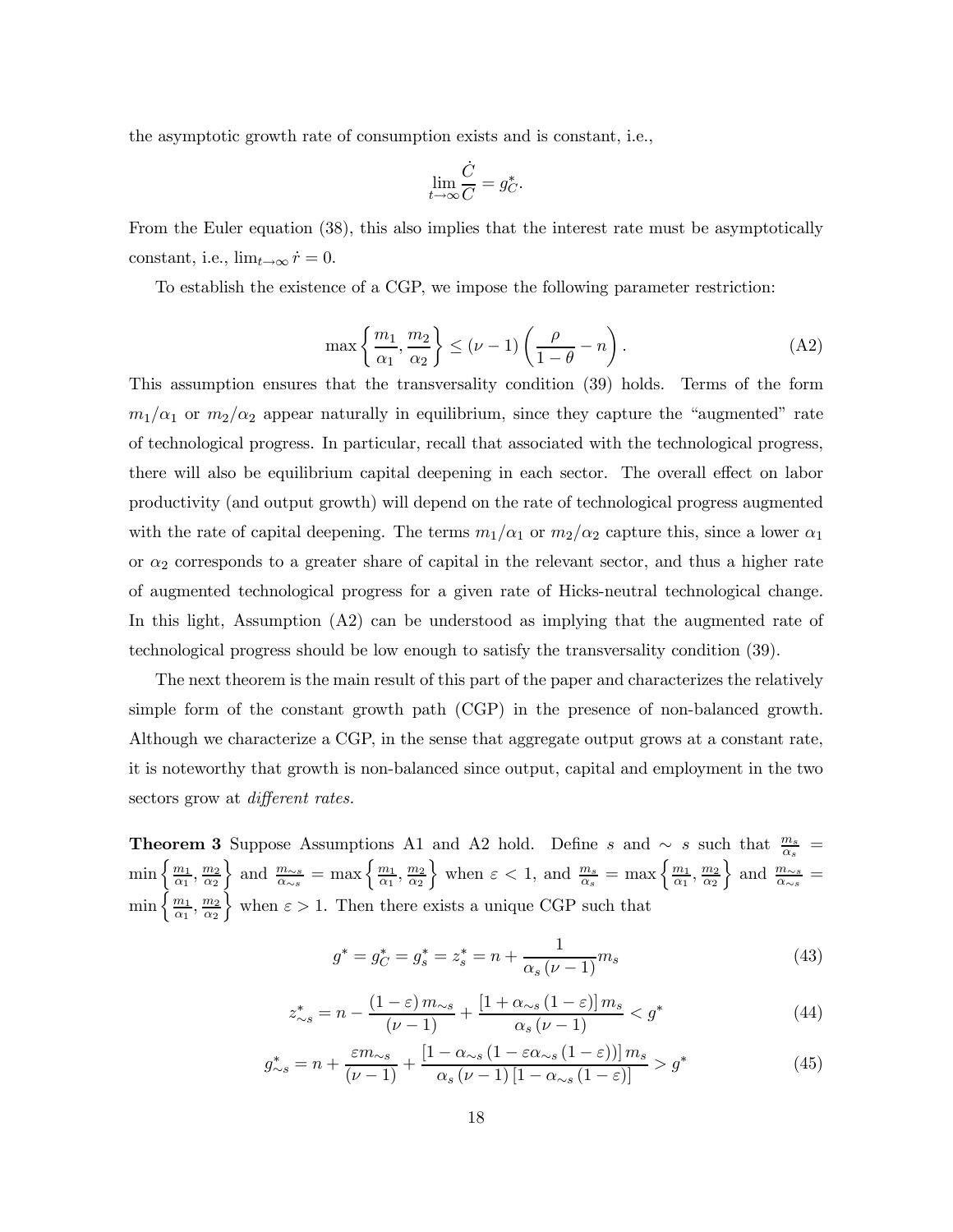the asymptotic growth rate of consumption exists and is constant, i.e.,

$$\lim_{t\to\infty}\frac{\dot{C}}{C}=g_C^*.$$

From the Euler equation (38), this also implies that the interest rate must be asymptotically constant, i.e., $\lim_{t\to\infty}\dot{r}=0$.

To establish the existence of a CGP, we impose the following parameter restriction:

$$\max\left\{\frac{m_1}{\alpha_1},\frac{m_2}{\alpha_2}\right\}\leq(\nu-1)\left(\frac{\rho}{1-\theta}-n\right). \tag{A2}$$

This assumption ensures that the transversality condition (39) holds. Terms of the form $m_1/\alpha_1$ or $m_2/\alpha_2$ appear naturally in equilibrium, since they capture the "augmented" rate of technological progress. In particular, recall that associated with the technological progress, there will also be equilibrium capital deepening in each sector. The overall effect on labor productivity (and output growth) will depend on the rate of technological progress augmented with the rate of capital deepening. The terms $m_1/\alpha_1$ or $m_2/\alpha_2$ capture this, since a lower $\alpha_1$ or $\alpha_2$ corresponds to a greater share of capital in the relevant sector, and thus a higher rate of augmented technological progress for a given rate of Hicks-neutral technological change. In this light, Assumption (A2) can be understood as implying that the augmented rate of technological progress should be low enough to satisfy the transversality condition (39).

The next theorem is the main result of this part of the paper and characterizes the relatively simple form of the constant growth path (CGP) in the presence of non-balanced growth. Although we characterize a CGP, in the sense that aggregate output grows at a constant rate, it is noteworthy that growth is non-balanced since output, capital and employment in the two sectors grow at *different rates.*

**Theorem 3** Suppose Assumptions A1 and A2 hold. Define $s$ and $\sim s$ such that $\frac{m_s}{\alpha_s}=\min\left\{\frac{m_1}{\alpha_1},\frac{m_2}{\alpha_2}\right\}$ and $\frac{m_{\sim s}}{\alpha_{\sim s}}=\max\left\{\frac{m_1}{\alpha_1},\frac{m_2}{\alpha_2}\right\}$ when $\varepsilon<1$, and $\frac{m_s}{\alpha_s}=\max\left\{\frac{m_1}{\alpha_1},\frac{m_2}{\alpha_2}\right\}$ and $\frac{m_{\sim s}}{\alpha_{\sim s}}=\min\left\{\frac{m_1}{\alpha_1},\frac{m_2}{\alpha_2}\right\}$ when $\varepsilon>1$. Then there exists a unique CGP such that

$$g^*=g_C^*=g_s^*=z_s^*=n+\frac{1}{\alpha_s(\nu-1)}m_s \tag{43}$$

$$z_{\sim s}^*=n-\frac{(1-\varepsilon)\,m_{\sim s}}{(\nu-1)}+\frac{[1+\alpha_{\sim s}(1-\varepsilon)]\,m_s}{\alpha_s(\nu-1)}<g^* \tag{44}$$

$$g_{\sim s}^*=n+\frac{\varepsilon m_{\sim s}}{(\nu-1)}+\frac{[1-\alpha_{\sim s}(1-\varepsilon\alpha_{\sim s}(1-\varepsilon))]\,m_s}{\alpha_s(\nu-1)[1-\alpha_{\sim s}(1-\varepsilon)]}>g^* \tag{45}$$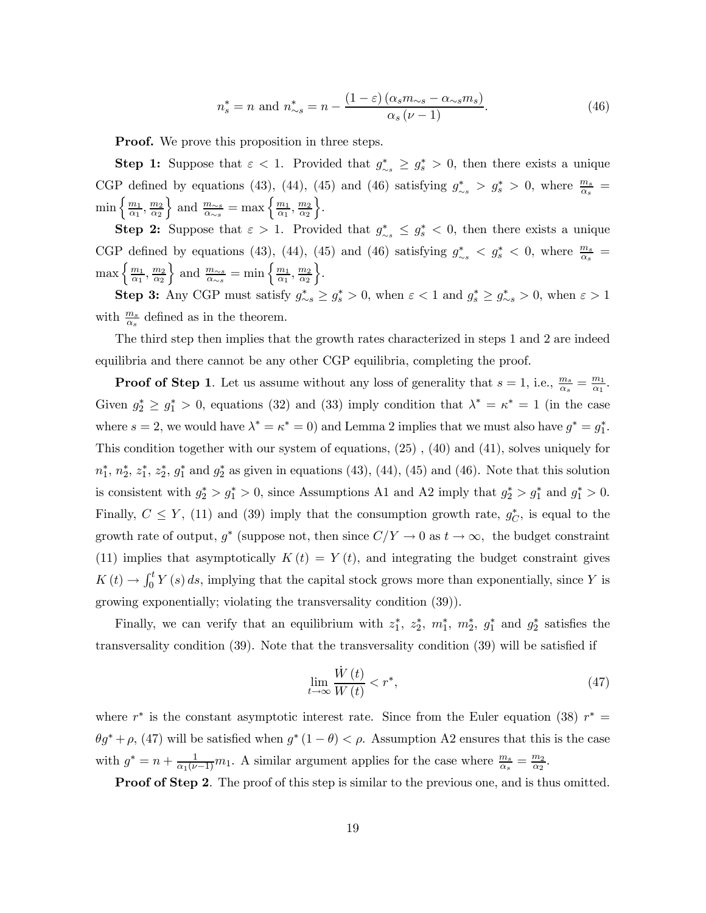$$
n_s^* = n \text{ and } n_{\sim s}^* = n - \frac{(1-\varepsilon)(\alpha_s m_{\sim s} - \alpha_{\sim s} m_s)}{\alpha_s(\nu - 1)}. \tag{46}
$$

**Proof.** We prove this proposition in three steps.

**Step 1:** Suppose that $\varepsilon < 1$. Provided that $g_{\sim s}^* \geq g_s^* > 0$, then there exists a unique CGP defined by equations (43), (44), (45) and (46) satisfying $g_{\sim s}^* > g_s^* > 0$, where $\frac{m_s}{\alpha_s} = \min\left\{\frac{m_1}{\alpha_1}, \frac{m_2}{\alpha_2}\right\}$ and $\frac{m_{\sim s}}{\alpha_{\sim s}} = \max\left\{\frac{m_1}{\alpha_1}, \frac{m_2}{\alpha_2}\right\}$.

**Step 2:** Suppose that $\varepsilon > 1$. Provided that $g_{\sim s}^* \leq g_s^* < 0$, then there exists a unique CGP defined by equations (43), (44), (45) and (46) satisfying $g_{\sim s}^* < g_s^* < 0$, where $\frac{m_s}{\alpha_s} = \max\left\{\frac{m_1}{\alpha_1}, \frac{m_2}{\alpha_2}\right\}$ and $\frac{m_{\sim s}}{\alpha_{\sim s}} = \min\left\{\frac{m_1}{\alpha_1}, \frac{m_2}{\alpha_2}\right\}$.

**Step 3:** Any CGP must satisfy $g_{\sim s}^* \geq g_s^* > 0$, when $\varepsilon < 1$ and $g_s^* \geq g_{\sim s}^* > 0$, when $\varepsilon > 1$ with $\frac{m_s}{\alpha_s}$ defined as in the theorem.

The third step then implies that the growth rates characterized in steps 1 and 2 are indeed equilibria and there cannot be any other CGP equilibria, completing the proof.

**Proof of Step 1**. Let us assume without any loss of generality that $s = 1$, i.e., $\frac{m_s}{\alpha_s} = \frac{m_1}{\alpha_1}$. Given $g_2^* \geq g_1^* > 0$, equations (32) and (33) imply condition that $\lambda^* = \kappa^* = 1$ (in the case where $s = 2$, we would have $\lambda^* = \kappa^* = 0$) and Lemma 2 implies that we must also have $g^* = g_1^*$. This condition together with our system of equations, (25) , (40) and (41), solves uniquely for $n_1^*$, $n_2^*$, $z_1^*$, $z_2^*$, $g_1^*$ and $g_2^*$ as given in equations (43), (44), (45) and (46). Note that this solution is consistent with $g_2^* > g_1^* > 0$, since Assumptions A1 and A2 imply that $g_2^* > g_1^*$ and $g_1^* > 0$. Finally, $C \leq Y$, (11) and (39) imply that the consumption growth rate, $g_C^*$, is equal to the growth rate of output, $g^*$ (suppose not, then since $C/Y \to 0$ as $t \to \infty$, the budget constraint (11) implies that asymptotically $K(t) = Y(t)$, and integrating the budget constraint gives $K(t) \to \int_0^t Y(s)\, ds$, implying that the capital stock grows more than exponentially, since $Y$ is growing exponentially; violating the transversality condition (39)).

Finally, we can verify that an equilibrium with $z_1^*$, $z_2^*$, $m_1^*$, $m_2^*$, $g_1^*$ and $g_2^*$ satisfies the transversality condition (39). Note that the transversality condition (39) will be satisfied if

$$
\lim_{t\to\infty} \frac{\dot{W}(t)}{W(t)} < r^*, \tag{47}
$$

where $r^*$ is the constant asymptotic interest rate. Since from the Euler equation (38) $r^* = \theta g^* + \rho$, (47) will be satisfied when $g^*(1-\theta) < \rho$. Assumption A2 ensures that this is the case with $g^* = n + \frac{1}{\alpha_1(\nu-1)} m_1$. A similar argument applies for the case where $\frac{m_s}{\alpha_s} = \frac{m_2}{\alpha_2}$.

**Proof of Step 2**. The proof of this step is similar to the previous one, and is thus omitted.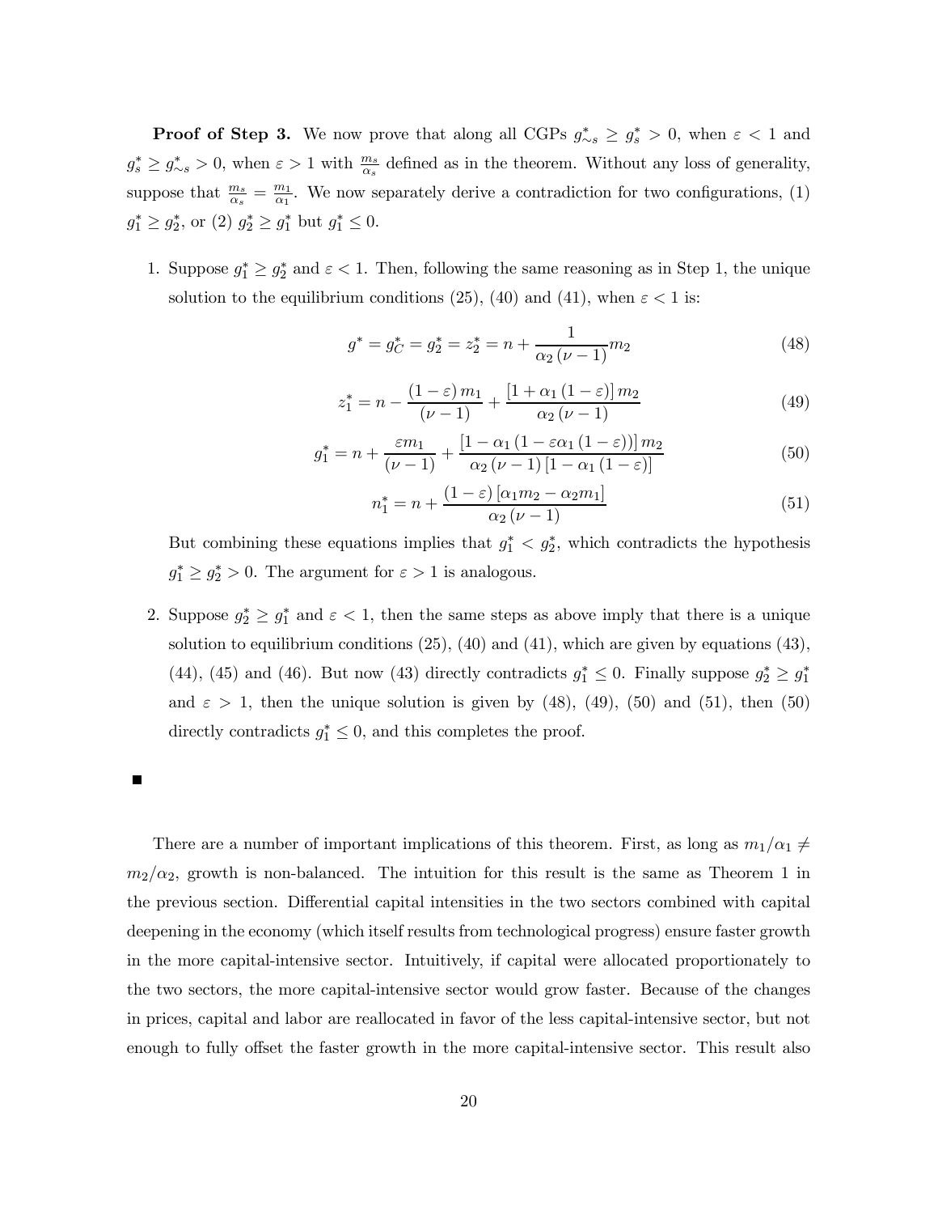**Proof of Step 3.** We now prove that along all CGPs $g^*_{\sim s} \geq g^*_s > 0$, when $\varepsilon < 1$ and $g^*_s \geq g^*_{\sim s} > 0$, when $\varepsilon > 1$ with $\frac{m_s}{\alpha_s}$ defined as in the theorem. Without any loss of generality, suppose that $\frac{m_s}{\alpha_s} = \frac{m_1}{\alpha_1}$. We now separately derive a contradiction for two configurations, (1) $g^*_1 \geq g^*_2$, or (2) $g^*_2 \geq g^*_1$ but $g^*_1 \leq 0$.

1. Suppose $g^*_1 \geq g^*_2$ and $\varepsilon < 1$. Then, following the same reasoning as in Step 1, the unique solution to the equilibrium conditions (25), (40) and (41), when $\varepsilon < 1$ is:

$$g^* = g^*_C = g^*_2 = z^*_2 = n + \frac{1}{\alpha_2 (\nu - 1)} m_2 \tag{48}$$

$$z^*_1 = n - \frac{(1-\varepsilon) m_1}{(\nu - 1)} + \frac{[1 + \alpha_1 (1 - \varepsilon)] m_2}{\alpha_2 (\nu - 1)} \tag{49}$$

$$g^*_1 = n + \frac{\varepsilon m_1}{(\nu - 1)} + \frac{[1 - \alpha_1 (1 - \varepsilon \alpha_1 (1 - \varepsilon))] m_2}{\alpha_2 (\nu - 1) [1 - \alpha_1 (1 - \varepsilon)]} \tag{50}$$

$$n^*_1 = n + \frac{(1 - \varepsilon) [\alpha_1 m_2 - \alpha_2 m_1]}{\alpha_2 (\nu - 1)} \tag{51}$$

But combining these equations implies that $g^*_1 < g^*_2$, which contradicts the hypothesis $g^*_1 \geq g^*_2 > 0$. The argument for $\varepsilon > 1$ is analogous.

2. Suppose $g^*_2 \geq g^*_1$ and $\varepsilon < 1$, then the same steps as above imply that there is a unique solution to equilibrium conditions (25), (40) and (41), which are given by equations (43), (44), (45) and (46). But now (43) directly contradicts $g^*_1 \leq 0$. Finally suppose $g^*_2 \geq g^*_1$ and $\varepsilon > 1$, then the unique solution is given by (48), (49), (50) and (51), then (50) directly contradicts $g^*_1 \leq 0$, and this completes the proof.

■

There are a number of important implications of this theorem. First, as long as $m_1/\alpha_1 \neq m_2/\alpha_2$, growth is non-balanced. The intuition for this result is the same as Theorem 1 in the previous section. Differential capital intensities in the two sectors combined with capital deepening in the economy (which itself results from technological progress) ensure faster growth in the more capital-intensive sector. Intuitively, if capital were allocated proportionately to the two sectors, the more capital-intensive sector would grow faster. Because of the changes in prices, capital and labor are reallocated in favor of the less capital-intensive sector, but not enough to fully offset the faster growth in the more capital-intensive sector. This result also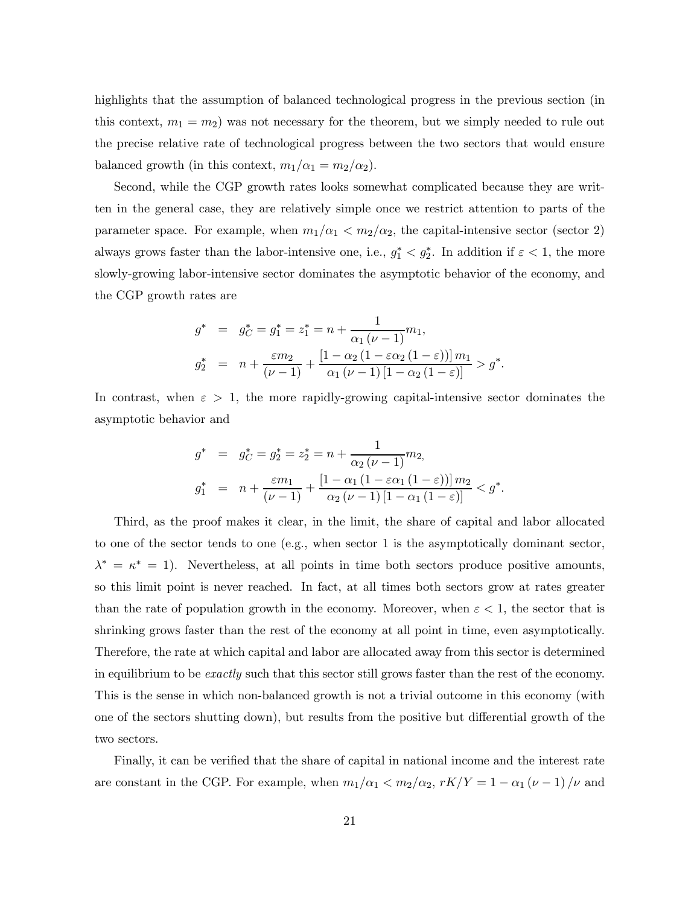highlights that the assumption of balanced technological progress in the previous section (in this context, $m_1 = m_2$) was not necessary for the theorem, but we simply needed to rule out the precise relative rate of technological progress between the two sectors that would ensure balanced growth (in this context, $m_1/\alpha_1 = m_2/\alpha_2$).

Second, while the CGP growth rates looks somewhat complicated because they are written in the general case, they are relatively simple once we restrict attention to parts of the parameter space. For example, when $m_1/\alpha_1 < m_2/\alpha_2$, the capital-intensive sector (sector 2) always grows faster than the labor-intensive one, i.e., $g_1^* < g_2^*$. In addition if $\varepsilon < 1$, the more slowly-growing labor-intensive sector dominates the asymptotic behavior of the economy, and the CGP growth rates are

$$
\begin{aligned}
g^* &= g_C^* = g_1^* = z_1^* = n + \frac{1}{\alpha_1 (\nu - 1)} m_1, \\
g_2^* &= n + \frac{\varepsilon m_2}{(\nu - 1)} + \frac{\left[1 - \alpha_2 \left(1 - \varepsilon \alpha_2 (1 - \varepsilon)\right)\right] m_1}{\alpha_1 (\nu - 1) \left[1 - \alpha_2 (1 - \varepsilon)\right]} > g^*.
\end{aligned}
$$

In contrast, when $\varepsilon > 1$, the more rapidly-growing capital-intensive sector dominates the asymptotic behavior and

$$
\begin{aligned}
g^* &= g_C^* = g_2^* = z_2^* = n + \frac{1}{\alpha_2 (\nu - 1)} m_2, \\
g_1^* &= n + \frac{\varepsilon m_1}{(\nu - 1)} + \frac{\left[1 - \alpha_1 \left(1 - \varepsilon \alpha_1 (1 - \varepsilon)\right)\right] m_2}{\alpha_2 (\nu - 1) \left[1 - \alpha_1 (1 - \varepsilon)\right]} < g^*.
\end{aligned}
$$

Third, as the proof makes it clear, in the limit, the share of capital and labor allocated to one of the sector tends to one (e.g., when sector 1 is the asymptotically dominant sector, $\lambda^* = \kappa^* = 1$). Nevertheless, at all points in time both sectors produce positive amounts, so this limit point is never reached. In fact, at all times both sectors grow at rates greater than the rate of population growth in the economy. Moreover, when $\varepsilon < 1$, the sector that is shrinking grows faster than the rest of the economy at all point in time, even asymptotically. Therefore, the rate at which capital and labor are allocated away from this sector is determined in equilibrium to be *exactly* such that this sector still grows faster than the rest of the economy. This is the sense in which non-balanced growth is not a trivial outcome in this economy (with one of the sectors shutting down), but results from the positive but differential growth of the two sectors.

Finally, it can be verified that the share of capital in national income and the interest rate are constant in the CGP. For example, when $m_1/\alpha_1 < m_2/\alpha_2$, $rK/Y = 1 - \alpha_1 (\nu - 1)/\nu$ and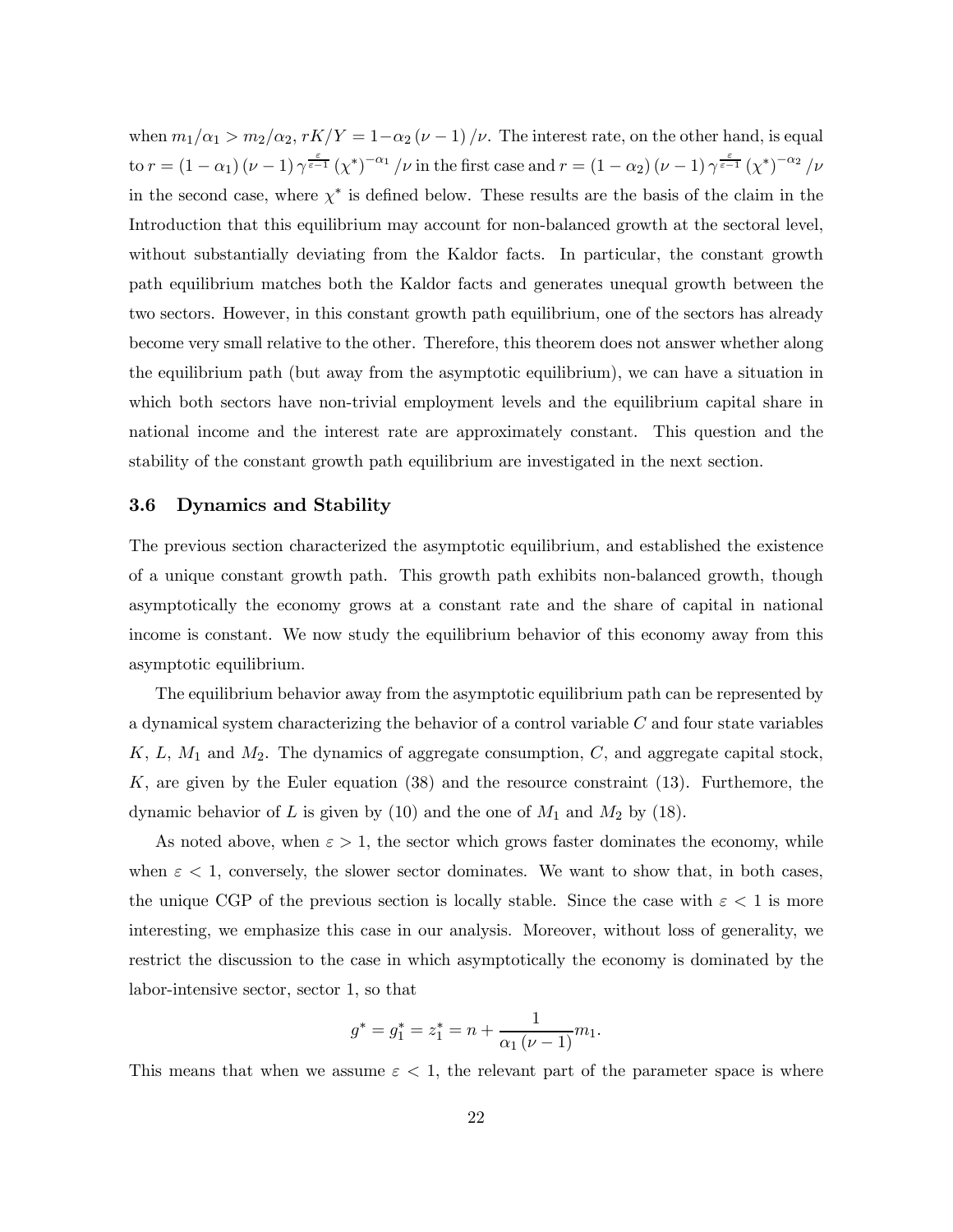when $m_1/\alpha_1 > m_2/\alpha_2$, $rK/Y = 1 - \alpha_2(\nu - 1)/\nu$. The interest rate, on the other hand, is equal to $r = (1-\alpha_1)(\nu-1)\gamma^{\frac{\varepsilon}{\varepsilon-1}}(\chi^*)^{-\alpha_1}/\nu$ in the first case and $r = (1-\alpha_2)(\nu-1)\gamma^{\frac{\varepsilon}{\varepsilon-1}}(\chi^*)^{-\alpha_2}/\nu$ in the second case, where $\chi^*$ is defined below. These results are the basis of the claim in the Introduction that this equilibrium may account for non-balanced growth at the sectoral level, without substantially deviating from the Kaldor facts. In particular, the constant growth path equilibrium matches both the Kaldor facts and generates unequal growth between the two sectors. However, in this constant growth path equilibrium, one of the sectors has already become very small relative to the other. Therefore, this theorem does not answer whether along the equilibrium path (but away from the asymptotic equilibrium), we can have a situation in which both sectors have non-trivial employment levels and the equilibrium capital share in national income and the interest rate are approximately constant. This question and the stability of the constant growth path equilibrium are investigated in the next section.

### 3.6 Dynamics and Stability

The previous section characterized the asymptotic equilibrium, and established the existence of a unique constant growth path. This growth path exhibits non-balanced growth, though asymptotically the economy grows at a constant rate and the share of capital in national income is constant. We now study the equilibrium behavior of this economy away from this asymptotic equilibrium.

The equilibrium behavior away from the asymptotic equilibrium path can be represented by a dynamical system characterizing the behavior of a control variable $C$ and four state variables $K$, $L$, $M_1$ and $M_2$. The dynamics of aggregate consumption, $C$, and aggregate capital stock, $K$, are given by the Euler equation (38) and the resource constraint (13). Furthemore, the dynamic behavior of $L$ is given by (10) and the one of $M_1$ and $M_2$ by (18).

As noted above, when $\varepsilon > 1$, the sector which grows faster dominates the economy, while when $\varepsilon < 1$, conversely, the slower sector dominates. We want to show that, in both cases, the unique CGP of the previous section is locally stable. Since the case with $\varepsilon < 1$ is more interesting, we emphasize this case in our analysis. Moreover, without loss of generality, we restrict the discussion to the case in which asymptotically the economy is dominated by the labor-intensive sector, sector 1, so that

$$g^* = g_1^* = z_1^* = n + \frac{1}{\alpha_1(\nu - 1)}m_1.$$

This means that when we assume $\varepsilon < 1$, the relevant part of the parameter space is where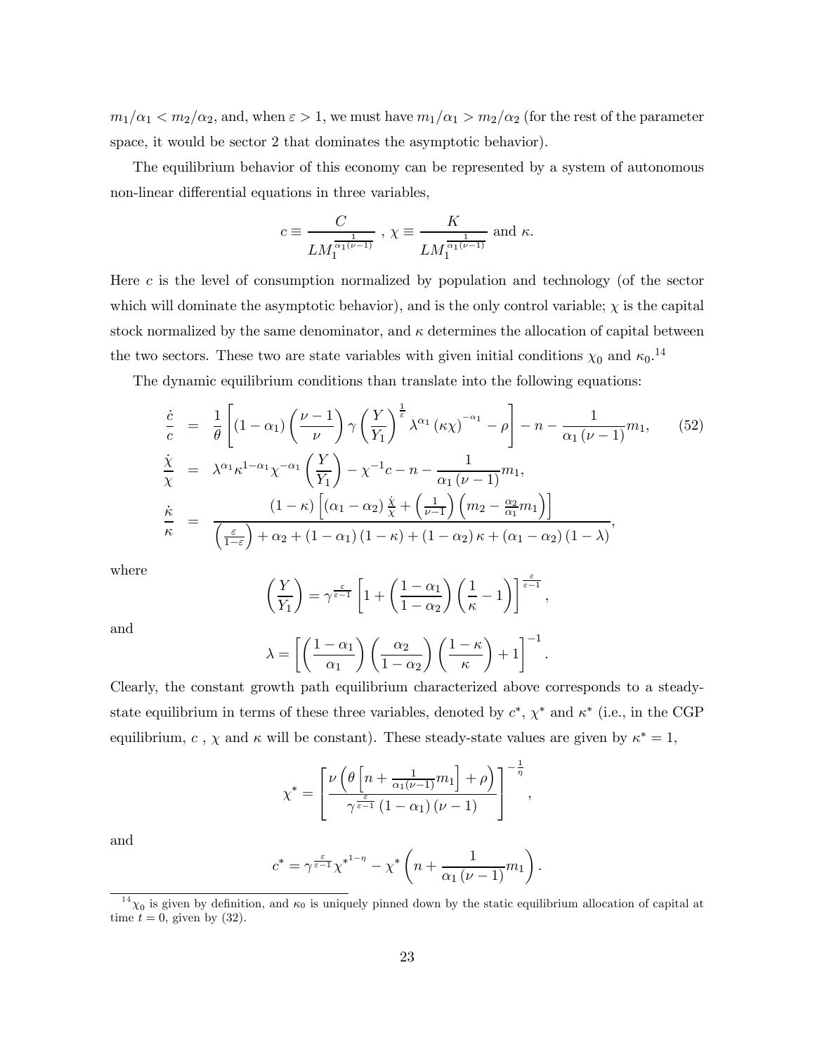$m_1/\alpha_1 < m_2/\alpha_2$, and, when $\varepsilon > 1$, we must have $m_1/\alpha_1 > m_2/\alpha_2$ (for the rest of the parameter space, it would be sector 2 that dominates the asymptotic behavior).

The equilibrium behavior of this economy can be represented by a system of autonomous non-linear differential equations in three variables,

$$c \equiv \frac{C}{LM_1^{\frac{1}{\alpha_1(\nu-1)}}} \text{ , } \chi \equiv \frac{K}{LM_1^{\frac{1}{\alpha_1(\nu-1)}}} \text{ and } \kappa.$$

Here $c$ is the level of consumption normalized by population and technology (of the sector which will dominate the asymptotic behavior), and is the only control variable; $\chi$ is the capital stock normalized by the same denominator, and $\kappa$ determines the allocation of capital between the two sectors. These two are state variables with given initial conditions $\chi_0$ and $\kappa_0$.[14]

The dynamic equilibrium conditions than translate into the following equations:

$$\begin{aligned}
\frac{\dot{c}}{c} &= \frac{1}{\theta}\left[(1-\alpha_1)\left(\frac{\nu-1}{\nu}\right)\gamma\left(\frac{Y}{Y_1}\right)^{\frac{1}{\varepsilon}}\lambda^{\alpha_1}(\kappa\chi)^{-\alpha_1}-\rho\right]-n-\frac{1}{\alpha_1(\nu-1)}m_1, \qquad (52)\\
\frac{\dot{\chi}}{\chi} &= \lambda^{\alpha_1}\kappa^{1-\alpha_1}\chi^{-\alpha_1}\left(\frac{Y}{Y_1}\right)-\chi^{-1}c-n-\frac{1}{\alpha_1(\nu-1)}m_1,\\
\frac{\dot{\kappa}}{\kappa} &= \frac{(1-\kappa)\left[(\alpha_1-\alpha_2)\frac{\dot{\chi}}{\chi}+\left(\frac{1}{\nu-1}\right)\left(m_2-\frac{\alpha_2}{\alpha_1}m_1\right)\right]}{\left(\frac{\varepsilon}{1-\varepsilon}\right)+\alpha_2+(1-\alpha_1)(1-\kappa)+(1-\alpha_2)\kappa+(\alpha_1-\alpha_2)(1-\lambda)},
\end{aligned}$$

where

$$\left(\frac{Y}{Y_1}\right)=\gamma^{\frac{\varepsilon}{\varepsilon-1}}\left[1+\left(\frac{1-\alpha_1}{1-\alpha_2}\right)\left(\frac{1}{\kappa}-1\right)\right]^{\frac{\varepsilon}{\varepsilon-1}},$$

and

$$\lambda=\left[\left(\frac{1-\alpha_1}{\alpha_1}\right)\left(\frac{\alpha_2}{1-\alpha_2}\right)\left(\frac{1-\kappa}{\kappa}\right)+1\right]^{-1}.$$

Clearly, the constant growth path equilibrium characterized above corresponds to a steady-state equilibrium in terms of these three variables, denoted by $c^*$, $\chi^*$ and $\kappa^*$ (i.e., in the CGP equilibrium, $c$ , $\chi$ and $\kappa$ will be constant). These steady-state values are given by $\kappa^* = 1$,

$$\chi^*=\left[\frac{\nu\left(\theta\left[n+\frac{1}{\alpha_1(\nu-1)}m_1\right]+\rho\right)}{\gamma^{\frac{\varepsilon}{\varepsilon-1}}(1-\alpha_1)(\nu-1)}\right]^{-\frac{1}{\eta}},$$

and

$$c^*=\gamma^{\frac{\varepsilon}{\varepsilon-1}}{\chi^*}^{1-\eta}-\chi^*\left(n+\frac{1}{\alpha_1(\nu-1)}m_1\right).$$

[14] $\chi_0$ is given by definition, and $\kappa_0$ is uniquely pinned down by the static equilibrium allocation of capital at time $t = 0$, given by (32).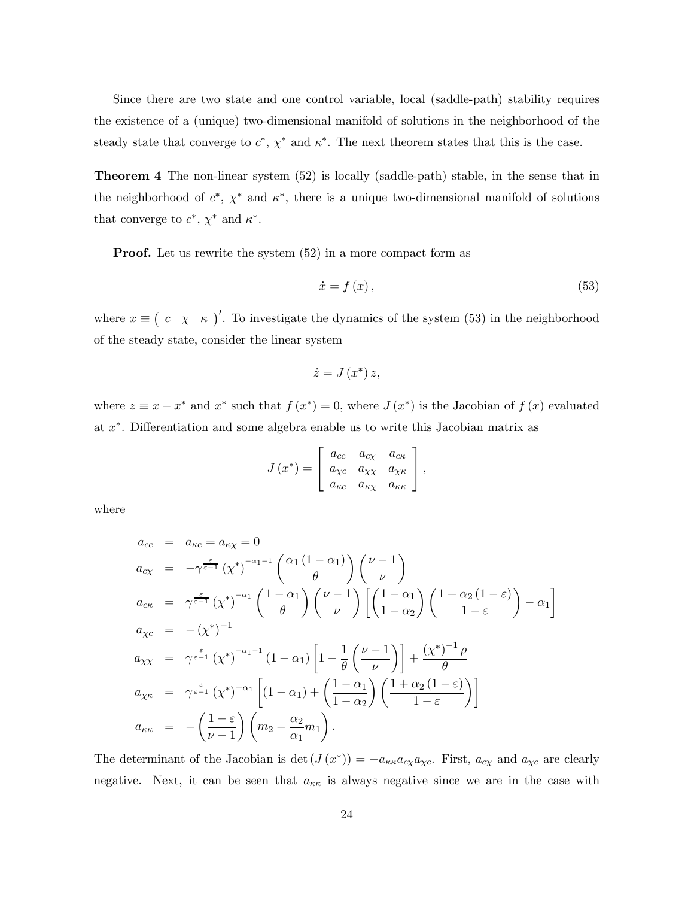Since there are two state and one control variable, local (saddle-path) stability requires the existence of a (unique) two-dimensional manifold of solutions in the neighborhood of the steady state that converge to $c^*$, $\chi^*$ and $\kappa^*$. The next theorem states that this is the case.

**Theorem 4** The non-linear system (52) is locally (saddle-path) stable, in the sense that in the neighborhood of $c^*$, $\chi^*$ and $\kappa^*$, there is a unique two-dimensional manifold of solutions that converge to $c^*$, $\chi^*$ and $\kappa^*$.

**Proof.** Let us rewrite the system (52) in a more compact form as

$$\dot{x} = f(x), \tag{53}$$

where $x \equiv \begin{pmatrix} c & \chi & \kappa \end{pmatrix}'$. To investigate the dynamics of the system (53) in the neighborhood of the steady state, consider the linear system

$$\dot{z} = J(x^*)\, z,$$

where $z \equiv x - x^*$ and $x^*$ such that $f(x^*) = 0$, where $J(x^*)$ is the Jacobian of $f(x)$ evaluated at $x^*$. Differentiation and some algebra enable us to write this Jacobian matrix as

$$J(x^*) = \begin{bmatrix} a_{cc} & a_{c\chi} & a_{c\kappa} \\ a_{\chi c} & a_{\chi\chi} & a_{\chi\kappa} \\ a_{\kappa c} & a_{\kappa\chi} & a_{\kappa\kappa} \end{bmatrix},$$

where

$$\begin{aligned}
a_{cc} &= a_{\kappa c} = a_{\kappa\chi} = 0 \\
a_{c\chi} &= -\gamma^{\frac{\varepsilon}{\varepsilon-1}} (\chi^*)^{-\alpha_1-1} \left(\frac{\alpha_1(1-\alpha_1)}{\theta}\right)\left(\frac{\nu-1}{\nu}\right) \\
a_{c\kappa} &= \gamma^{\frac{\varepsilon}{\varepsilon-1}} (\chi^*)^{-\alpha_1} \left(\frac{1-\alpha_1}{\theta}\right)\left(\frac{\nu-1}{\nu}\right)\left[\left(\frac{1-\alpha_1}{1-\alpha_2}\right)\left(\frac{1+\alpha_2(1-\varepsilon)}{1-\varepsilon}\right) - \alpha_1\right] \\
a_{\chi c} &= -(\chi^*)^{-1} \\
a_{\chi\chi} &= \gamma^{\frac{\varepsilon}{\varepsilon-1}} (\chi^*)^{-\alpha_1-1} (1-\alpha_1)\left[1 - \frac{1}{\theta}\left(\frac{\nu-1}{\nu}\right)\right] + \frac{(\chi^*)^{-1}\rho}{\theta} \\
a_{\chi\kappa} &= \gamma^{\frac{\varepsilon}{\varepsilon-1}} (\chi^*)^{-\alpha_1}\left[(1-\alpha_1) + \left(\frac{1-\alpha_1}{1-\alpha_2}\right)\left(\frac{1+\alpha_2(1-\varepsilon)}{1-\varepsilon}\right)\right] \\
a_{\kappa\kappa} &= -\left(\frac{1-\varepsilon}{\nu-1}\right)\left(m_2 - \frac{\alpha_2}{\alpha_1} m_1\right).
\end{aligned}$$

The determinant of the Jacobian is $\det(J(x^*)) = -a_{\kappa\kappa} a_{c\chi} a_{\chi c}$. First, $a_{c\chi}$ and $a_{\chi c}$ are clearly negative. Next, it can be seen that $a_{\kappa\kappa}$ is always negative since we are in the case with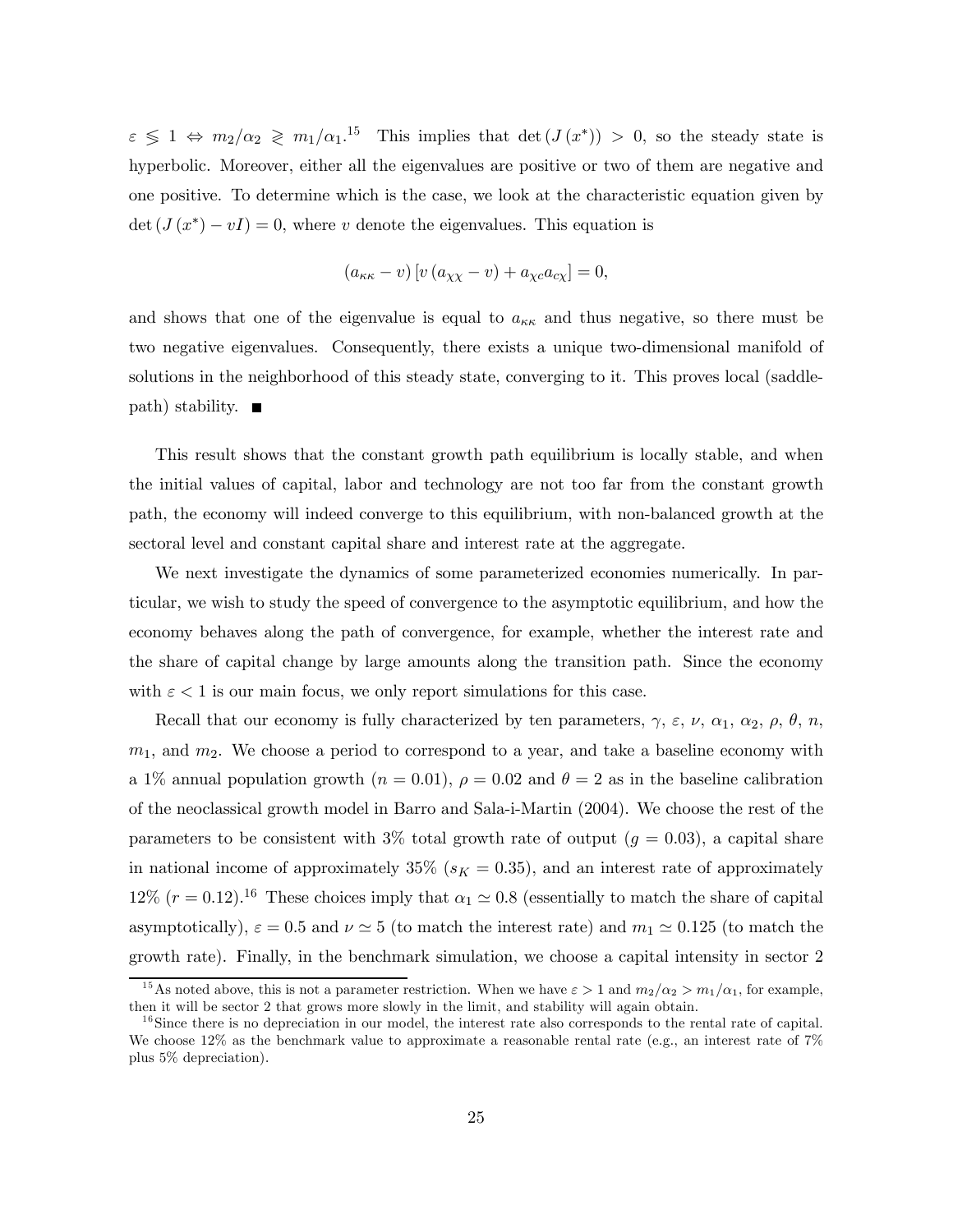$\varepsilon \lessgtr 1 \Leftrightarrow m_2/\alpha_2 \gtrless m_1/\alpha_1$.[15] This implies that $\det(J(x^*)) > 0$, so the steady state is hyperbolic. Moreover, either all the eigenvalues are positive or two of them are negative and one positive. To determine which is the case, we look at the characteristic equation given by $\det(J(x^*) - vI) = 0$, where $v$ denote the eigenvalues. This equation is

$$(a_{\kappa\kappa} - v)\left[v\left(a_{\chi\chi} - v\right) + a_{\chi c} a_{c\chi}\right] = 0,$$

and shows that one of the eigenvalue is equal to $a_{\kappa\kappa}$ and thus negative, so there must be two negative eigenvalues. Consequently, there exists a unique two-dimensional manifold of solutions in the neighborhood of this steady state, converging to it. This proves local (saddle-path) stability. ■

This result shows that the constant growth path equilibrium is locally stable, and when the initial values of capital, labor and technology are not too far from the constant growth path, the economy will indeed converge to this equilibrium, with non-balanced growth at the sectoral level and constant capital share and interest rate at the aggregate.

We next investigate the dynamics of some parameterized economies numerically. In particular, we wish to study the speed of convergence to the asymptotic equilibrium, and how the economy behaves along the path of convergence, for example, whether the interest rate and the share of capital change by large amounts along the transition path. Since the economy with $\varepsilon < 1$ is our main focus, we only report simulations for this case.

Recall that our economy is fully characterized by ten parameters, $\gamma$, $\varepsilon$, $\nu$, $\alpha_1$, $\alpha_2$, $\rho$, $\theta$, $n$, $m_1$, and $m_2$. We choose a period to correspond to a year, and take a baseline economy with a 1% annual population growth ($n = 0.01$), $\rho = 0.02$ and $\theta = 2$ as in the baseline calibration of the neoclassical growth model in Barro and Sala-i-Martin (2004). We choose the rest of the parameters to be consistent with 3% total growth rate of output ($g = 0.03$), a capital share in national income of approximately 35% ($s_K = 0.35$), and an interest rate of approximately 12% ($r = 0.12$).[16] These choices imply that $\alpha_1 \simeq 0.8$ (essentially to match the share of capital asymptotically), $\varepsilon = 0.5$ and $\nu \simeq 5$ (to match the interest rate) and $m_1 \simeq 0.125$ (to match the growth rate). Finally, in the benchmark simulation, we choose a capital intensity in sector 2

[15] As noted above, this is not a parameter restriction. When we have $\varepsilon > 1$ and $m_2/\alpha_2 > m_1/\alpha_1$, for example, then it will be sector 2 that grows more slowly in the limit, and stability will again obtain.

[16] Since there is no depreciation in our model, the interest rate also corresponds to the rental rate of capital. We choose 12% as the benchmark value to approximate a reasonable rental rate (e.g., an interest rate of 7% plus 5% depreciation).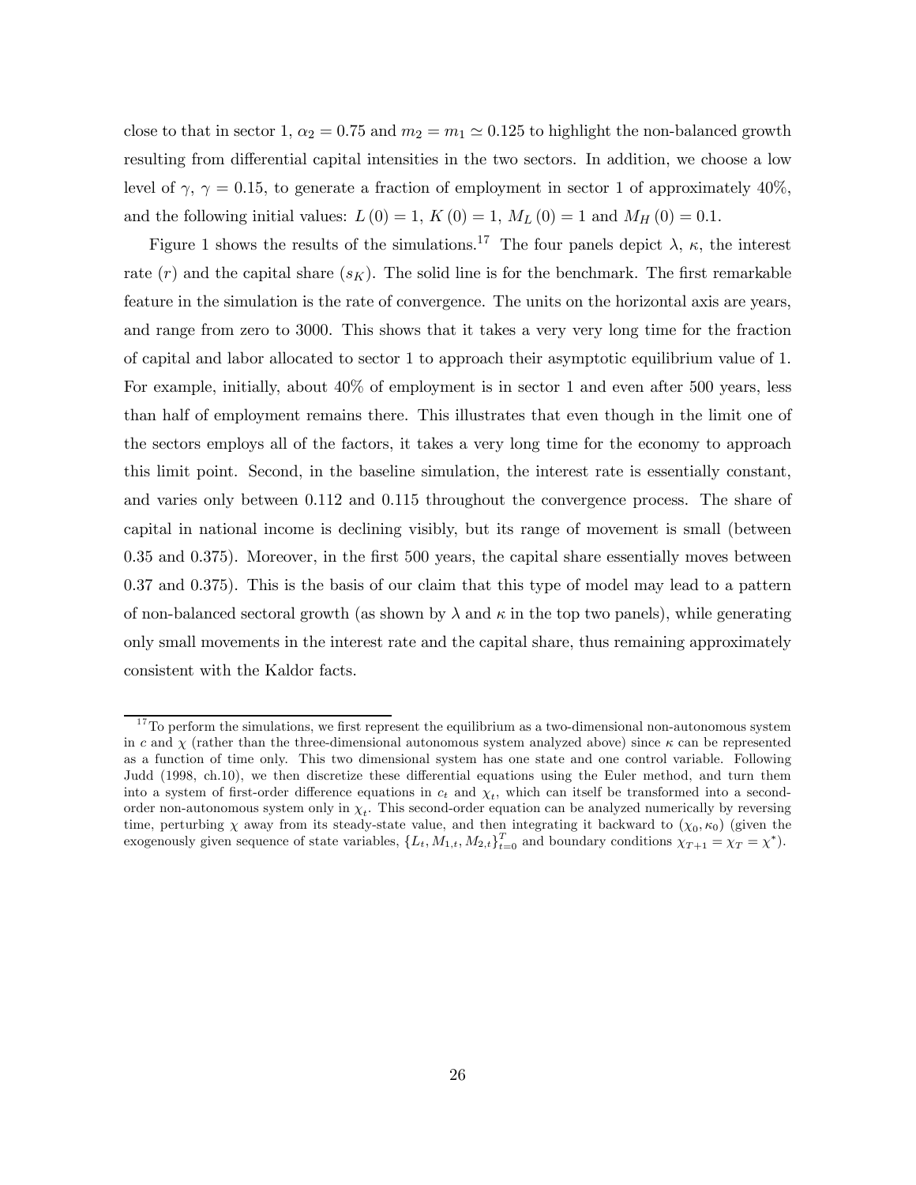close to that in sector 1, $\alpha_2 = 0.75$ and $m_2 = m_1 \simeq 0.125$ to highlight the non-balanced growth resulting from differential capital intensities in the two sectors. In addition, we choose a low level of $\gamma$, $\gamma = 0.15$, to generate a fraction of employment in sector 1 of approximately 40%, and the following initial values: $L(0) = 1$, $K(0) = 1$, $M_L(0) = 1$ and $M_H(0) = 0.1$.

Figure 1 shows the results of the simulations.[17] The four panels depict $\lambda$, $\kappa$, the interest rate ($r$) and the capital share ($s_K$). The solid line is for the benchmark. The first remarkable feature in the simulation is the rate of convergence. The units on the horizontal axis are years, and range from zero to 3000. This shows that it takes a very very long time for the fraction of capital and labor allocated to sector 1 to approach their asymptotic equilibrium value of 1. For example, initially, about 40% of employment is in sector 1 and even after 500 years, less than half of employment remains there. This illustrates that even though in the limit one of the sectors employs all of the factors, it takes a very long time for the economy to approach this limit point. Second, in the baseline simulation, the interest rate is essentially constant, and varies only between 0.112 and 0.115 throughout the convergence process. The share of capital in national income is declining visibly, but its range of movement is small (between 0.35 and 0.375). Moreover, in the first 500 years, the capital share essentially moves between 0.37 and 0.375). This is the basis of our claim that this type of model may lead to a pattern of non-balanced sectoral growth (as shown by $\lambda$ and $\kappa$ in the top two panels), while generating only small movements in the interest rate and the capital share, thus remaining approximately consistent with the Kaldor facts.

[17] To perform the simulations, we first represent the equilibrium as a two-dimensional non-autonomous system in $c$ and $\chi$ (rather than the three-dimensional autonomous system analyzed above) since $\kappa$ can be represented as a function of time only. This two dimensional system has one state and one control variable. Following Judd (1998, ch.10), we then discretize these differential equations using the Euler method, and turn them into a system of first-order difference equations in $c_t$ and $\chi_t$, which can itself be transformed into a second-order non-autonomous system only in $\chi_t$. This second-order equation can be analyzed numerically by reversing time, perturbing $\chi$ away from its steady-state value, and then integrating it backward to $(\chi_0, \kappa_0)$ (given the exogenously given sequence of state variables, $\{L_t, M_{1,t}, M_{2,t}\}_{t=0}^{T}$ and boundary conditions $\chi_{T+1} = \chi_T = \chi^*$).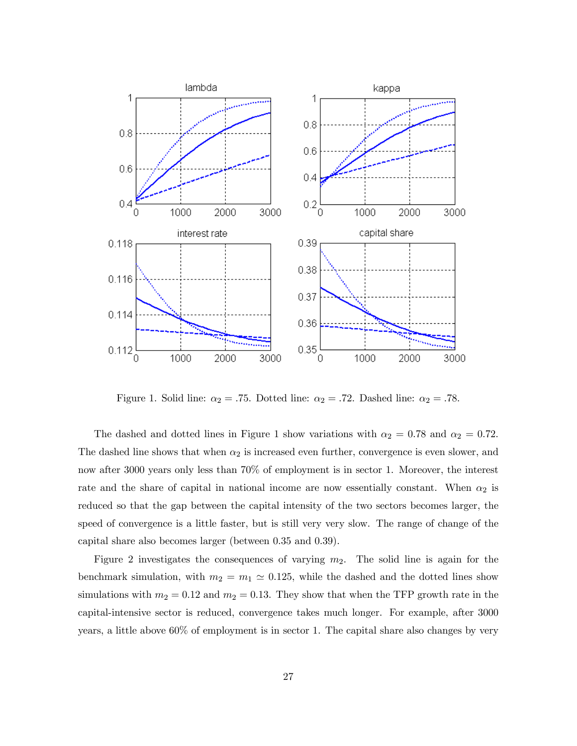Figure 1. Solid line: $\alpha_2 = .75$. Dotted line: $\alpha_2 = .72$. Dashed line: $\alpha_2 = .78$.

The dashed and dotted lines in Figure 1 show variations with $\alpha_2 = 0.78$ and $\alpha_2 = 0.72$. The dashed line shows that when $\alpha_2$ is increased even further, convergence is even slower, and now after 3000 years only less than 70% of employment is in sector 1. Moreover, the interest rate and the share of capital in national income are now essentially constant. When $\alpha_2$ is reduced so that the gap between the capital intensity of the two sectors becomes larger, the speed of convergence is a little faster, but is still very very slow. The range of change of the capital share also becomes larger (between 0.35 and 0.39).

Figure 2 investigates the consequences of varying $m_2$. The solid line is again for the benchmark simulation, with $m_2 = m_1 \simeq 0.125$, while the dashed and the dotted lines show simulations with $m_2 = 0.12$ and $m_2 = 0.13$. They show that when the TFP growth rate in the capital-intensive sector is reduced, convergence takes much longer. For example, after 3000 years, a little above 60% of employment is in sector 1. The capital share also changes by very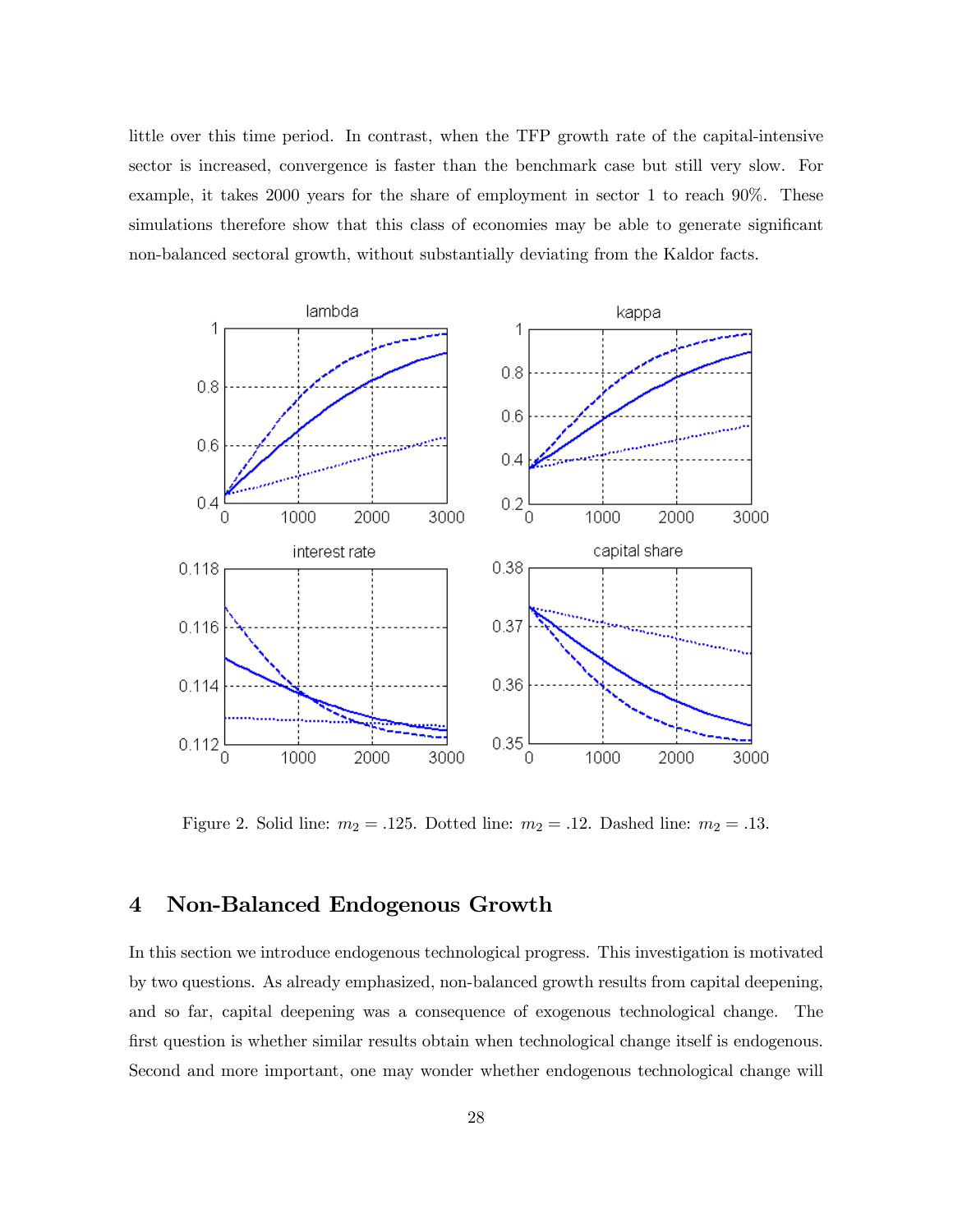little over this time period. In contrast, when the TFP growth rate of the capital-intensive sector is increased, convergence is faster than the benchmark case but still very slow. For example, it takes 2000 years for the share of employment in sector 1 to reach 90%. These simulations therefore show that this class of economies may be able to generate significant non-balanced sectoral growth, without substantially deviating from the Kaldor facts.

Figure 2. Solid line: $m_2 = .125$. Dotted line: $m_2 = .12$. Dashed line: $m_2 = .13$.

## 4 Non-Balanced Endogenous Growth

In this section we introduce endogenous technological progress. This investigation is motivated by two questions. As already emphasized, non-balanced growth results from capital deepening, and so far, capital deepening was a consequence of exogenous technological change. The first question is whether similar results obtain when technological change itself is endogenous. Second and more important, one may wonder whether endogenous technological change will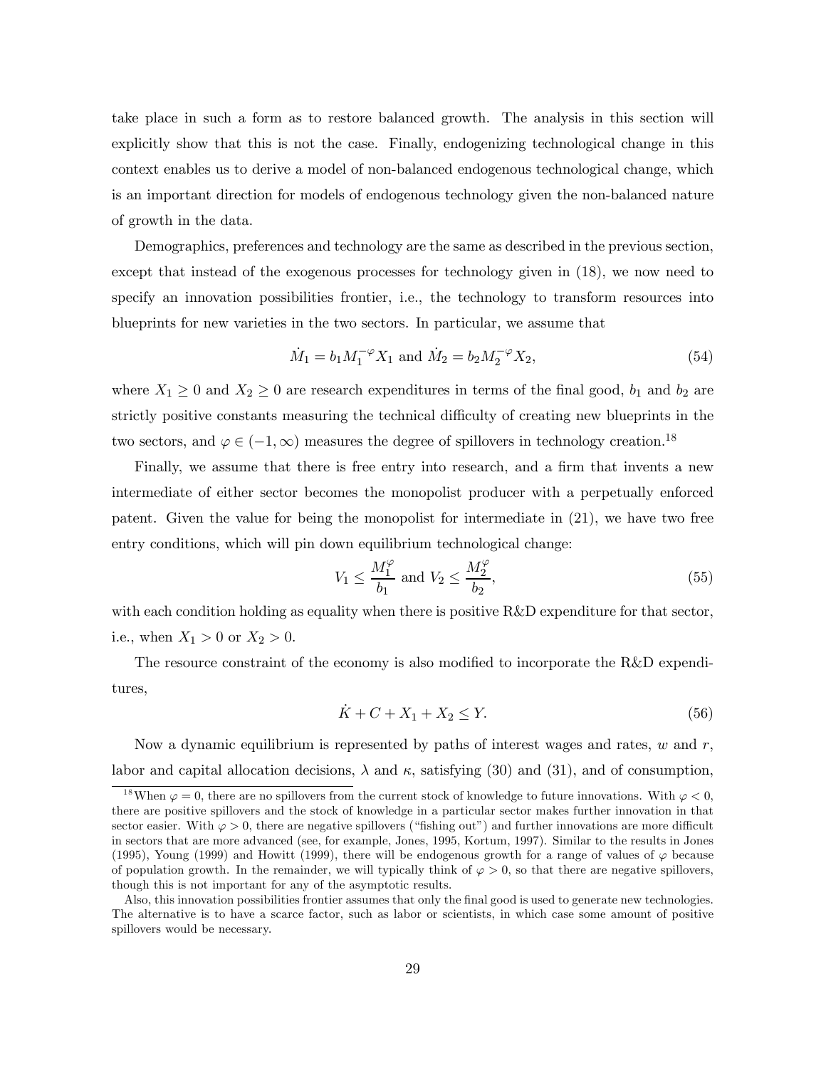take place in such a form as to restore balanced growth. The analysis in this section will explicitly show that this is not the case. Finally, endogenizing technological change in this context enables us to derive a model of non-balanced endogenous technological change, which is an important direction for models of endogenous technology given the non-balanced nature of growth in the data.

Demographics, preferences and technology are the same as described in the previous section, except that instead of the exogenous processes for technology given in (18), we now need to specify an innovation possibilities frontier, i.e., the technology to transform resources into blueprints for new varieties in the two sectors. In particular, we assume that

$$\dot{M}_1 = b_1 M_1^{-\varphi} X_1 \text{ and } \dot{M}_2 = b_2 M_2^{-\varphi} X_2, \tag{54}$$

where $X_1 \geq 0$ and $X_2 \geq 0$ are research expenditures in terms of the final good, $b_1$ and $b_2$ are strictly positive constants measuring the technical difficulty of creating new blueprints in the two sectors, and $\varphi \in (-1, \infty)$ measures the degree of spillovers in technology creation.[18]

Finally, we assume that there is free entry into research, and a firm that invents a new intermediate of either sector becomes the monopolist producer with a perpetually enforced patent. Given the value for being the monopolist for intermediate in (21), we have two free entry conditions, which will pin down equilibrium technological change:

$$V_1 \leq \frac{M_1^{\varphi}}{b_1} \text{ and } V_2 \leq \frac{M_2^{\varphi}}{b_2}, \tag{55}$$

with each condition holding as equality when there is positive R&D expenditure for that sector, i.e., when $X_1 > 0$ or $X_2 > 0$.

The resource constraint of the economy is also modified to incorporate the R&D expenditures,

$$\dot{K} + C + X_1 + X_2 \leq Y. \tag{56}$$

Now a dynamic equilibrium is represented by paths of interest wages and rates, $w$ and $r$, labor and capital allocation decisions, $\lambda$ and $\kappa$, satisfying (30) and (31), and of consumption,

---

[18] When $\varphi = 0$, there are no spillovers from the current stock of knowledge to future innovations. With $\varphi < 0$, there are positive spillovers and the stock of knowledge in a particular sector makes further innovation in that sector easier. With $\varphi > 0$, there are negative spillovers ("fishing out") and further innovations are more difficult in sectors that are more advanced (see, for example, Jones, 1995, Kortum, 1997). Similar to the results in Jones (1995), Young (1999) and Howitt (1999), there will be endogenous growth for a range of values of $\varphi$ because of population growth. In the remainder, we will typically think of $\varphi > 0$, so that there are negative spillovers, though this is not important for any of the asymptotic results.

Also, this innovation possibilities frontier assumes that only the final good is used to generate new technologies. The alternative is to have a scarce factor, such as labor or scientists, in which case some amount of positive spillovers would be necessary.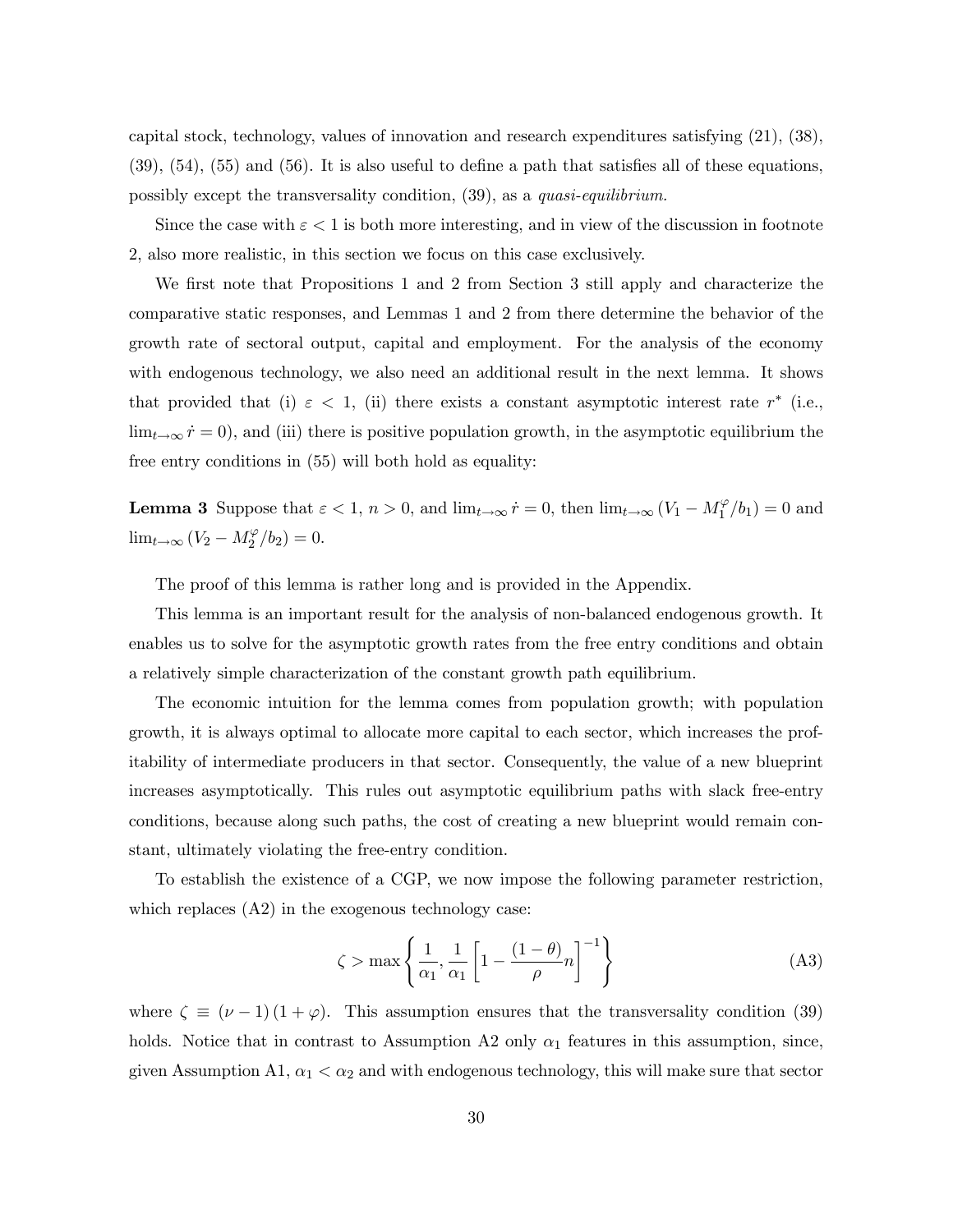capital stock, technology, values of innovation and research expenditures satisfying (21), (38), (39), (54), (55) and (56). It is also useful to define a path that satisfies all of these equations, possibly except the transversality condition, (39), as a *quasi-equilibrium.*

Since the case with $\varepsilon < 1$ is both more interesting, and in view of the discussion in footnote 2, also more realistic, in this section we focus on this case exclusively.

We first note that Propositions 1 and 2 from Section 3 still apply and characterize the comparative static responses, and Lemmas 1 and 2 from there determine the behavior of the growth rate of sectoral output, capital and employment. For the analysis of the economy with endogenous technology, we also need an additional result in the next lemma. It shows that provided that (i) $\varepsilon < 1$, (ii) there exists a constant asymptotic interest rate $r^*$ (i.e., $\lim_{t\to\infty} \dot{r} = 0$), and (iii) there is positive population growth, in the asymptotic equilibrium the free entry conditions in (55) will both hold as equality:

**Lemma 3** Suppose that $\varepsilon < 1$, $n > 0$, and $\lim_{t\to\infty} \dot{r} = 0$, then $\lim_{t\to\infty} (V_1 - M_1^{\varphi}/b_1) = 0$ and $\lim_{t\to\infty} (V_2 - M_2^{\varphi}/b_2) = 0$.

The proof of this lemma is rather long and is provided in the Appendix.

This lemma is an important result for the analysis of non-balanced endogenous growth. It enables us to solve for the asymptotic growth rates from the free entry conditions and obtain a relatively simple characterization of the constant growth path equilibrium.

The economic intuition for the lemma comes from population growth; with population growth, it is always optimal to allocate more capital to each sector, which increases the profitability of intermediate producers in that sector. Consequently, the value of a new blueprint increases asymptotically. This rules out asymptotic equilibrium paths with slack free-entry conditions, because along such paths, the cost of creating a new blueprint would remain constant, ultimately violating the free-entry condition.

To establish the existence of a CGP, we now impose the following parameter restriction, which replaces (A2) in the exogenous technology case:

$$\zeta > \max\left\{\frac{1}{\alpha_1}, \frac{1}{\alpha_1}\left[1 - \frac{(1-\theta)}{\rho}n\right]^{-1}\right\} \tag{A3}$$

where $\zeta \equiv (\nu - 1)(1 + \varphi)$. This assumption ensures that the transversality condition (39) holds. Notice that in contrast to Assumption A2 only $\alpha_1$ features in this assumption, since, given Assumption A1, $\alpha_1 < \alpha_2$ and with endogenous technology, this will make sure that sector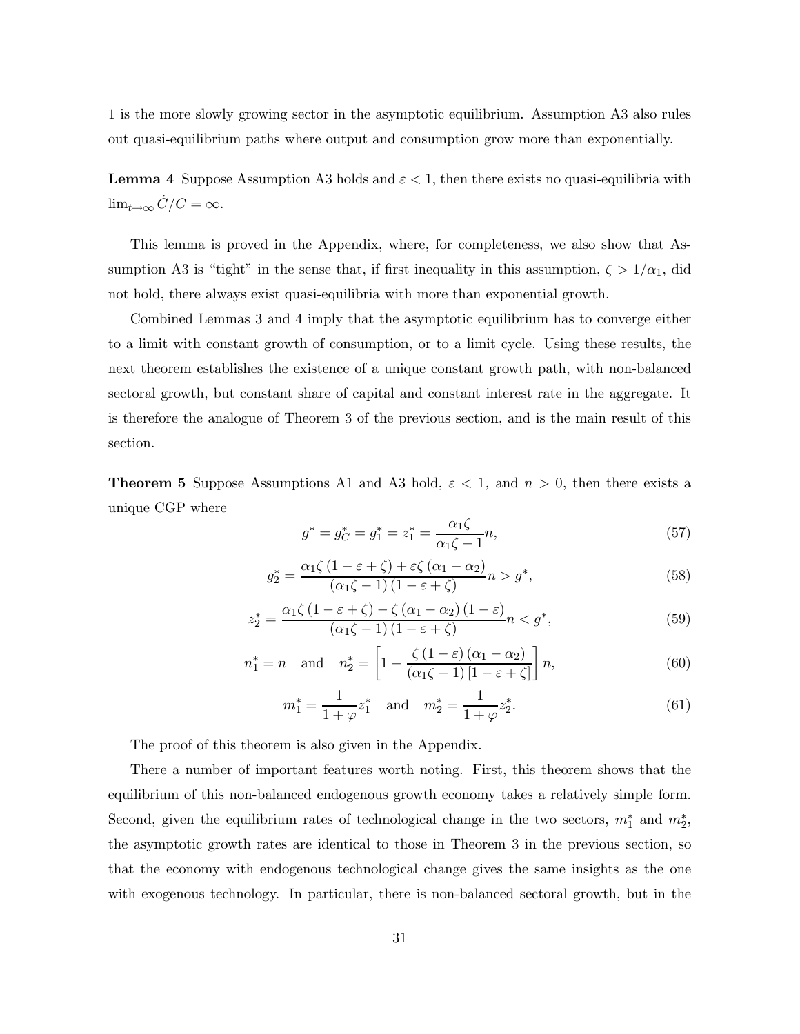1 is the more slowly growing sector in the asymptotic equilibrium. Assumption A3 also rules out quasi-equilibrium paths where output and consumption grow more than exponentially.

**Lemma 4** Suppose Assumption A3 holds and $\varepsilon < 1$, then there exists no quasi-equilibria with $\lim_{t\to\infty} \dot{C}/C = \infty$.

This lemma is proved in the Appendix, where, for completeness, we also show that Assumption A3 is "tight" in the sense that, if first inequality in this assumption, $\zeta > 1/\alpha_1$, did not hold, there always exist quasi-equilibria with more than exponential growth.

Combined Lemmas 3 and 4 imply that the asymptotic equilibrium has to converge either to a limit with constant growth of consumption, or to a limit cycle. Using these results, the next theorem establishes the existence of a unique constant growth path, with non-balanced sectoral growth, but constant share of capital and constant interest rate in the aggregate. It is therefore the analogue of Theorem 3 of the previous section, and is the main result of this section.

**Theorem 5** Suppose Assumptions A1 and A3 hold, $\varepsilon < 1$, and $n > 0$, then there exists a unique CGP where

$$g^* = g_C^* = g_1^* = z_1^* = \frac{\alpha_1 \zeta}{\alpha_1 \zeta - 1} n, \tag{57}$$

$$g_2^* = \frac{\alpha_1 \zeta (1 - \varepsilon + \zeta) + \varepsilon \zeta (\alpha_1 - \alpha_2)}{(\alpha_1 \zeta - 1)(1 - \varepsilon + \zeta)} n > g^*, \tag{58}$$

$$z_2^* = \frac{\alpha_1 \zeta (1 - \varepsilon + \zeta) - \zeta (\alpha_1 - \alpha_2)(1 - \varepsilon)}{(\alpha_1 \zeta - 1)(1 - \varepsilon + \zeta)} n < g^*, \tag{59}$$

$$n_1^* = n \quad \text{and} \quad n_2^* = \left[1 - \frac{\zeta (1 - \varepsilon)(\alpha_1 - \alpha_2)}{(\alpha_1 \zeta - 1)[1 - \varepsilon + \zeta]}\right] n, \tag{60}$$

$$m_1^* = \frac{1}{1 + \varphi} z_1^* \quad \text{and} \quad m_2^* = \frac{1}{1 + \varphi} z_2^*. \tag{61}$$

The proof of this theorem is also given in the Appendix.

There a number of important features worth noting. First, this theorem shows that the equilibrium of this non-balanced endogenous growth economy takes a relatively simple form. Second, given the equilibrium rates of technological change in the two sectors, $m_1^*$ and $m_2^*$, the asymptotic growth rates are identical to those in Theorem 3 in the previous section, so that the economy with endogenous technological change gives the same insights as the one with exogenous technology. In particular, there is non-balanced sectoral growth, but in the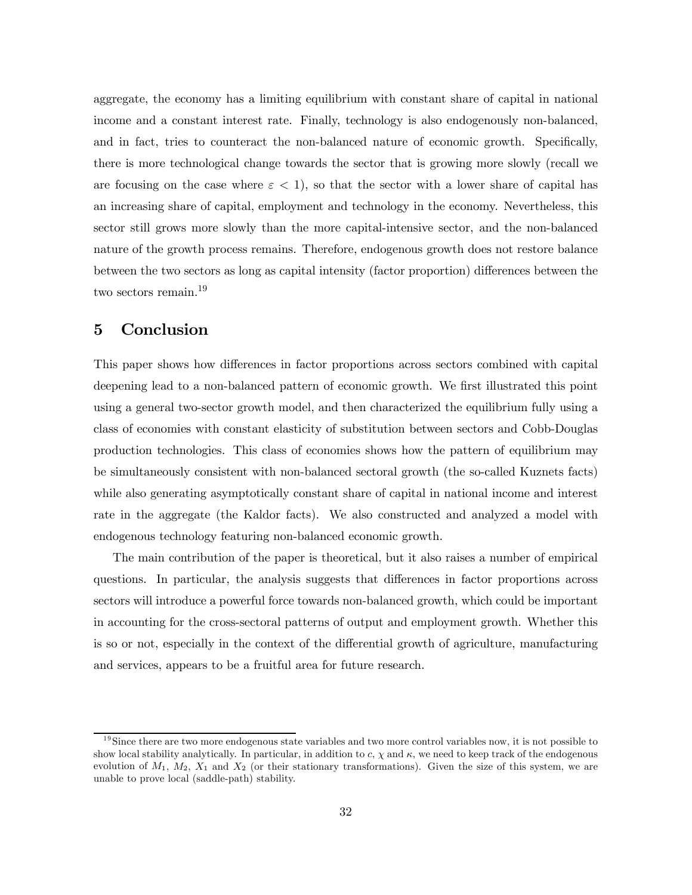aggregate, the economy has a limiting equilibrium with constant share of capital in national income and a constant interest rate. Finally, technology is also endogenously non-balanced, and in fact, tries to counteract the non-balanced nature of economic growth. Specifically, there is more technological change towards the sector that is growing more slowly (recall we are focusing on the case where $\varepsilon < 1$), so that the sector with a lower share of capital has an increasing share of capital, employment and technology in the economy. Nevertheless, this sector still grows more slowly than the more capital-intensive sector, and the non-balanced nature of the growth process remains. Therefore, endogenous growth does not restore balance between the two sectors as long as capital intensity (factor proportion) differences between the two sectors remain.[19]

# 5 Conclusion

This paper shows how differences in factor proportions across sectors combined with capital deepening lead to a non-balanced pattern of economic growth. We first illustrated this point using a general two-sector growth model, and then characterized the equilibrium fully using a class of economies with constant elasticity of substitution between sectors and Cobb-Douglas production technologies. This class of economies shows how the pattern of equilibrium may be simultaneously consistent with non-balanced sectoral growth (the so-called Kuznets facts) while also generating asymptotically constant share of capital in national income and interest rate in the aggregate (the Kaldor facts). We also constructed and analyzed a model with endogenous technology featuring non-balanced economic growth.

The main contribution of the paper is theoretical, but it also raises a number of empirical questions. In particular, the analysis suggests that differences in factor proportions across sectors will introduce a powerful force towards non-balanced growth, which could be important in accounting for the cross-sectoral patterns of output and employment growth. Whether this is so or not, especially in the context of the differential growth of agriculture, manufacturing and services, appears to be a fruitful area for future research.

---

[19] Since there are two more endogenous state variables and two more control variables now, it is not possible to show local stability analytically. In particular, in addition to $c$, $\chi$ and $\kappa$, we need to keep track of the endogenous evolution of $M_1$, $M_2$, $X_1$ and $X_2$ (or their stationary transformations). Given the size of this system, we are unable to prove local (saddle-path) stability.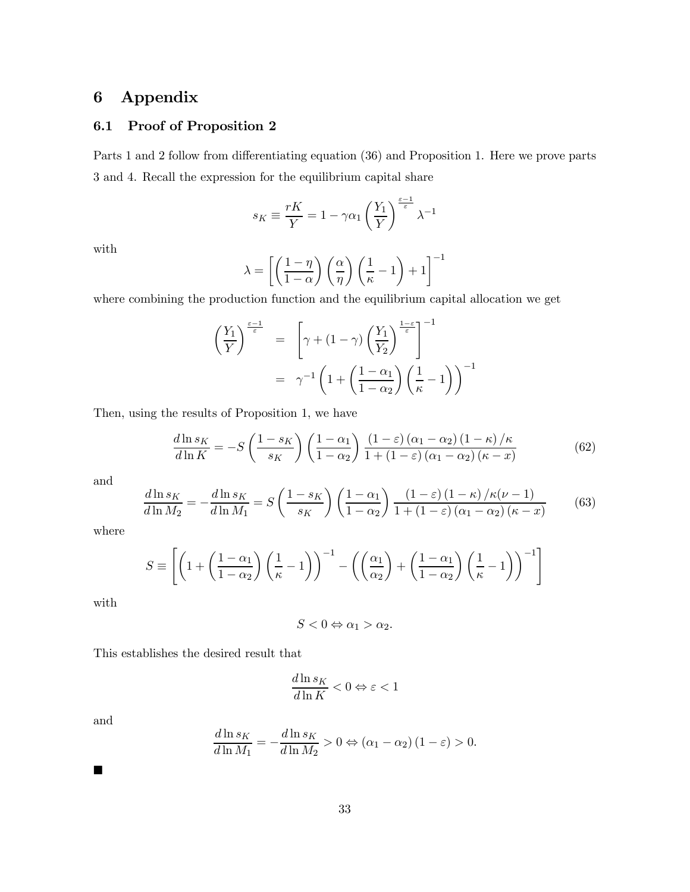# 6 Appendix

## 6.1 Proof of Proposition 2

Parts 1 and 2 follow from differentiating equation (36) and Proposition 1. Here we prove parts 3 and 4. Recall the expression for the equilibrium capital share

$$s_K \equiv \frac{rK}{Y} = 1 - \gamma\alpha_1 \left(\frac{Y_1}{Y}\right)^{\frac{\varepsilon-1}{\varepsilon}} \lambda^{-1}$$

with

$$\lambda = \left[\left(\frac{1-\eta}{1-\alpha}\right)\left(\frac{\alpha}{\eta}\right)\left(\frac{1}{\kappa}-1\right)+1\right]^{-1}$$

where combining the production function and the equilibrium capital allocation we get

$$\begin{aligned}\left(\frac{Y_1}{Y}\right)^{\frac{\varepsilon-1}{\varepsilon}} &= \left[\gamma + (1-\gamma)\left(\frac{Y_1}{Y_2}\right)^{\frac{1-\varepsilon}{\varepsilon}}\right]^{-1} \\ &= \gamma^{-1}\left(1+\left(\frac{1-\alpha_1}{1-\alpha_2}\right)\left(\frac{1}{\kappa}-1\right)\right)^{-1}\end{aligned}$$

Then, using the results of Proposition 1, we have

$$\frac{d\ln s_K}{d\ln K} = -S\left(\frac{1-s_K}{s_K}\right)\left(\frac{1-\alpha_1}{1-\alpha_2}\right)\frac{(1-\varepsilon)(\alpha_1-\alpha_2)(1-\kappa)/\kappa}{1+(1-\varepsilon)(\alpha_1-\alpha_2)(\kappa-x)} \tag{62}$$

and

$$\frac{d\ln s_K}{d\ln M_2} = -\frac{d\ln s_K}{d\ln M_1} = S\left(\frac{1-s_K}{s_K}\right)\left(\frac{1-\alpha_1}{1-\alpha_2}\right)\frac{(1-\varepsilon)(1-\kappa)/\kappa(\nu-1)}{1+(1-\varepsilon)(\alpha_1-\alpha_2)(\kappa-x)} \tag{63}$$

where

$$S \equiv \left[\left(1+\left(\frac{1-\alpha_1}{1-\alpha_2}\right)\left(\frac{1}{\kappa}-1\right)\right)^{-1} - \left(\left(\frac{\alpha_1}{\alpha_2}\right)+\left(\frac{1-\alpha_1}{1-\alpha_2}\right)\left(\frac{1}{\kappa}-1\right)\right)^{-1}\right]$$

with

$$S < 0 \Leftrightarrow \alpha_1 > \alpha_2.$$

This establishes the desired result that

$$\frac{d\ln s_K}{d\ln K} < 0 \Leftrightarrow \varepsilon < 1$$

and

$$\frac{d\ln s_K}{d\ln M_1} = -\frac{d\ln s_K}{d\ln M_2} > 0 \Leftrightarrow (\alpha_1-\alpha_2)(1-\varepsilon) > 0.$$

■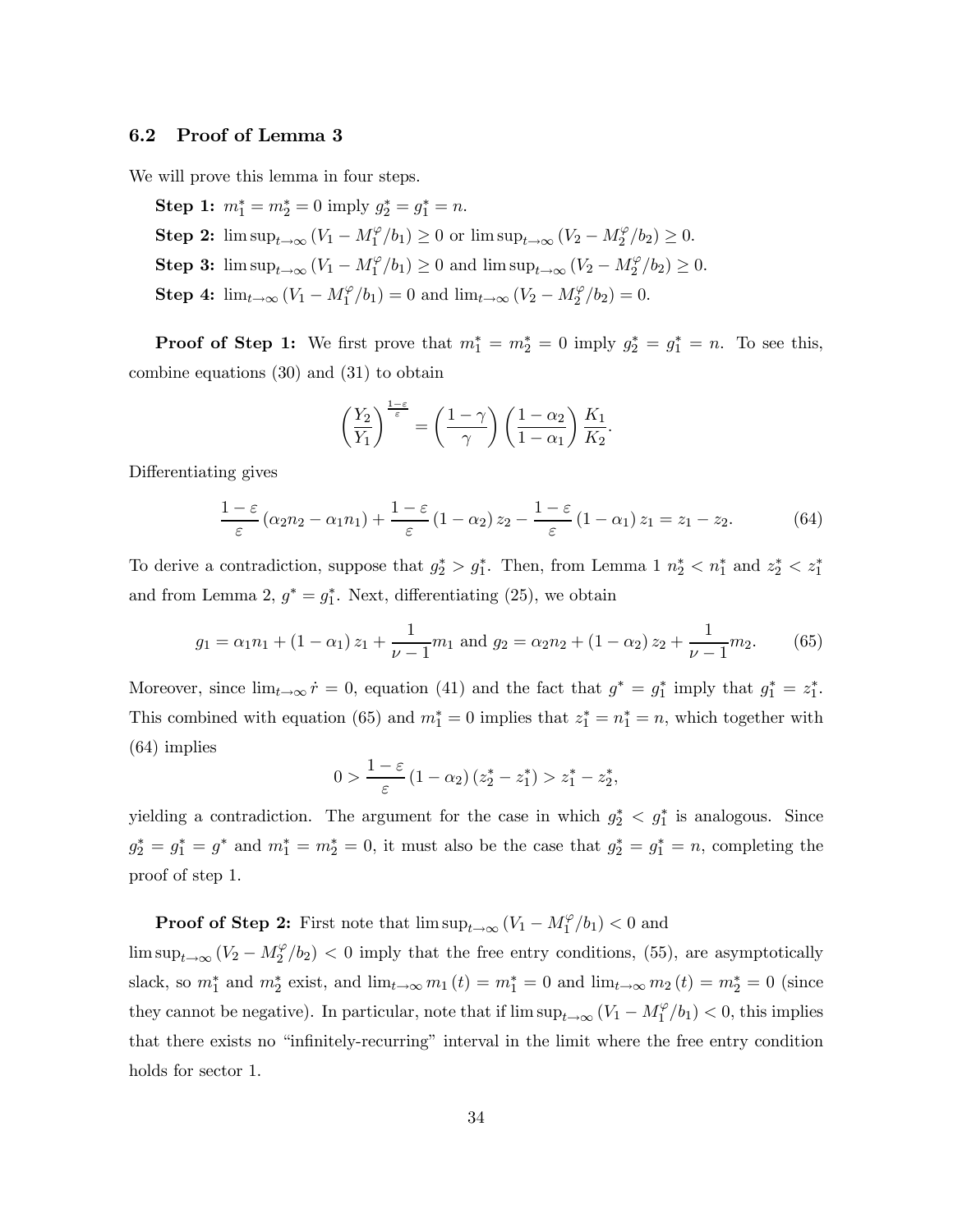### 6.2 Proof of Lemma 3

We will prove this lemma in four steps.

**Step 1:** $m_1^* = m_2^* = 0$ imply $g_2^* = g_1^* = n$.

**Step 2:** $\limsup_{t\to\infty} (V_1 - M_1^{\varphi}/b_1) \geq 0$ or $\limsup_{t\to\infty} (V_2 - M_2^{\varphi}/b_2) \geq 0$.

**Step 3:** $\limsup_{t\to\infty} (V_1 - M_1^{\varphi}/b_1) \geq 0$ and $\limsup_{t\to\infty} (V_2 - M_2^{\varphi}/b_2) \geq 0$.

**Step 4:** $\lim_{t\to\infty} (V_1 - M_1^{\varphi}/b_1) = 0$ and $\lim_{t\to\infty} (V_2 - M_2^{\varphi}/b_2) = 0$.

**Proof of Step 1:** We first prove that $m_1^* = m_2^* = 0$ imply $g_2^* = g_1^* = n$. To see this, combine equations (30) and (31) to obtain

$$\left(\frac{Y_2}{Y_1}\right)^{\frac{1-\varepsilon}{\varepsilon}} = \left(\frac{1-\gamma}{\gamma}\right)\left(\frac{1-\alpha_2}{1-\alpha_1}\right)\frac{K_1}{K_2}.$$

Differentiating gives

$$\frac{1-\varepsilon}{\varepsilon}\left(\alpha_2 n_2 - \alpha_1 n_1\right) + \frac{1-\varepsilon}{\varepsilon}\left(1-\alpha_2\right) z_2 - \frac{1-\varepsilon}{\varepsilon}\left(1-\alpha_1\right) z_1 = z_1 - z_2. \tag{64}$$

To derive a contradiction, suppose that $g_2^* > g_1^*$. Then, from Lemma 1 $n_2^* < n_1^*$ and $z_2^* < z_1^*$ and from Lemma 2, $g^* = g_1^*$. Next, differentiating (25), we obtain

$$g_1 = \alpha_1 n_1 + (1-\alpha_1) z_1 + \frac{1}{\nu - 1} m_1 \text{ and } g_2 = \alpha_2 n_2 + (1-\alpha_2) z_2 + \frac{1}{\nu - 1} m_2. \tag{65}$$

Moreover, since $\lim_{t\to\infty} \dot{r} = 0$, equation (41) and the fact that $g^* = g_1^*$ imply that $g_1^* = z_1^*$. This combined with equation (65) and $m_1^* = 0$ implies that $z_1^* = n_1^* = n$, which together with (64) implies

$$0 > \frac{1-\varepsilon}{\varepsilon}\left(1-\alpha_2\right)\left(z_2^* - z_1^*\right) > z_1^* - z_2^*,$$

yielding a contradiction. The argument for the case in which $g_2^* < g_1^*$ is analogous. Since $g_2^* = g_1^* = g^*$ and $m_1^* = m_2^* = 0$, it must also be the case that $g_2^* = g_1^* = n$, completing the proof of step 1.

**Proof of Step 2:** First note that $\limsup_{t\to\infty} (V_1 - M_1^{\varphi}/b_1) < 0$ and $\limsup_{t\to\infty} (V_2 - M_2^{\varphi}/b_2) < 0$ imply that the free entry conditions, (55), are asymptotically slack, so $m_1^*$ and $m_2^*$ exist, and $\lim_{t\to\infty} m_1(t) = m_1^* = 0$ and $\lim_{t\to\infty} m_2(t) = m_2^* = 0$ (since they cannot be negative). In particular, note that if $\limsup_{t\to\infty} (V_1 - M_1^{\varphi}/b_1) < 0$, this implies that there exists no "infinitely-recurring" interval in the limit where the free entry condition holds for sector 1.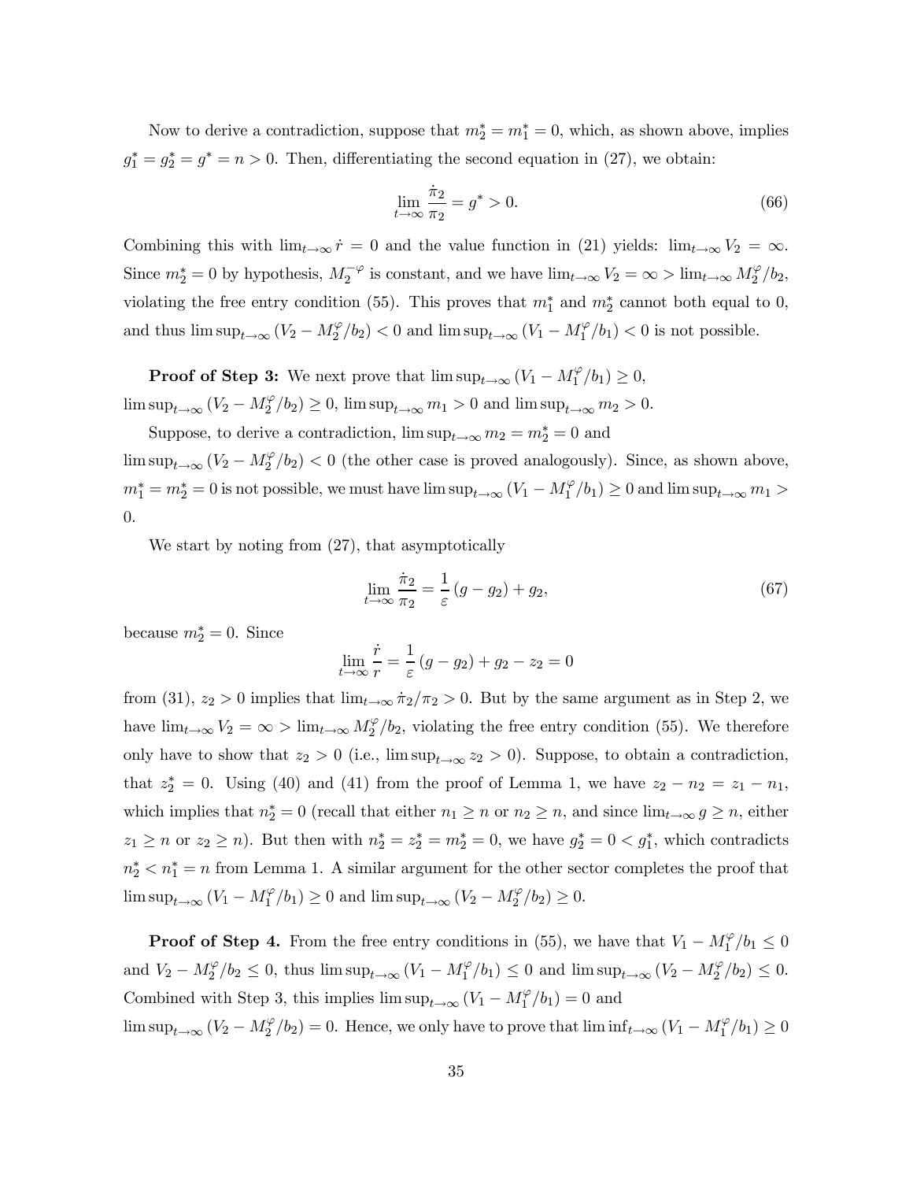Now to derive a contradiction, suppose that $m_2^* = m_1^* = 0$, which, as shown above, implies $g_1^* = g_2^* = g^* = n > 0$. Then, differentiating the second equation in (27), we obtain:

$$\lim_{t\to\infty} \frac{\dot{\pi}_2}{\pi_2} = g^* > 0. \tag{66}$$

Combining this with $\lim_{t\to\infty} \dot{r} = 0$ and the value function in (21) yields: $\lim_{t\to\infty} V_2 = \infty$. Since $m_2^* = 0$ by hypothesis, $M_2^{-\varphi}$ is constant, and we have $\lim_{t\to\infty} V_2 = \infty > \lim_{t\to\infty} M_2^{\varphi}/b_2$, violating the free entry condition (55). This proves that $m_1^*$ and $m_2^*$ cannot both equal to 0, and thus $\limsup_{t\to\infty} (V_2 - M_2^{\varphi}/b_2) < 0$ and $\limsup_{t\to\infty} (V_1 - M_1^{\varphi}/b_1) < 0$ is not possible.

**Proof of Step 3:** We next prove that $\limsup_{t\to\infty} (V_1 - M_1^{\varphi}/b_1) \geq 0$, $\limsup_{t\to\infty} (V_2 - M_2^{\varphi}/b_2) \geq 0$, $\limsup_{t\to\infty} m_1 > 0$ and $\limsup_{t\to\infty} m_2 > 0$.

Suppose, to derive a contradiction, $\limsup_{t\to\infty} m_2 = m_2^* = 0$ and $\limsup_{t\to\infty} (V_2 - M_2^{\varphi}/b_2) < 0$ (the other case is proved analogously). Since, as shown above, $m_1^* = m_2^* = 0$ is not possible, we must have $\limsup_{t\to\infty} (V_1 - M_1^{\varphi}/b_1) \geq 0$ and $\limsup_{t\to\infty} m_1 > 0$.

We start by noting from (27), that asymptotically

$$\lim_{t\to\infty} \frac{\dot{\pi}_2}{\pi_2} = \frac{1}{\varepsilon}(g - g_2) + g_2, \tag{67}$$

because $m_2^* = 0$. Since

$$\lim_{t\to\infty} \frac{\dot{r}}{r} = \frac{1}{\varepsilon}(g - g_2) + g_2 - z_2 = 0$$

from (31), $z_2 > 0$ implies that $\lim_{t\to\infty} \dot{\pi}_2/\pi_2 > 0$. But by the same argument as in Step 2, we have $\lim_{t\to\infty} V_2 = \infty > \lim_{t\to\infty} M_2^{\varphi}/b_2$, violating the free entry condition (55). We therefore only have to show that $z_2 > 0$ (i.e., $\limsup_{t\to\infty} z_2 > 0$). Suppose, to obtain a contradiction, that $z_2^* = 0$. Using (40) and (41) from the proof of Lemma 1, we have $z_2 - n_2 = z_1 - n_1$, which implies that $n_2^* = 0$ (recall that either $n_1 \geq n$ or $n_2 \geq n$, and since $\lim_{t\to\infty} g \geq n$, either $z_1 \geq n$ or $z_2 \geq n$). But then with $n_2^* = z_2^* = m_2^* = 0$, we have $g_2^* = 0 < g_1^*$, which contradicts $n_2^* < n_1^* = n$ from Lemma 1. A similar argument for the other sector completes the proof that $\limsup_{t\to\infty} (V_1 - M_1^{\varphi}/b_1) \geq 0$ and $\limsup_{t\to\infty} (V_2 - M_2^{\varphi}/b_2) \geq 0$.

**Proof of Step 4.** From the free entry conditions in (55), we have that $V_1 - M_1^{\varphi}/b_1 \leq 0$ and $V_2 - M_2^{\varphi}/b_2 \leq 0$, thus $\limsup_{t\to\infty} (V_1 - M_1^{\varphi}/b_1) \leq 0$ and $\limsup_{t\to\infty} (V_2 - M_2^{\varphi}/b_2) \leq 0$. Combined with Step 3, this implies $\limsup_{t\to\infty} (V_1 - M_1^{\varphi}/b_1) = 0$ and $\limsup_{t\to\infty} (V_2 - M_2^{\varphi}/b_2) = 0$. Hence, we only have to prove that $\liminf_{t\to\infty} (V_1 - M_1^{\varphi}/b_1) \geq 0$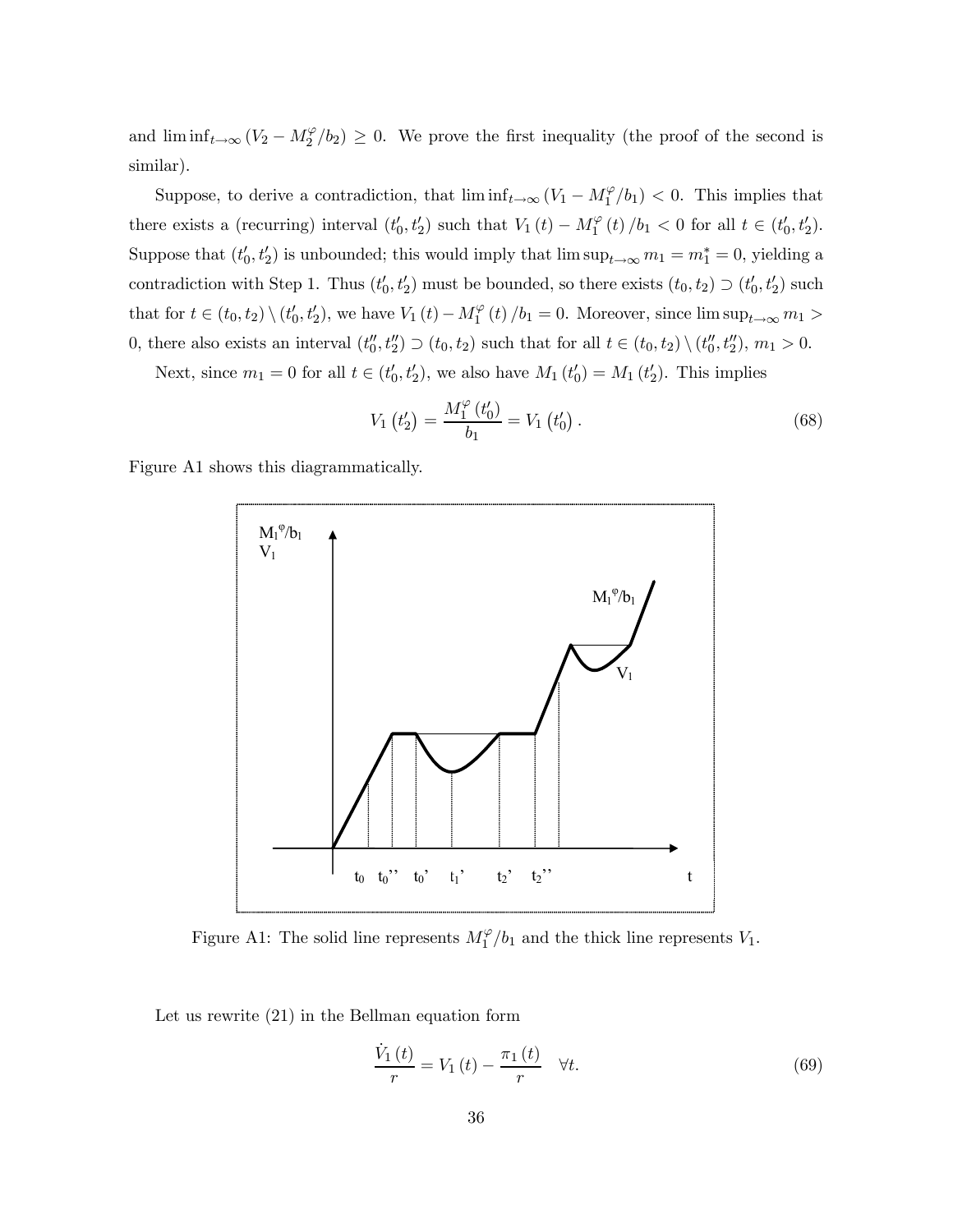and $\liminf_{t\to\infty} (V_2 - M_2^{\varphi}/b_2) \geq 0$. We prove the first inequality (the proof of the second is similar).

Suppose, to derive a contradiction, that $\liminf_{t\to\infty} (V_1 - M_1^{\varphi}/b_1) < 0$. This implies that there exists a (recurring) interval $(t_0', t_2')$ such that $V_1(t) - M_1^{\varphi}(t)/b_1 < 0$ for all $t \in (t_0', t_2')$. Suppose that $(t_0', t_2')$ is unbounded; this would imply that $\limsup_{t\to\infty} m_1 = m_1^* = 0$, yielding a contradiction with Step 1. Thus $(t_0', t_2')$ must be bounded, so there exists $(t_0, t_2) \supset (t_0', t_2')$ such that for $t \in (t_0, t_2) \setminus (t_0', t_2')$, we have $V_1(t) - M_1^{\varphi}(t)/b_1 = 0$. Moreover, since $\limsup_{t\to\infty} m_1 > 0$, there also exists an interval $(t_0'', t_2'') \supset (t_0, t_2)$ such that for all $t \in (t_0, t_2) \setminus (t_0'', t_2'')$, $m_1 > 0$.

Next, since $m_1 = 0$ for all $t \in (t_0', t_2')$, we also have $M_1(t_0') = M_1(t_2')$. This implies

$$V_1(t_2') = \frac{M_1^{\varphi}(t_0')}{b_1} = V_1(t_0'). \tag{68}$$

Figure A1 shows this diagrammatically.

Figure A1: The solid line represents $M_1^{\varphi}/b_1$ and the thick line represents $V_1$.

Let us rewrite (21) in the Bellman equation form

$$\frac{\dot{V}_1(t)}{r} = V_1(t) - \frac{\pi_1(t)}{r} \quad \forall t. \tag{69}$$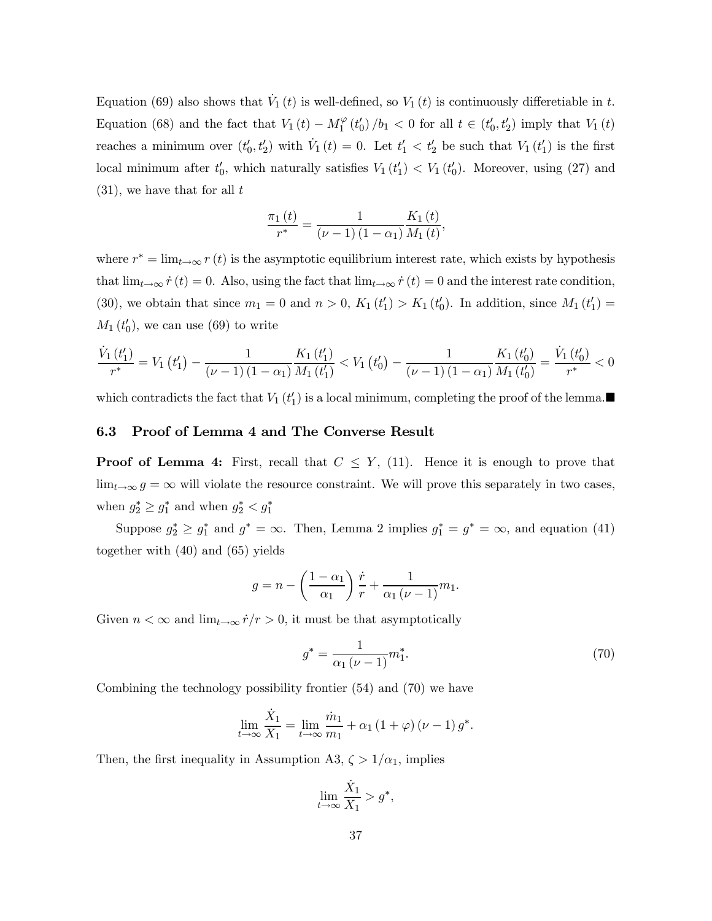Equation (69) also shows that $\dot{V}_1(t)$ is well-defined, so $V_1(t)$ is continuously differetiable in $t$. Equation (68) and the fact that $V_1(t) - M_1^{\varphi}(t'_0)/b_1 < 0$ for all $t \in (t'_0, t'_2)$ imply that $V_1(t)$ reaches a minimum over $(t'_0, t'_2)$ with $\dot{V}_1(t) = 0$. Let $t'_1 < t'_2$ be such that $V_1(t'_1)$ is the first local minimum after $t'_0$, which naturally satisfies $V_1(t'_1) < V_1(t'_0)$. Moreover, using (27) and (31), we have that for all $t$

$$\frac{\pi_1(t)}{r^*} = \frac{1}{(\nu-1)(1-\alpha_1)} \frac{K_1(t)}{M_1(t)},$$

where $r^* = \lim_{t\to\infty} r(t)$ is the asymptotic equilibrium interest rate, which exists by hypothesis that $\lim_{t\to\infty} \dot{r}(t) = 0$. Also, using the fact that $\lim_{t\to\infty} \dot{r}(t) = 0$ and the interest rate condition, (30), we obtain that since $m_1 = 0$ and $n > 0$, $K_1(t'_1) > K_1(t'_0)$. In addition, since $M_1(t'_1) = M_1(t'_0)$, we can use (69) to write

$$\frac{\dot{V}_1(t'_1)}{r^*} = V_1(t'_1) - \frac{1}{(\nu-1)(1-\alpha_1)} \frac{K_1(t'_1)}{M_1(t'_1)} < V_1(t'_0) - \frac{1}{(\nu-1)(1-\alpha_1)} \frac{K_1(t'_0)}{M_1(t'_0)} = \frac{\dot{V}_1(t'_0)}{r^*} < 0$$

which contradicts the fact that $V_1(t'_1)$ is a local minimum, completing the proof of the lemma.■

### 6.3 Proof of Lemma 4 and The Converse Result

**Proof of Lemma 4:** First, recall that $C \leq Y$, (11). Hence it is enough to prove that $\lim_{t\to\infty} g = \infty$ will violate the resource constraint. We will prove this separately in two cases, when $g_2^* \geq g_1^*$ and when $g_2^* < g_1^*$

Suppose $g_2^* \geq g_1^*$ and $g^* = \infty$. Then, Lemma 2 implies $g_1^* = g^* = \infty$, and equation (41) together with (40) and (65) yields

$$g = n - \left(\frac{1-\alpha_1}{\alpha_1}\right) \frac{\dot{r}}{r} + \frac{1}{\alpha_1(\nu-1)} m_1.$$

Given $n < \infty$ and $\lim_{t\to\infty} \dot{r}/r > 0$, it must be that asymptotically

$$g^* = \frac{1}{\alpha_1(\nu-1)} m_1^*. \tag{70}$$

Combining the technology possibility frontier (54) and (70) we have

$$\lim_{t\to\infty} \frac{\dot{X}_1}{X_1} = \lim_{t\to\infty} \frac{\dot{m}_1}{m_1} + \alpha_1(1+\varphi)(\nu-1) g^*.$$

Then, the first inequality in Assumption A3, $\zeta > 1/\alpha_1$, implies

$$\lim_{t\to\infty} \frac{\dot{X}_1}{X_1} > g^*,$$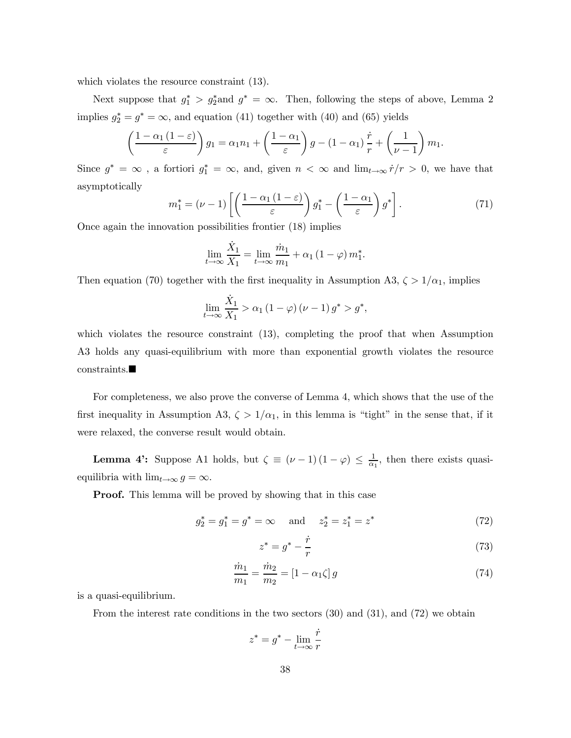which violates the resource constraint (13).

Next suppose that $g_1^* > g_2^*$and $g^* = \infty$. Then, following the steps of above, Lemma 2 implies $g_2^* = g^* = \infty$, and equation (41) together with (40) and (65) yields

$$\left(\frac{1-\alpha_1(1-\varepsilon)}{\varepsilon}\right) g_1 = \alpha_1 n_1 + \left(\frac{1-\alpha_1}{\varepsilon}\right) g - (1-\alpha_1)\frac{\dot{r}}{r} + \left(\frac{1}{\nu-1}\right) m_1.$$

Since $g^* = \infty$ , a fortiori $g_1^* = \infty$, and, given $n < \infty$ and $\lim_{t\to\infty} \dot{r}/r > 0$, we have that asymptotically

$$m_1^* = (\nu - 1)\left[\left(\frac{1-\alpha_1(1-\varepsilon)}{\varepsilon}\right) g_1^* - \left(\frac{1-\alpha_1}{\varepsilon}\right) g^*\right]. \tag{71}$$

Once again the innovation possibilities frontier (18) implies

$$\lim_{t\to\infty} \frac{\dot{X}_1}{X_1} = \lim_{t\to\infty} \frac{\dot{m}_1}{m_1} + \alpha_1 (1-\varphi) m_1^*.$$

Then equation (70) together with the first inequality in Assumption A3, $\zeta > 1/\alpha_1$, implies

$$\lim_{t\to\infty} \frac{\dot{X}_1}{X_1} > \alpha_1 (1-\varphi)(\nu-1) g^* > g^*,$$

which violates the resource constraint (13), completing the proof that when Assumption A3 holds any quasi-equilibrium with more than exponential growth violates the resource constraints.■

For completeness, we also prove the converse of Lemma 4, which shows that the use of the first inequality in Assumption A3, $\zeta > 1/\alpha_1$, in this lemma is "tight" in the sense that, if it were relaxed, the converse result would obtain.

**Lemma 4':** Suppose A1 holds, but $\zeta \equiv (\nu - 1)(1-\varphi) \le \frac{1}{\alpha_1}$, then there exists quasi-equilibria with $\lim_{t\to\infty} g = \infty$.

**Proof.** This lemma will be proved by showing that in this case

$$g_2^* = g_1^* = g^* = \infty \quad \text{ and } \quad z_2^* = z_1^* = z^* \tag{72}$$

$$z^* = g^* - \frac{\dot{r}}{r} \tag{73}$$

$$\frac{\dot{m}_1}{m_1} = \frac{\dot{m}_2}{m_2} = [1 - \alpha_1 \zeta] g \tag{74}$$

is a quasi-equilibrium.

From the interest rate conditions in the two sectors (30) and (31), and (72) we obtain

$$z^* = g^* - \lim_{t\to\infty} \frac{\dot{r}}{r}$$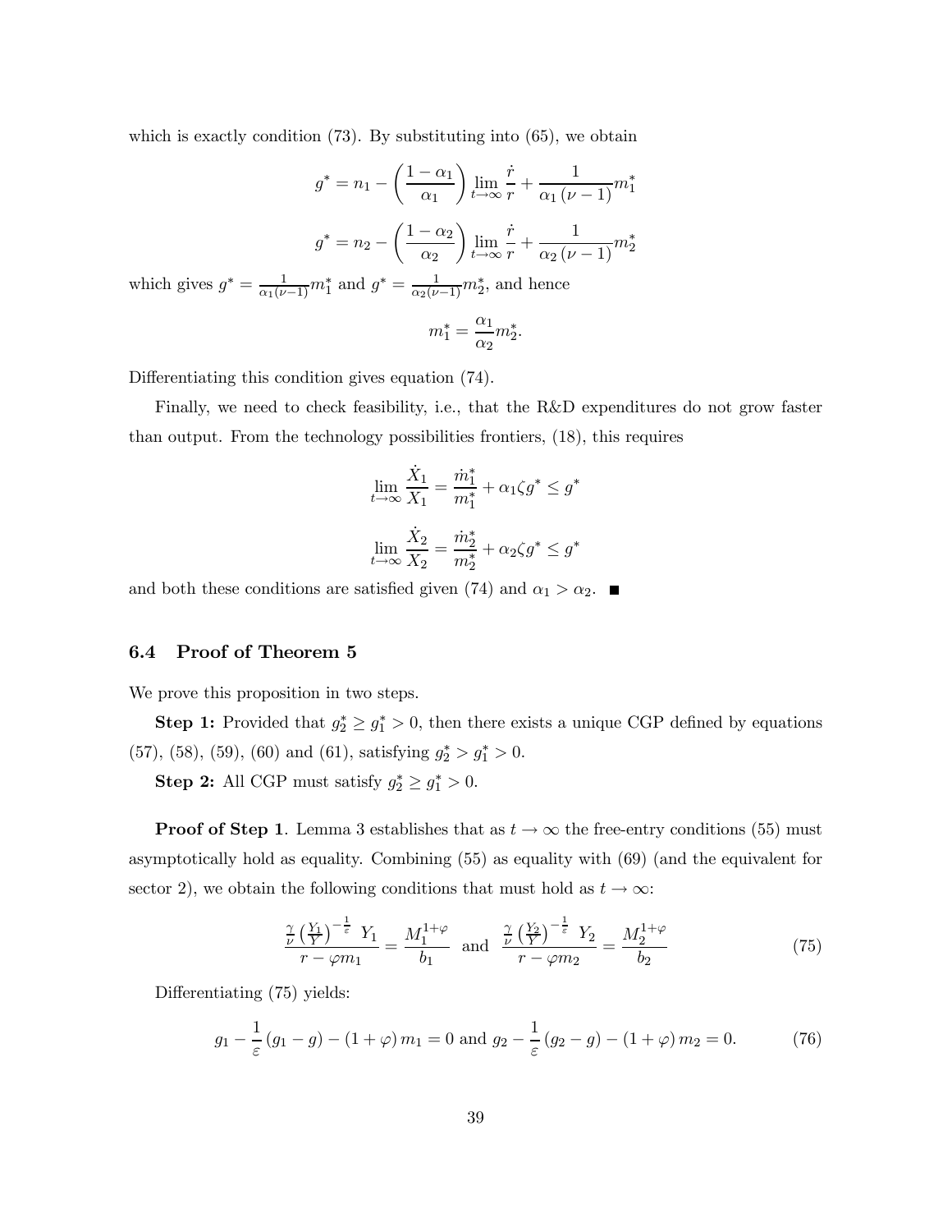which is exactly condition (73). By substituting into (65), we obtain

$$g^* = n_1 - \left(\frac{1-\alpha_1}{\alpha_1}\right)\lim_{t\to\infty}\frac{\dot{r}}{r} + \frac{1}{\alpha_1(\nu-1)}m_1^*$$

$$g^* = n_2 - \left(\frac{1-\alpha_2}{\alpha_2}\right)\lim_{t\to\infty}\frac{\dot{r}}{r} + \frac{1}{\alpha_2(\nu-1)}m_2^*$$

which gives $g^* = \frac{1}{\alpha_1(\nu-1)}m_1^*$ and $g^* = \frac{1}{\alpha_2(\nu-1)}m_2^*$, and hence

$$m_1^* = \frac{\alpha_1}{\alpha_2}m_2^*.$$

Differentiating this condition gives equation (74).

Finally, we need to check feasibility, i.e., that the R&D expenditures do not grow faster than output. From the technology possibilities frontiers, (18), this requires

$$\lim_{t\to\infty}\frac{\dot{X}_1}{X_1} = \frac{\dot{m}_1^*}{m_1^*} + \alpha_1\zeta g^* \leq g^*$$

$$\lim_{t\to\infty}\frac{\dot{X}_2}{X_2} = \frac{\dot{m}_2^*}{m_2^*} + \alpha_2\zeta g^* \leq g^*$$

and both these conditions are satisfied given (74) and $\alpha_1 > \alpha_2$. ■

### 6.4 Proof of Theorem 5

We prove this proposition in two steps.

**Step 1:** Provided that $g_2^* \geq g_1^* > 0$, then there exists a unique CGP defined by equations (57), (58), (59), (60) and (61), satisfying $g_2^* > g_1^* > 0$.

**Step 2:** All CGP must satisfy $g_2^* \geq g_1^* > 0$.

**Proof of Step 1**. Lemma 3 establishes that as $t \to \infty$ the free-entry conditions (55) must asymptotically hold as equality. Combining (55) as equality with (69) (and the equivalent for sector 2), we obtain the following conditions that must hold as $t \to \infty$:

$$\frac{\frac{\gamma}{\nu}\left(\frac{Y_1}{Y}\right)^{-\frac{1}{\varepsilon}} Y_1}{r - \varphi m_1} = \frac{M_1^{1+\varphi}}{b_1} \text{ and } \frac{\frac{\gamma}{\nu}\left(\frac{Y_2}{Y}\right)^{-\frac{1}{\varepsilon}} Y_2}{r - \varphi m_2} = \frac{M_2^{1+\varphi}}{b_2} \tag{75}$$

Differentiating (75) yields:

$$g_1 - \frac{1}{\varepsilon}(g_1 - g) - (1+\varphi)m_1 = 0 \text{ and } g_2 - \frac{1}{\varepsilon}(g_2 - g) - (1+\varphi)m_2 = 0. \tag{76}$$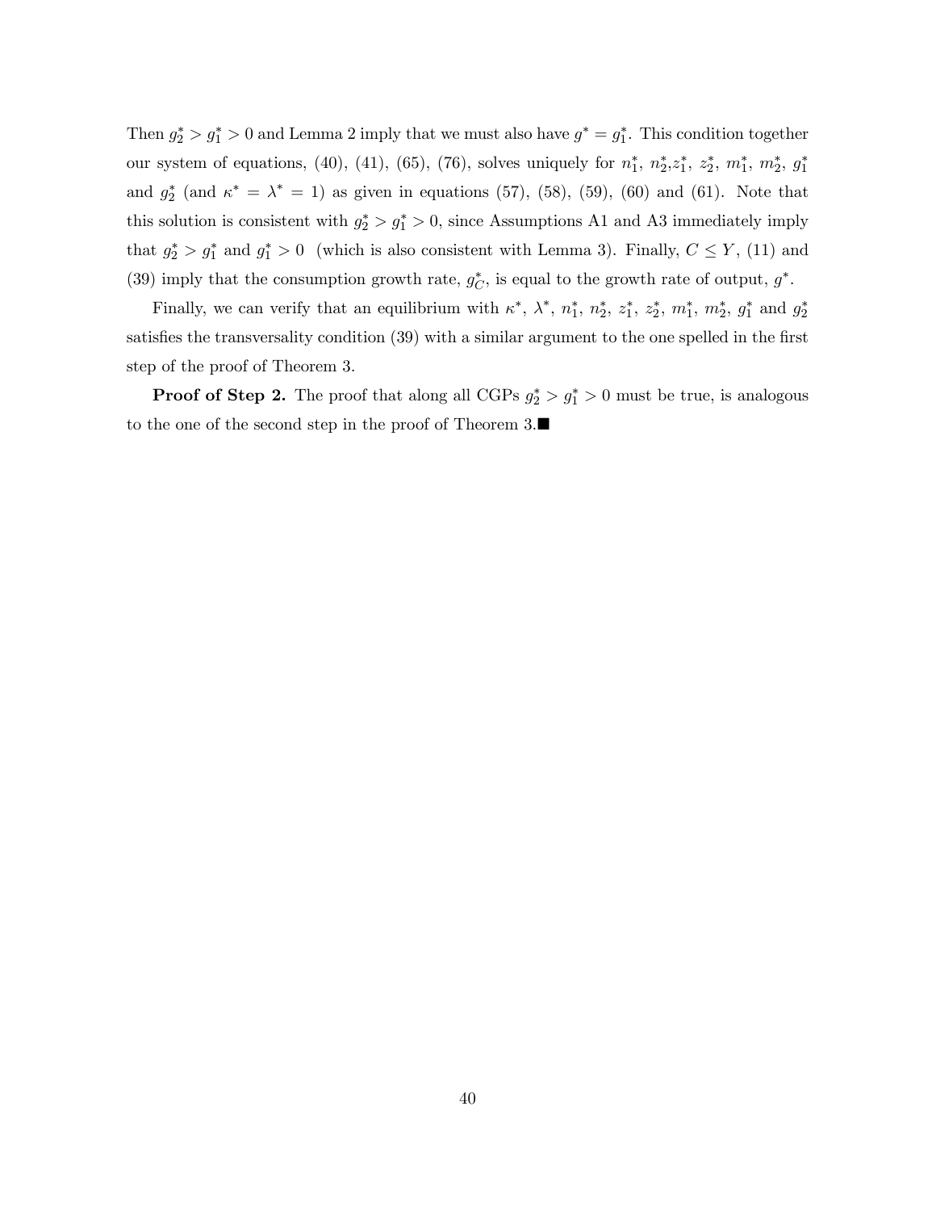Then $g_2^* > g_1^* > 0$ and Lemma 2 imply that we must also have $g^* = g_1^*$. This condition together our system of equations, (40), (41), (65), (76), solves uniquely for $n_1^*$, $n_2^*$,$z_1^*$, $z_2^*$, $m_1^*$, $m_2^*$, $g_1^*$ and $g_2^*$ (and $\kappa^* = \lambda^* = 1$) as given in equations (57), (58), (59), (60) and (61). Note that this solution is consistent with $g_2^* > g_1^* > 0$, since Assumptions A1 and A3 immediately imply that $g_2^* > g_1^*$ and $g_1^* > 0$ (which is also consistent with Lemma 3). Finally, $C \leq Y$, (11) and (39) imply that the consumption growth rate, $g_C^*$, is equal to the growth rate of output, $g^*$.

Finally, we can verify that an equilibrium with $\kappa^*$, $\lambda^*$, $n_1^*$, $n_2^*$, $z_1^*$, $z_2^*$, $m_1^*$, $m_2^*$, $g_1^*$ and $g_2^*$ satisfies the transversality condition (39) with a similar argument to the one spelled in the first step of the proof of Theorem 3.

**Proof of Step 2.** The proof that along all CGPs $g_2^* > g_1^* > 0$ must be true, is analogous to the one of the second step in the proof of Theorem 3.■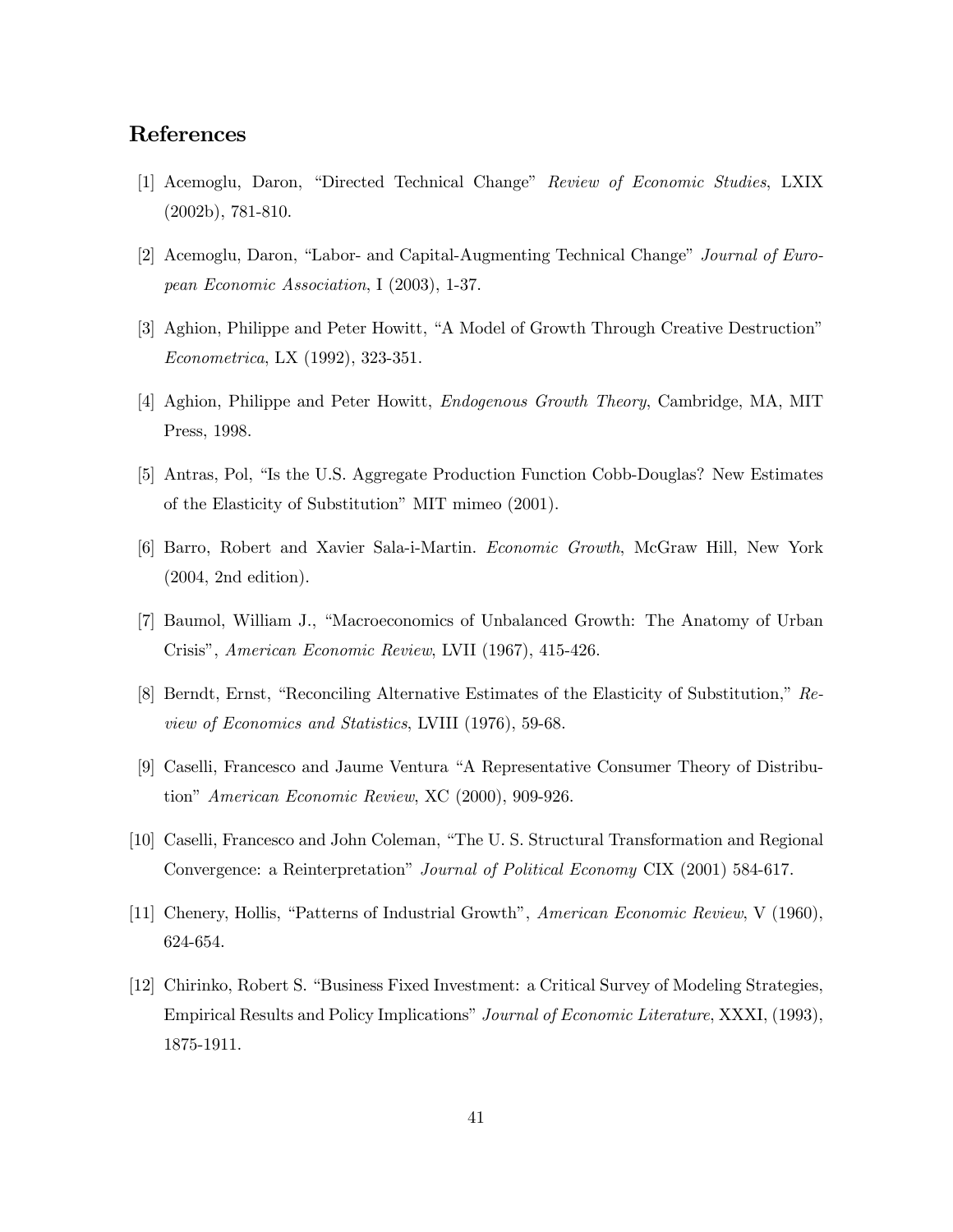## References

[1] Acemoglu, Daron, "Directed Technical Change" *Review of Economic Studies*, LXIX (2002b), 781-810.

[2] Acemoglu, Daron, "Labor- and Capital-Augmenting Technical Change" *Journal of European Economic Association*, I (2003), 1-37.

[3] Aghion, Philippe and Peter Howitt, "A Model of Growth Through Creative Destruction" *Econometrica*, LX (1992), 323-351.

[4] Aghion, Philippe and Peter Howitt, *Endogenous Growth Theory*, Cambridge, MA, MIT Press, 1998.

[5] Antras, Pol, "Is the U.S. Aggregate Production Function Cobb-Douglas? New Estimates of the Elasticity of Substitution" MIT mimeo (2001).

[6] Barro, Robert and Xavier Sala-i-Martin. *Economic Growth*, McGraw Hill, New York (2004, 2nd edition).

[7] Baumol, William J., "Macroeconomics of Unbalanced Growth: The Anatomy of Urban Crisis", *American Economic Review*, LVII (1967), 415-426.

[8] Berndt, Ernst, "Reconciling Alternative Estimates of the Elasticity of Substitution," *Review of Economics and Statistics*, LVIII (1976), 59-68.

[9] Caselli, Francesco and Jaume Ventura "A Representative Consumer Theory of Distribution" *American Economic Review*, XC (2000), 909-926.

[10] Caselli, Francesco and John Coleman, "The U. S. Structural Transformation and Regional Convergence: a Reinterpretation" *Journal of Political Economy* CIX (2001) 584-617.

[11] Chenery, Hollis, "Patterns of Industrial Growth", *American Economic Review*, V (1960), 624-654.

[12] Chirinko, Robert S. "Business Fixed Investment: a Critical Survey of Modeling Strategies, Empirical Results and Policy Implications" *Journal of Economic Literature*, XXXI, (1993), 1875-1911.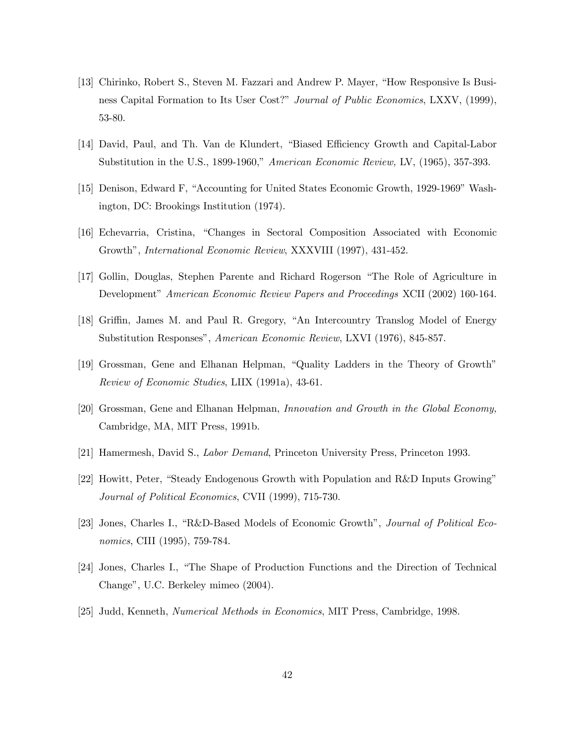[13] Chirinko, Robert S., Steven M. Fazzari and Andrew P. Mayer, "How Responsive Is Business Capital Formation to Its User Cost?" *Journal of Public Economics*, LXXV, (1999), 53-80.

[14] David, Paul, and Th. Van de Klundert, "Biased Efficiency Growth and Capital-Labor Substitution in the U.S., 1899-1960," *American Economic Review,* LV, (1965), 357-393.

[15] Denison, Edward F, "Accounting for United States Economic Growth, 1929-1969" Washington, DC: Brookings Institution (1974).

[16] Echevarria, Cristina, "Changes in Sectoral Composition Associated with Economic Growth", *International Economic Review*, XXXVIII (1997), 431-452.

[17] Gollin, Douglas, Stephen Parente and Richard Rogerson "The Role of Agriculture in Development" *American Economic Review Papers and Proceedings* XCII (2002) 160-164.

[18] Griffin, James M. and Paul R. Gregory, "An Intercountry Translog Model of Energy Substitution Responses", *American Economic Review*, LXVI (1976), 845-857.

[19] Grossman, Gene and Elhanan Helpman, "Quality Ladders in the Theory of Growth" *Review of Economic Studies*, LIIX (1991a), 43-61.

[20] Grossman, Gene and Elhanan Helpman, *Innovation and Growth in the Global Economy,* Cambridge, MA, MIT Press, 1991b.

[21] Hamermesh, David S., *Labor Demand*, Princeton University Press, Princeton 1993.

[22] Howitt, Peter, "Steady Endogenous Growth with Population and R&D Inputs Growing" *Journal of Political Economics*, CVII (1999), 715-730.

[23] Jones, Charles I., "R&D-Based Models of Economic Growth", *Journal of Political Economics*, CIII (1995), 759-784.

[24] Jones, Charles I., "The Shape of Production Functions and the Direction of Technical Change", U.C. Berkeley mimeo (2004).

[25] Judd, Kenneth, *Numerical Methods in Economics*, MIT Press, Cambridge, 1998.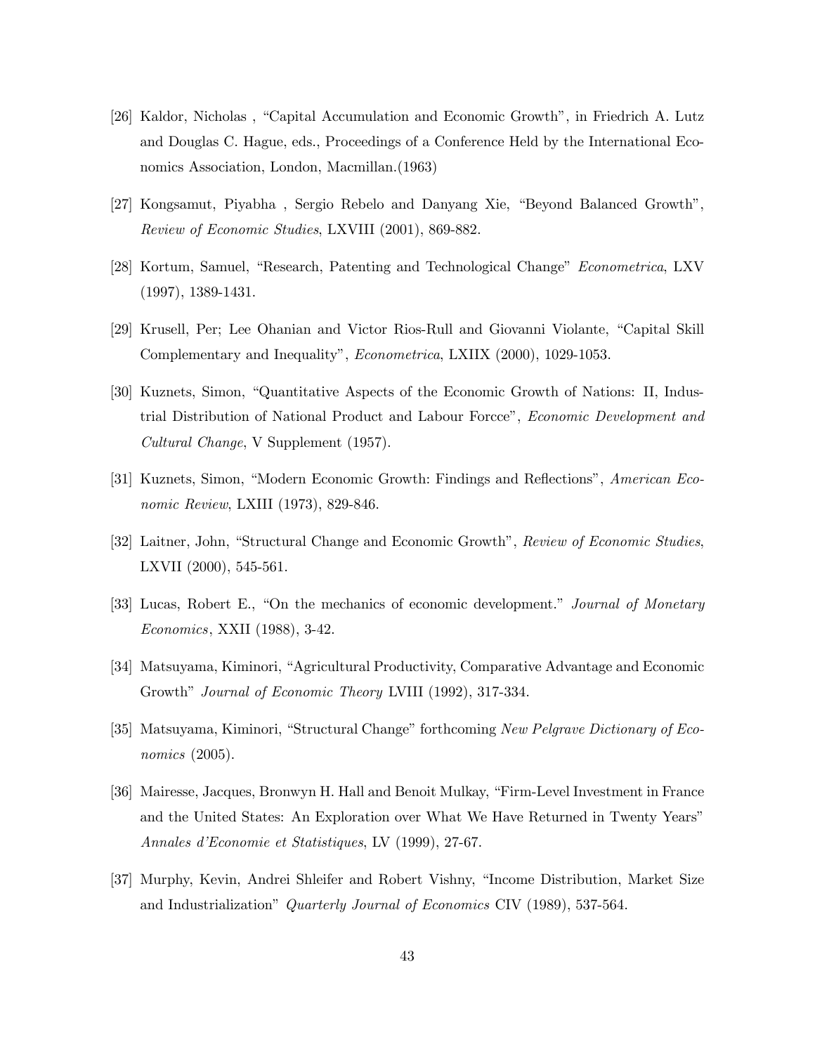[26] Kaldor, Nicholas , "Capital Accumulation and Economic Growth", in Friedrich A. Lutz and Douglas C. Hague, eds., Proceedings of a Conference Held by the International Economics Association, London, Macmillan.(1963)

[27] Kongsamut, Piyabha , Sergio Rebelo and Danyang Xie, "Beyond Balanced Growth", *Review of Economic Studies*, LXVIII (2001), 869-882.

[28] Kortum, Samuel, "Research, Patenting and Technological Change" *Econometrica*, LXV (1997), 1389-1431.

[29] Krusell, Per; Lee Ohanian and Victor Rios-Rull and Giovanni Violante, "Capital Skill Complementary and Inequality", *Econometrica*, LXIIX (2000), 1029-1053.

[30] Kuznets, Simon, "Quantitative Aspects of the Economic Growth of Nations: II, Industrial Distribution of National Product and Labour Forcce", *Economic Development and Cultural Change*, V Supplement (1957).

[31] Kuznets, Simon, "Modern Economic Growth: Findings and Reflections", *American Economic Review*, LXIII (1973), 829-846.

[32] Laitner, John, "Structural Change and Economic Growth", *Review of Economic Studies*, LXVII (2000), 545-561.

[33] Lucas, Robert E., "On the mechanics of economic development." *Journal of Monetary Economics*, XXII (1988), 3-42.

[34] Matsuyama, Kiminori, "Agricultural Productivity, Comparative Advantage and Economic Growth" *Journal of Economic Theory* LVIII (1992), 317-334.

[35] Matsuyama, Kiminori, "Structural Change" forthcoming *New Pelgrave Dictionary of Economics* (2005).

[36] Mairesse, Jacques, Bronwyn H. Hall and Benoit Mulkay, "Firm-Level Investment in France and the United States: An Exploration over What We Have Returned in Twenty Years" *Annales d'Economie et Statistiques*, LV (1999), 27-67.

[37] Murphy, Kevin, Andrei Shleifer and Robert Vishny, "Income Distribution, Market Size and Industrialization" *Quarterly Journal of Economics* CIV (1989), 537-564.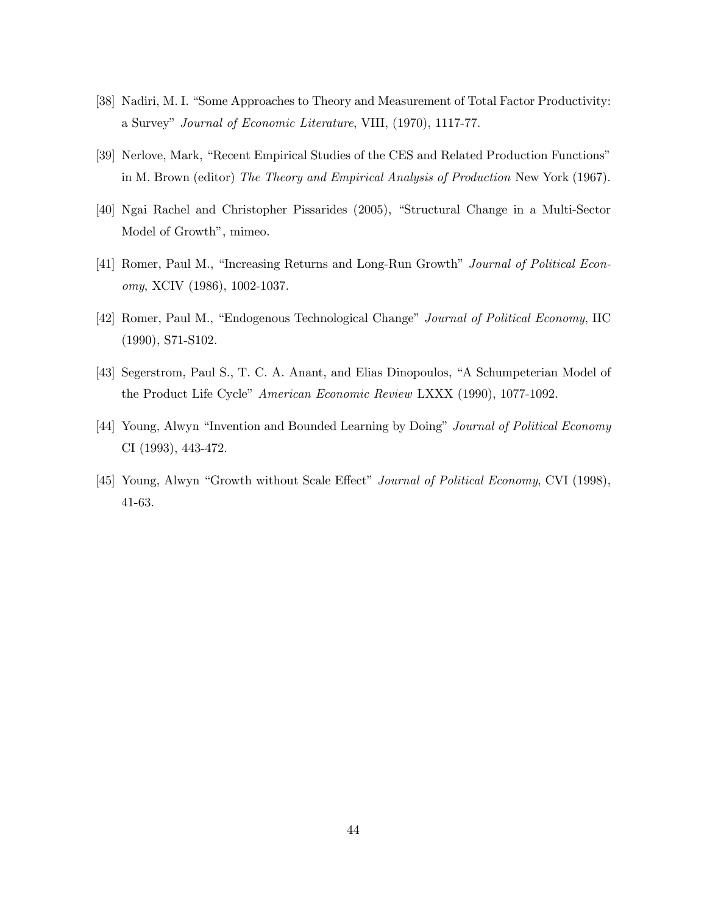[38] Nadiri, M. I. "Some Approaches to Theory and Measurement of Total Factor Productivity: a Survey" *Journal of Economic Literature*, VIII, (1970), 1117-77.

[39] Nerlove, Mark, "Recent Empirical Studies of the CES and Related Production Functions" in M. Brown (editor) *The Theory and Empirical Analysis of Production* New York (1967).

[40] Ngai Rachel and Christopher Pissarides (2005), "Structural Change in a Multi-Sector Model of Growth", mimeo.

[41] Romer, Paul M., "Increasing Returns and Long-Run Growth" *Journal of Political Economy*, XCIV (1986), 1002-1037.

[42] Romer, Paul M., "Endogenous Technological Change" *Journal of Political Economy*, IIC (1990), S71-S102.

[43] Segerstrom, Paul S., T. C. A. Anant, and Elias Dinopoulos, "A Schumpeterian Model of the Product Life Cycle" *American Economic Review* LXXX (1990), 1077-1092.

[44] Young, Alwyn "Invention and Bounded Learning by Doing" *Journal of Political Economy* CI (1993), 443-472.

[45] Young, Alwyn "Growth without Scale Effect" *Journal of Political Economy*, CVI (1998), 41-63.